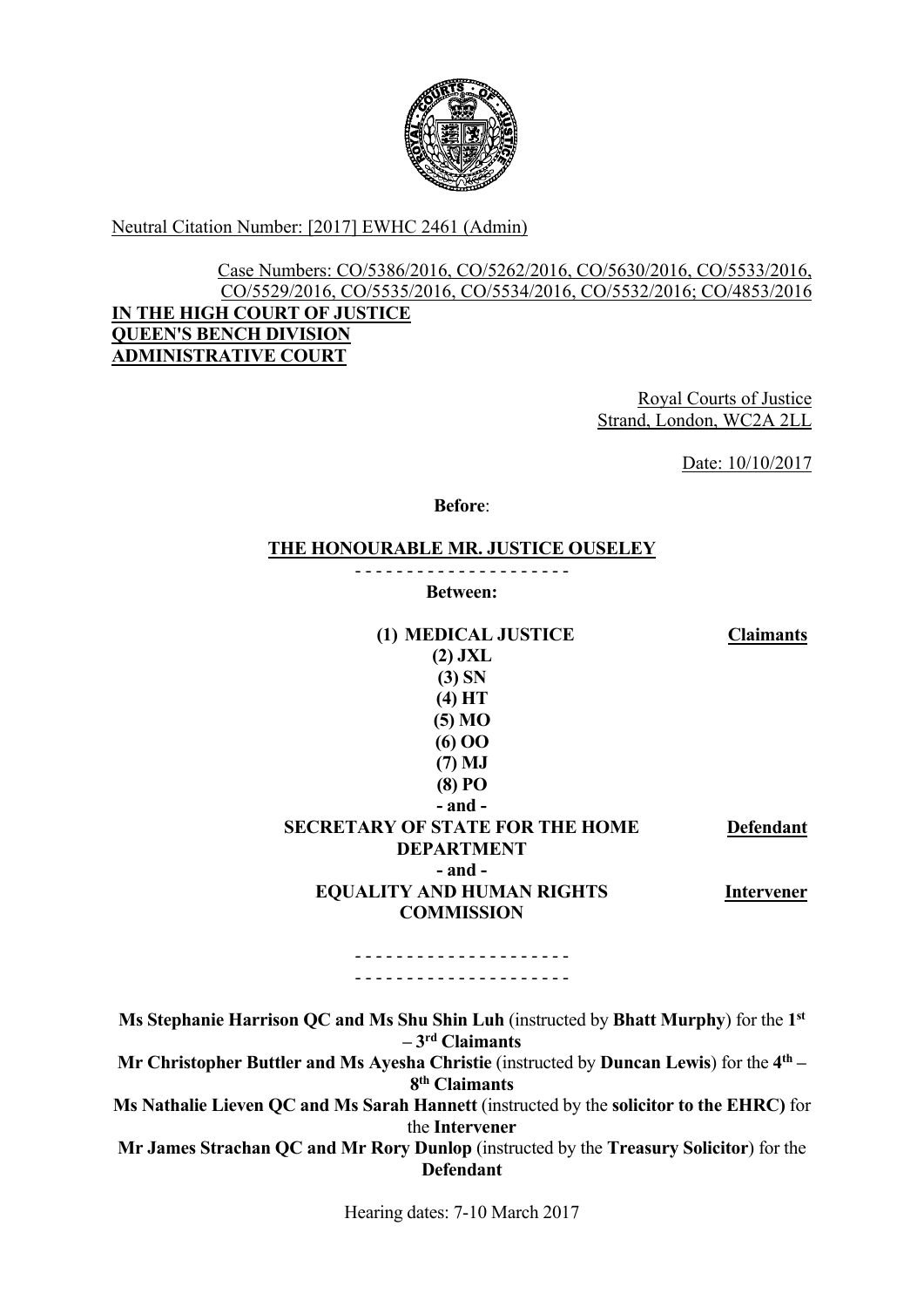Neutral Citation Number: [2017] EWHC 2461 (Admin)

Case Numbers: CO/5386/2016, CO/5262/2016, CO/5630/2016, CO/5533/2016, CO/5529/2016, CO/5535/2016, CO/5534/2016, CO/5532/2016; CO/4853/2016

**IN THE HIGH COURT OF JUSTICE**
**QUEEN'S BENCH DIVISION**
**ADMINISTRATIVE COURT**

Royal Courts of Justice
Strand, London, WC2A 2LL

Date: 10/10/2017

**Before**:

**THE HONOURABLE MR. JUSTICE OUSELEY**

- - - - - - - - - - - - - - - - - - - - -

**Between:**

| | |
|---|---|
| **(1) MEDICAL JUSTICE** | **Claimants** |
| **(2) JXL** | |
| **(3) SN** | |
| **(4) HT** | |
| **(5) MO** | |
| **(6) OO** | |
| **(7) MJ** | |
| **(8) PO** | |
| **- and -** | |
| **SECRETARY OF STATE FOR THE HOME DEPARTMENT** | **Defendant** |
| **- and -** | |
| **EQUALITY AND HUMAN RIGHTS COMMISSION** | **Intervener** |

- - - - - - - - - - - - - - - - - - - - -
- - - - - - - - - - - - - - - - - - - - -

**Ms Stephanie Harrison QC and Ms Shu Shin Luh** (instructed by **Bhatt Murphy**) for the **1st – 3rd Claimants**

**Mr Christopher Buttler and Ms Ayesha Christie** (instructed by **Duncan Lewis**) for the **4th – 8th Claimants**

**Ms Nathalie Lieven QC and Ms Sarah Hannett** (instructed by the **solicitor to the EHRC)** for the **Intervener**

**Mr James Strachan QC and Mr Rory Dunlop** (instructed by the **Treasury Solicitor**) for the **Defendant**

Hearing dates: 7-10 March 2017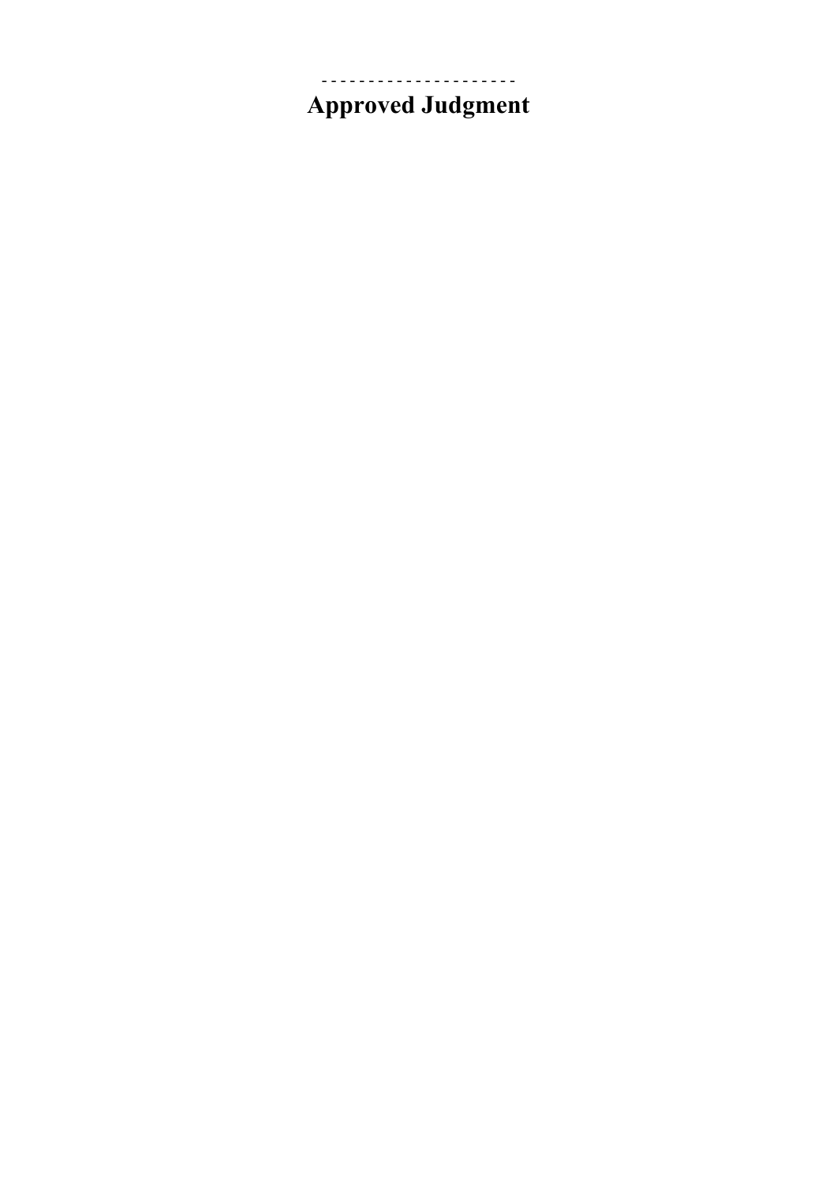- - - - - - - - - - - - - - - - - - - - -

**Approved Judgment**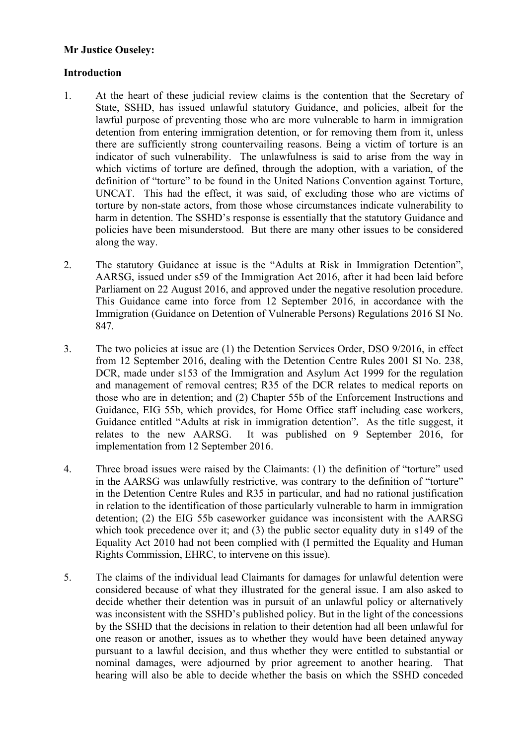**Mr Justice Ouseley:**

**Introduction**

1. At the heart of these judicial review claims is the contention that the Secretary of State, SSHD, has issued unlawful statutory Guidance, and policies, albeit for the lawful purpose of preventing those who are more vulnerable to harm in immigration detention from entering immigration detention, or for removing them from it, unless there are sufficiently strong countervailing reasons. Being a victim of torture is an indicator of such vulnerability. The unlawfulness is said to arise from the way in which victims of torture are defined, through the adoption, with a variation, of the definition of "torture" to be found in the United Nations Convention against Torture, UNCAT. This had the effect, it was said, of excluding those who are victims of torture by non-state actors, from those whose circumstances indicate vulnerability to harm in detention. The SSHD's response is essentially that the statutory Guidance and policies have been misunderstood. But there are many other issues to be considered along the way.

2. The statutory Guidance at issue is the "Adults at Risk in Immigration Detention", AARSG, issued under s59 of the Immigration Act 2016, after it had been laid before Parliament on 22 August 2016, and approved under the negative resolution procedure. This Guidance came into force from 12 September 2016, in accordance with the Immigration (Guidance on Detention of Vulnerable Persons) Regulations 2016 SI No. 847.

3. The two policies at issue are (1) the Detention Services Order, DSO 9/2016, in effect from 12 September 2016, dealing with the Detention Centre Rules 2001 SI No. 238, DCR, made under s153 of the Immigration and Asylum Act 1999 for the regulation and management of removal centres; R35 of the DCR relates to medical reports on those who are in detention; and (2) Chapter 55b of the Enforcement Instructions and Guidance, EIG 55b, which provides, for Home Office staff including case workers, Guidance entitled "Adults at risk in immigration detention". As the title suggest, it relates to the new AARSG. It was published on 9 September 2016, for implementation from 12 September 2016.

4. Three broad issues were raised by the Claimants: (1) the definition of "torture" used in the AARSG was unlawfully restrictive, was contrary to the definition of "torture" in the Detention Centre Rules and R35 in particular, and had no rational justification in relation to the identification of those particularly vulnerable to harm in immigration detention; (2) the EIG 55b caseworker guidance was inconsistent with the AARSG which took precedence over it; and (3) the public sector equality duty in s149 of the Equality Act 2010 had not been complied with (I permitted the Equality and Human Rights Commission, EHRC, to intervene on this issue).

5. The claims of the individual lead Claimants for damages for unlawful detention were considered because of what they illustrated for the general issue. I am also asked to decide whether their detention was in pursuit of an unlawful policy or alternatively was inconsistent with the SSHD's published policy. But in the light of the concessions by the SSHD that the decisions in relation to their detention had all been unlawful for one reason or another, issues as to whether they would have been detained anyway pursuant to a lawful decision, and thus whether they were entitled to substantial or nominal damages, were adjourned by prior agreement to another hearing. That hearing will also be able to decide whether the basis on which the SSHD conceded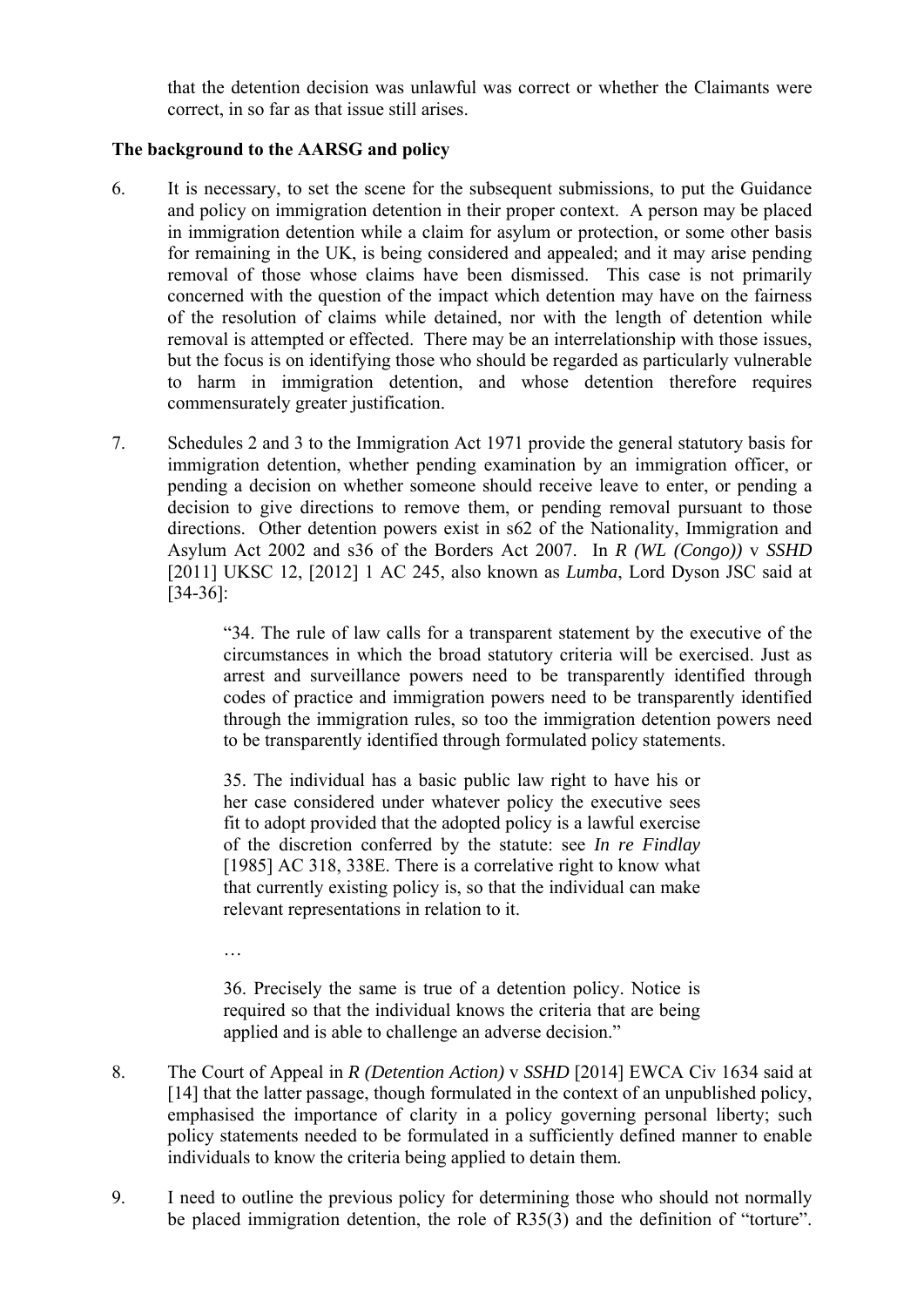that the detention decision was unlawful was correct or whether the Claimants were correct, in so far as that issue still arises.

**The background to the AARSG and policy**

6. It is necessary, to set the scene for the subsequent submissions, to put the Guidance and policy on immigration detention in their proper context. A person may be placed in immigration detention while a claim for asylum or protection, or some other basis for remaining in the UK, is being considered and appealed; and it may arise pending removal of those whose claims have been dismissed. This case is not primarily concerned with the question of the impact which detention may have on the fairness of the resolution of claims while detained, nor with the length of detention while removal is attempted or effected. There may be an interrelationship with those issues, but the focus is on identifying those who should be regarded as particularly vulnerable to harm in immigration detention, and whose detention therefore requires commensurately greater justification.

7. Schedules 2 and 3 to the Immigration Act 1971 provide the general statutory basis for immigration detention, whether pending examination by an immigration officer, or pending a decision on whether someone should receive leave to enter, or pending a decision to give directions to remove them, or pending removal pursuant to those directions. Other detention powers exist in s62 of the Nationality, Immigration and Asylum Act 2002 and s36 of the Borders Act 2007. In *R (WL (Congo))* v *SSHD* [2011] UKSC 12, [2012] 1 AC 245, also known as *Lumba*, Lord Dyson JSC said at [34-36]:

> "34. The rule of law calls for a transparent statement by the executive of the circumstances in which the broad statutory criteria will be exercised. Just as arrest and surveillance powers need to be transparently identified through codes of practice and immigration powers need to be transparently identified through the immigration rules, so too the immigration detention powers need to be transparently identified through formulated policy statements.
>
> 35. The individual has a basic public law right to have his or her case considered under whatever policy the executive sees fit to adopt provided that the adopted policy is a lawful exercise of the discretion conferred by the statute: see *In re Findlay* [1985] AC 318, 338E. There is a correlative right to know what that currently existing policy is, so that the individual can make relevant representations in relation to it.
>
> …
>
> 36. Precisely the same is true of a detention policy. Notice is required so that the individual knows the criteria that are being applied and is able to challenge an adverse decision."

8. The Court of Appeal in *R (Detention Action)* v *SSHD* [2014] EWCA Civ 1634 said at [14] that the latter passage, though formulated in the context of an unpublished policy, emphasised the importance of clarity in a policy governing personal liberty; such policy statements needed to be formulated in a sufficiently defined manner to enable individuals to know the criteria being applied to detain them.

9. I need to outline the previous policy for determining those who should not normally be placed immigration detention, the role of R35(3) and the definition of "torture".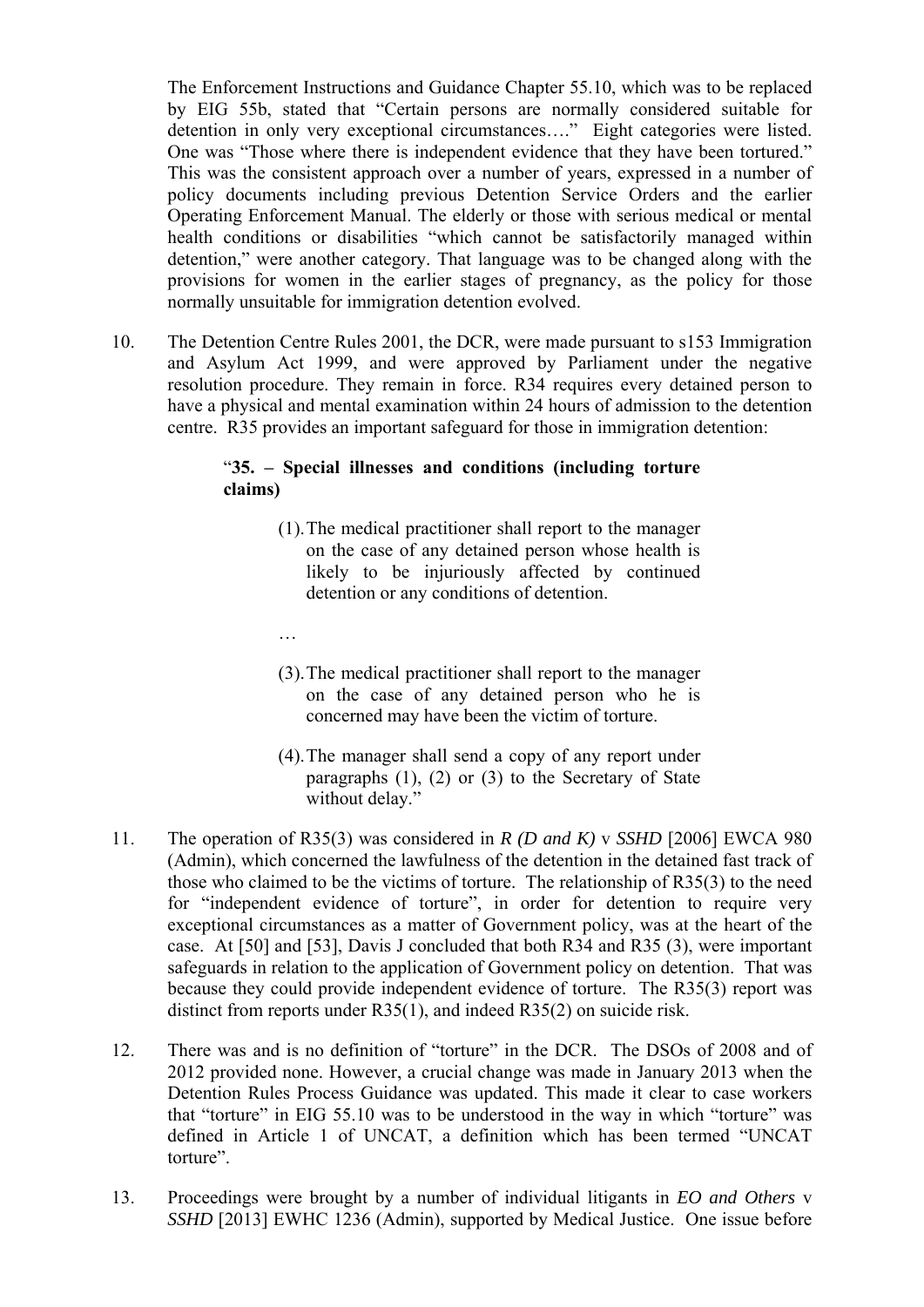The Enforcement Instructions and Guidance Chapter 55.10, which was to be replaced by EIG 55b, stated that "Certain persons are normally considered suitable for detention in only very exceptional circumstances…." Eight categories were listed. One was "Those where there is independent evidence that they have been tortured." This was the consistent approach over a number of years, expressed in a number of policy documents including previous Detention Service Orders and the earlier Operating Enforcement Manual. The elderly or those with serious medical or mental health conditions or disabilities "which cannot be satisfactorily managed within detention," were another category. That language was to be changed along with the provisions for women in the earlier stages of pregnancy, as the policy for those normally unsuitable for immigration detention evolved.

10. The Detention Centre Rules 2001, the DCR, were made pursuant to s153 Immigration and Asylum Act 1999, and were approved by Parliament under the negative resolution procedure. They remain in force. R34 requires every detained person to have a physical and mental examination within 24 hours of admission to the detention centre. R35 provides an important safeguard for those in immigration detention:

> "**35. – Special illnesses and conditions (including torture claims)**
>
> (1). The medical practitioner shall report to the manager on the case of any detained person whose health is likely to be injuriously affected by continued detention or any conditions of detention.
>
> …
>
> (3). The medical practitioner shall report to the manager on the case of any detained person who he is concerned may have been the victim of torture.
>
> (4). The manager shall send a copy of any report under paragraphs (1), (2) or (3) to the Secretary of State without delay."

11. The operation of R35(3) was considered in *R (D and K)* v *SSHD* [2006] EWCA 980 (Admin), which concerned the lawfulness of the detention in the detained fast track of those who claimed to be the victims of torture. The relationship of R35(3) to the need for "independent evidence of torture", in order for detention to require very exceptional circumstances as a matter of Government policy, was at the heart of the case. At [50] and [53], Davis J concluded that both R34 and R35 (3), were important safeguards in relation to the application of Government policy on detention. That was because they could provide independent evidence of torture. The R35(3) report was distinct from reports under R35(1), and indeed R35(2) on suicide risk.

12. There was and is no definition of "torture" in the DCR. The DSOs of 2008 and of 2012 provided none. However, a crucial change was made in January 2013 when the Detention Rules Process Guidance was updated. This made it clear to case workers that "torture" in EIG 55.10 was to be understood in the way in which "torture" was defined in Article 1 of UNCAT, a definition which has been termed "UNCAT torture".

13. Proceedings were brought by a number of individual litigants in *EO and Others* v *SSHD* [2013] EWHC 1236 (Admin), supported by Medical Justice. One issue before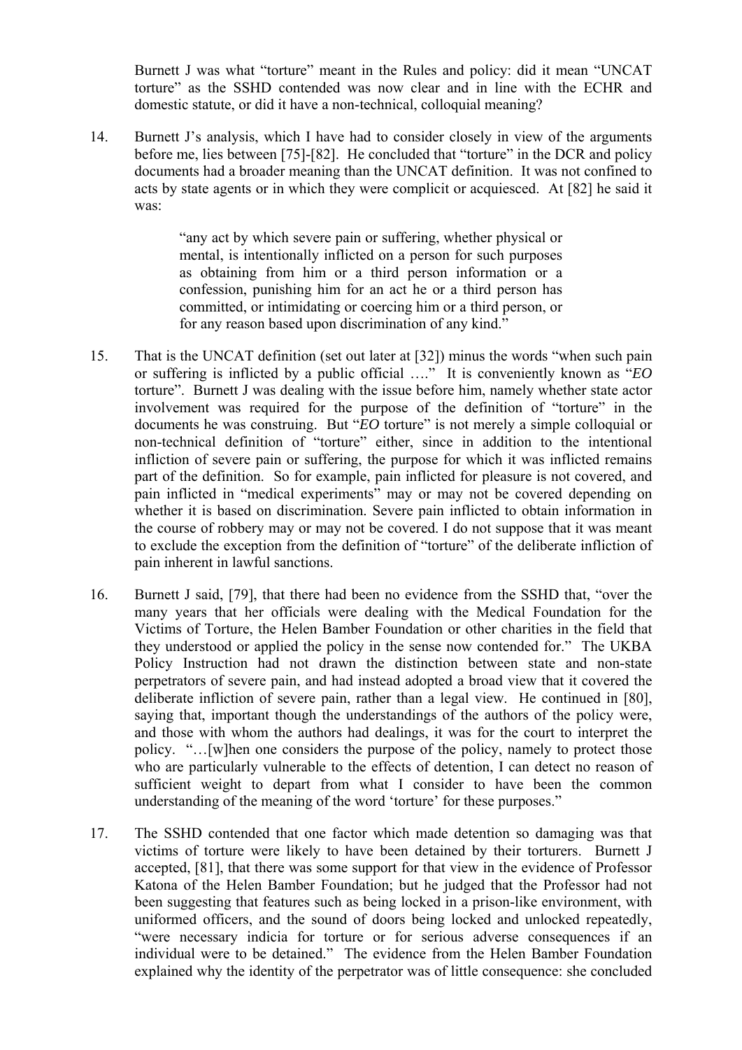Burnett J was what "torture" meant in the Rules and policy: did it mean "UNCAT torture" as the SSHD contended was now clear and in line with the ECHR and domestic statute, or did it have a non-technical, colloquial meaning?

14. Burnett J's analysis, which I have had to consider closely in view of the arguments before me, lies between [75]-[82]. He concluded that "torture" in the DCR and policy documents had a broader meaning than the UNCAT definition. It was not confined to acts by state agents or in which they were complicit or acquiesced. At [82] he said it was:

> "any act by which severe pain or suffering, whether physical or mental, is intentionally inflicted on a person for such purposes as obtaining from him or a third person information or a confession, punishing him for an act he or a third person has committed, or intimidating or coercing him or a third person, or for any reason based upon discrimination of any kind."

15. That is the UNCAT definition (set out later at [32]) minus the words "when such pain or suffering is inflicted by a public official …." It is conveniently known as "*EO* torture". Burnett J was dealing with the issue before him, namely whether state actor involvement was required for the purpose of the definition of "torture" in the documents he was construing. But "*EO* torture" is not merely a simple colloquial or non-technical definition of "torture" either, since in addition to the intentional infliction of severe pain or suffering, the purpose for which it was inflicted remains part of the definition. So for example, pain inflicted for pleasure is not covered, and pain inflicted in "medical experiments" may or may not be covered depending on whether it is based on discrimination. Severe pain inflicted to obtain information in the course of robbery may or may not be covered. I do not suppose that it was meant to exclude the exception from the definition of "torture" of the deliberate infliction of pain inherent in lawful sanctions.

16. Burnett J said, [79], that there had been no evidence from the SSHD that, "over the many years that her officials were dealing with the Medical Foundation for the Victims of Torture, the Helen Bamber Foundation or other charities in the field that they understood or applied the policy in the sense now contended for." The UKBA Policy Instruction had not drawn the distinction between state and non-state perpetrators of severe pain, and had instead adopted a broad view that it covered the deliberate infliction of severe pain, rather than a legal view. He continued in [80], saying that, important though the understandings of the authors of the policy were, and those with whom the authors had dealings, it was for the court to interpret the policy. "…[w]hen one considers the purpose of the policy, namely to protect those who are particularly vulnerable to the effects of detention, I can detect no reason of sufficient weight to depart from what I consider to have been the common understanding of the meaning of the word 'torture' for these purposes."

17. The SSHD contended that one factor which made detention so damaging was that victims of torture were likely to have been detained by their torturers. Burnett J accepted, [81], that there was some support for that view in the evidence of Professor Katona of the Helen Bamber Foundation; but he judged that the Professor had not been suggesting that features such as being locked in a prison-like environment, with uniformed officers, and the sound of doors being locked and unlocked repeatedly, "were necessary indicia for torture or for serious adverse consequences if an individual were to be detained." The evidence from the Helen Bamber Foundation explained why the identity of the perpetrator was of little consequence: she concluded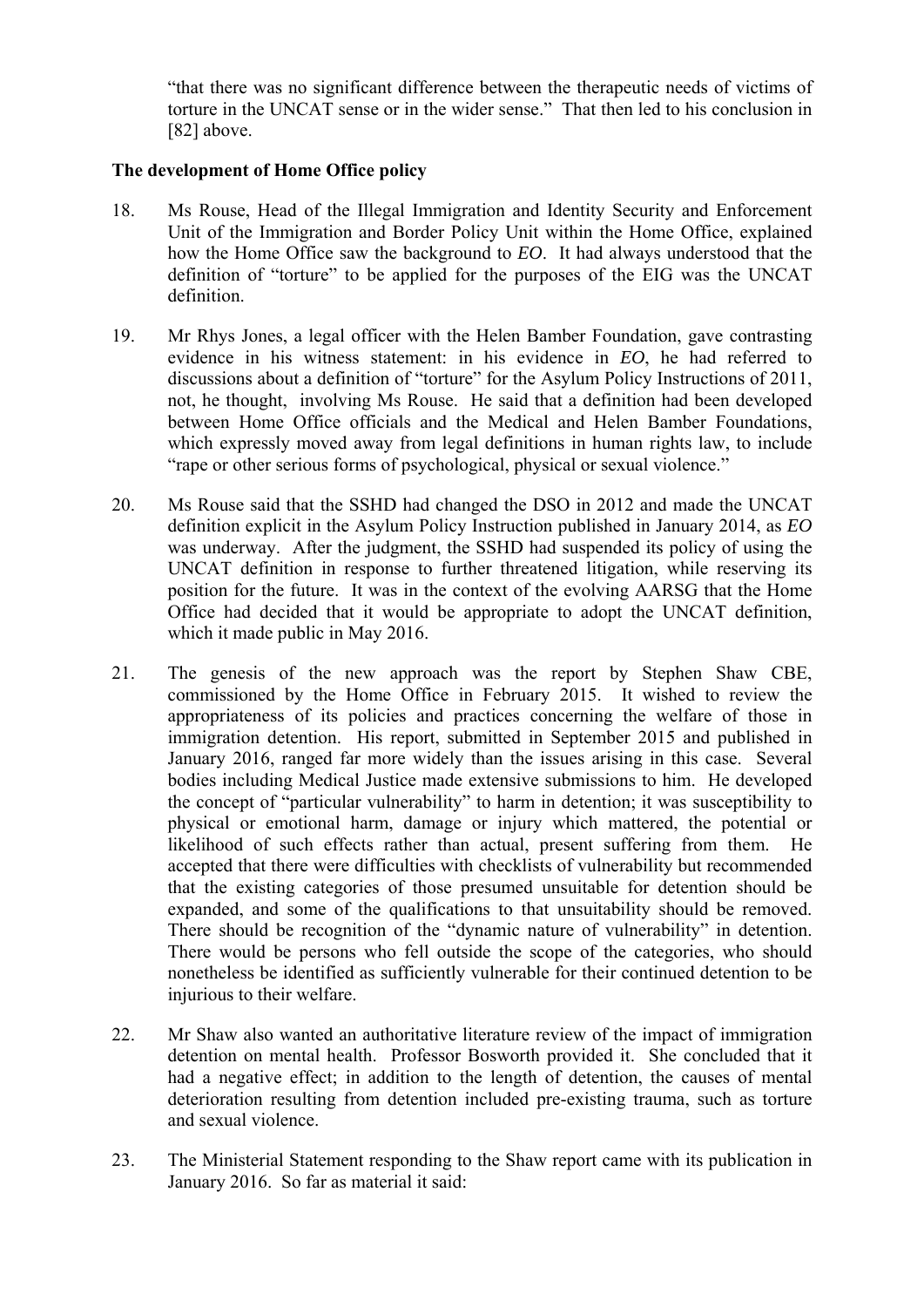"that there was no significant difference between the therapeutic needs of victims of torture in the UNCAT sense or in the wider sense." That then led to his conclusion in [82] above.

**The development of Home Office policy**

18. Ms Rouse, Head of the Illegal Immigration and Identity Security and Enforcement Unit of the Immigration and Border Policy Unit within the Home Office, explained how the Home Office saw the background to *EO*. It had always understood that the definition of "torture" to be applied for the purposes of the EIG was the UNCAT definition.

19. Mr Rhys Jones, a legal officer with the Helen Bamber Foundation, gave contrasting evidence in his witness statement: in his evidence in *EO*, he had referred to discussions about a definition of "torture" for the Asylum Policy Instructions of 2011, not, he thought, involving Ms Rouse. He said that a definition had been developed between Home Office officials and the Medical and Helen Bamber Foundations, which expressly moved away from legal definitions in human rights law, to include "rape or other serious forms of psychological, physical or sexual violence."

20. Ms Rouse said that the SSHD had changed the DSO in 2012 and made the UNCAT definition explicit in the Asylum Policy Instruction published in January 2014, as *EO* was underway. After the judgment, the SSHD had suspended its policy of using the UNCAT definition in response to further threatened litigation, while reserving its position for the future. It was in the context of the evolving AARSG that the Home Office had decided that it would be appropriate to adopt the UNCAT definition, which it made public in May 2016.

21. The genesis of the new approach was the report by Stephen Shaw CBE, commissioned by the Home Office in February 2015. It wished to review the appropriateness of its policies and practices concerning the welfare of those in immigration detention. His report, submitted in September 2015 and published in January 2016, ranged far more widely than the issues arising in this case. Several bodies including Medical Justice made extensive submissions to him. He developed the concept of "particular vulnerability" to harm in detention; it was susceptibility to physical or emotional harm, damage or injury which mattered, the potential or likelihood of such effects rather than actual, present suffering from them. He accepted that there were difficulties with checklists of vulnerability but recommended that the existing categories of those presumed unsuitable for detention should be expanded, and some of the qualifications to that unsuitability should be removed. There should be recognition of the "dynamic nature of vulnerability" in detention. There would be persons who fell outside the scope of the categories, who should nonetheless be identified as sufficiently vulnerable for their continued detention to be injurious to their welfare.

22. Mr Shaw also wanted an authoritative literature review of the impact of immigration detention on mental health. Professor Bosworth provided it. She concluded that it had a negative effect; in addition to the length of detention, the causes of mental deterioration resulting from detention included pre-existing trauma, such as torture and sexual violence.

23. The Ministerial Statement responding to the Shaw report came with its publication in January 2016. So far as material it said: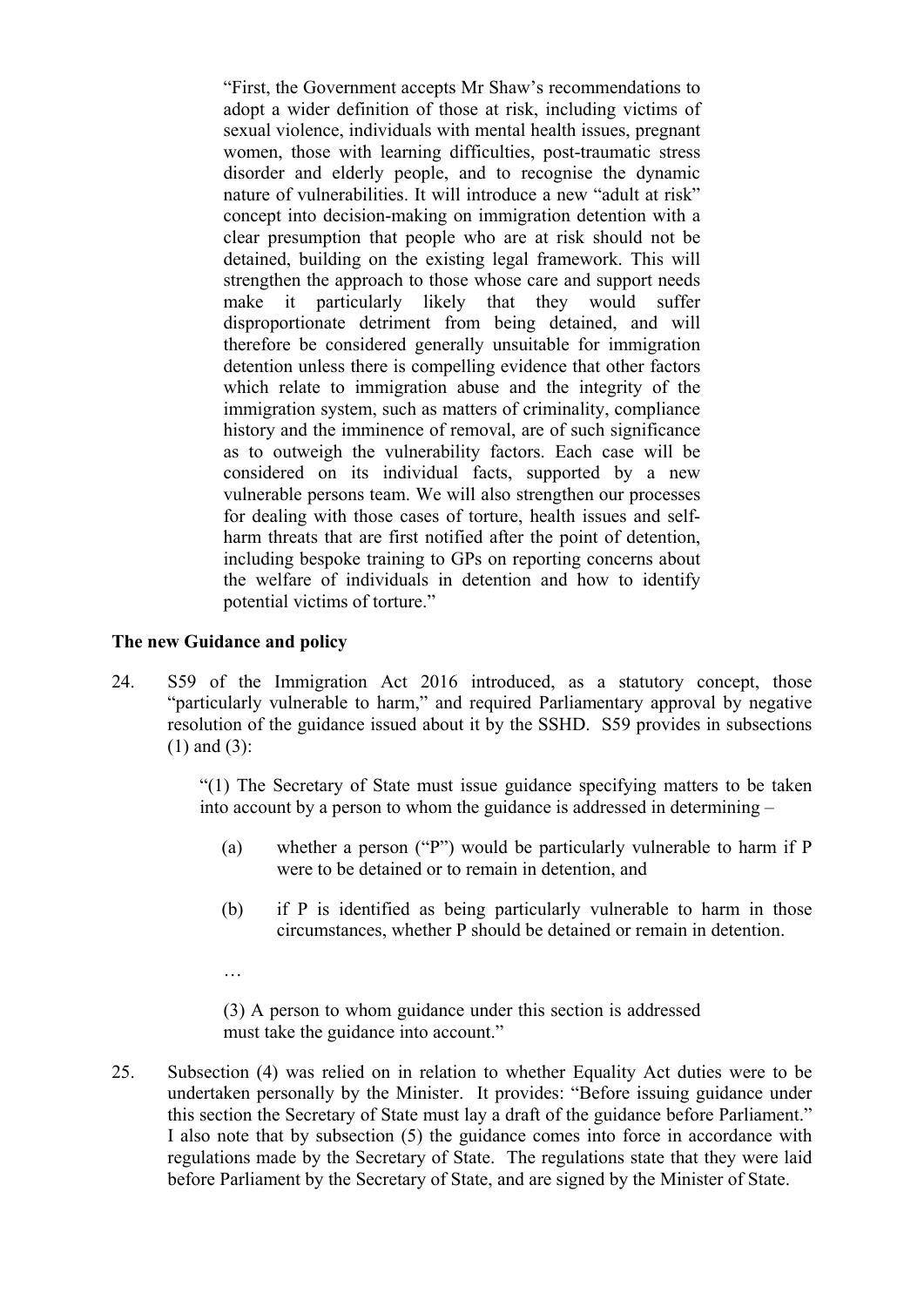> "First, the Government accepts Mr Shaw's recommendations to adopt a wider definition of those at risk, including victims of sexual violence, individuals with mental health issues, pregnant women, those with learning difficulties, post-traumatic stress disorder and elderly people, and to recognise the dynamic nature of vulnerabilities. It will introduce a new "adult at risk" concept into decision-making on immigration detention with a clear presumption that people who are at risk should not be detained, building on the existing legal framework. This will strengthen the approach to those whose care and support needs make it particularly likely that they would suffer disproportionate detriment from being detained, and will therefore be considered generally unsuitable for immigration detention unless there is compelling evidence that other factors which relate to immigration abuse and the integrity of the immigration system, such as matters of criminality, compliance history and the imminence of removal, are of such significance as to outweigh the vulnerability factors. Each case will be considered on its individual facts, supported by a new vulnerable persons team. We will also strengthen our processes for dealing with those cases of torture, health issues and self-harm threats that are first notified after the point of detention, including bespoke training to GPs on reporting concerns about the welfare of individuals in detention and how to identify potential victims of torture."

**The new Guidance and policy**

24. S59 of the Immigration Act 2016 introduced, as a statutory concept, those "particularly vulnerable to harm," and required Parliamentary approval by negative resolution of the guidance issued about it by the SSHD. S59 provides in subsections (1) and (3):

> "(1) The Secretary of State must issue guidance specifying matters to be taken into account by a person to whom the guidance is addressed in determining –
>
> (a) whether a person ("P") would be particularly vulnerable to harm if P were to be detained or to remain in detention, and
>
> (b) if P is identified as being particularly vulnerable to harm in those circumstances, whether P should be detained or remain in detention.
>
> …
>
> (3) A person to whom guidance under this section is addressed must take the guidance into account."

25. Subsection (4) was relied on in relation to whether Equality Act duties were to be undertaken personally by the Minister. It provides: "Before issuing guidance under this section the Secretary of State must lay a draft of the guidance before Parliament." I also note that by subsection (5) the guidance comes into force in accordance with regulations made by the Secretary of State. The regulations state that they were laid before Parliament by the Secretary of State, and are signed by the Minister of State.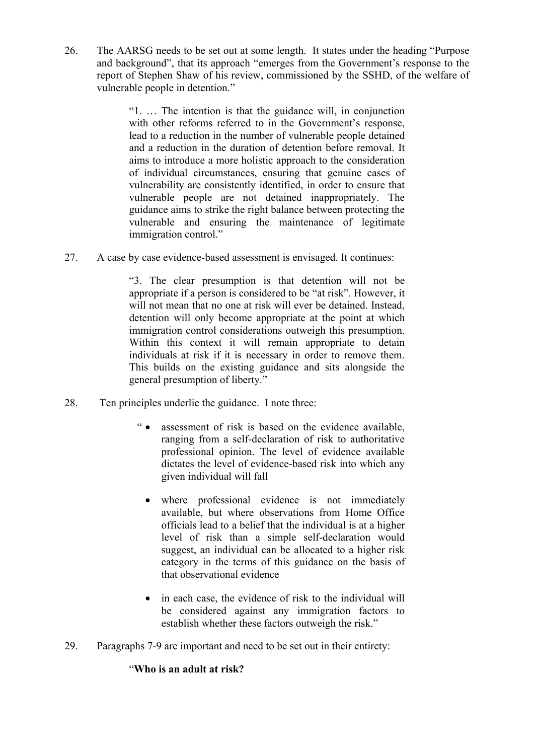26. The AARSG needs to be set out at some length. It states under the heading "Purpose and background", that its approach "emerges from the Government's response to the report of Stephen Shaw of his review, commissioned by the SSHD, of the welfare of vulnerable people in detention."

> "1. … The intention is that the guidance will, in conjunction with other reforms referred to in the Government's response, lead to a reduction in the number of vulnerable people detained and a reduction in the duration of detention before removal. It aims to introduce a more holistic approach to the consideration of individual circumstances, ensuring that genuine cases of vulnerability are consistently identified, in order to ensure that vulnerable people are not detained inappropriately. The guidance aims to strike the right balance between protecting the vulnerable and ensuring the maintenance of legitimate immigration control."

27. A case by case evidence-based assessment is envisaged. It continues:

> "3. The clear presumption is that detention will not be appropriate if a person is considered to be "at risk". However, it will not mean that no one at risk will ever be detained. Instead, detention will only become appropriate at the point at which immigration control considerations outweigh this presumption. Within this context it will remain appropriate to detain individuals at risk if it is necessary in order to remove them. This builds on the existing guidance and sits alongside the general presumption of liberty."

28. Ten principles underlie the guidance. I note three:

> " • assessment of risk is based on the evidence available, ranging from a self-declaration of risk to authoritative professional opinion. The level of evidence available dictates the level of evidence-based risk into which any given individual will fall
>
> • where professional evidence is not immediately available, but where observations from Home Office officials lead to a belief that the individual is at a higher level of risk than a simple self-declaration would suggest, an individual can be allocated to a higher risk category in the terms of this guidance on the basis of that observational evidence
>
> • in each case, the evidence of risk to the individual will be considered against any immigration factors to establish whether these factors outweigh the risk."

29. Paragraphs 7-9 are important and need to be set out in their entirety:

> "**Who is an adult at risk?**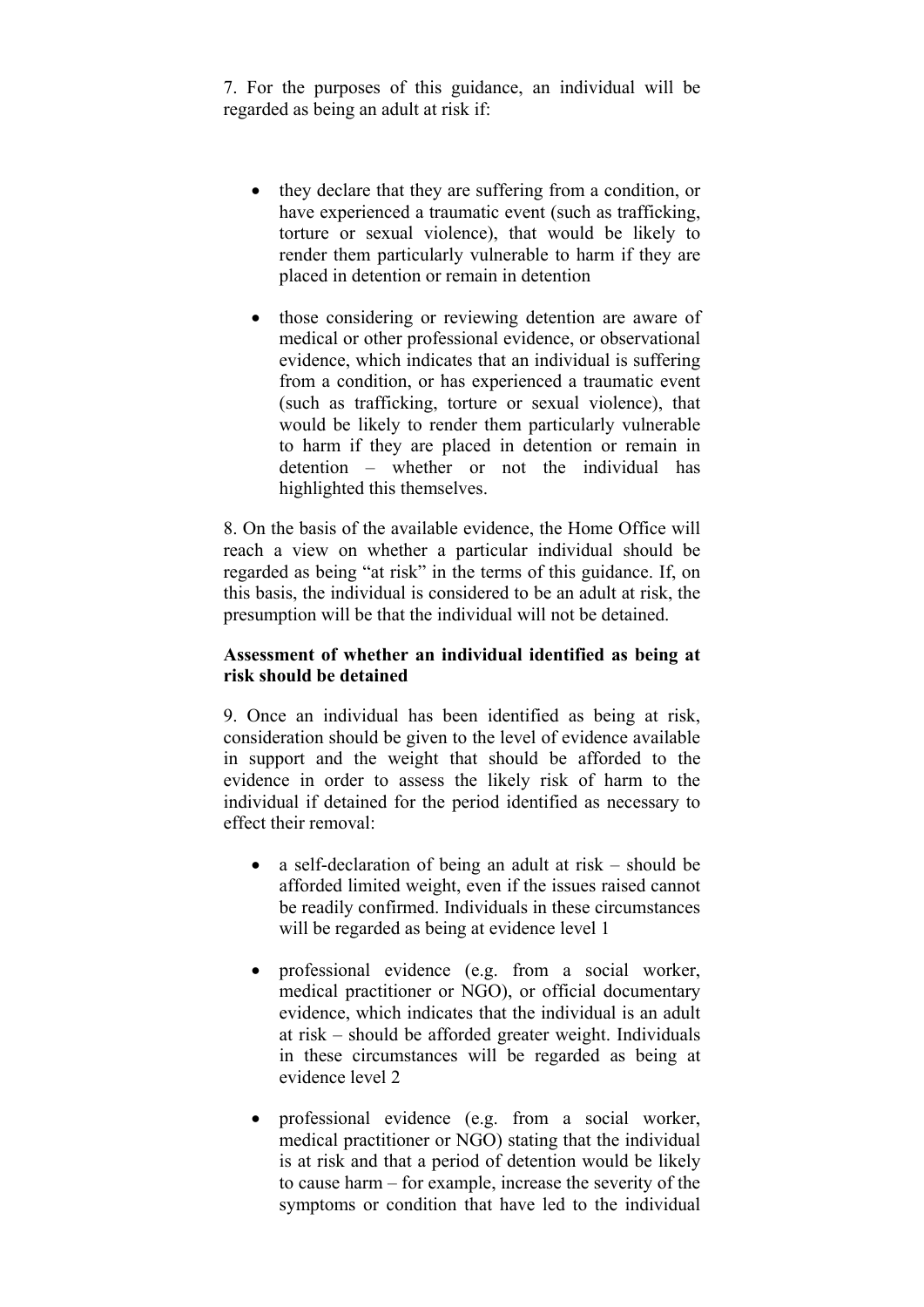7. For the purposes of this guidance, an individual will be regarded as being an adult at risk if:

- they declare that they are suffering from a condition, or have experienced a traumatic event (such as trafficking, torture or sexual violence), that would be likely to render them particularly vulnerable to harm if they are placed in detention or remain in detention
- those considering or reviewing detention are aware of medical or other professional evidence, or observational evidence, which indicates that an individual is suffering from a condition, or has experienced a traumatic event (such as trafficking, torture or sexual violence), that would be likely to render them particularly vulnerable to harm if they are placed in detention or remain in detention – whether or not the individual has highlighted this themselves.

8. On the basis of the available evidence, the Home Office will reach a view on whether a particular individual should be regarded as being "at risk" in the terms of this guidance. If, on this basis, the individual is considered to be an adult at risk, the presumption will be that the individual will not be detained.

**Assessment of whether an individual identified as being at risk should be detained**

9. Once an individual has been identified as being at risk, consideration should be given to the level of evidence available in support and the weight that should be afforded to the evidence in order to assess the likely risk of harm to the individual if detained for the period identified as necessary to effect their removal:

- a self-declaration of being an adult at risk – should be afforded limited weight, even if the issues raised cannot be readily confirmed. Individuals in these circumstances will be regarded as being at evidence level 1
- professional evidence (e.g. from a social worker, medical practitioner or NGO), or official documentary evidence, which indicates that the individual is an adult at risk – should be afforded greater weight. Individuals in these circumstances will be regarded as being at evidence level 2
- professional evidence (e.g. from a social worker, medical practitioner or NGO) stating that the individual is at risk and that a period of detention would be likely to cause harm – for example, increase the severity of the symptoms or condition that have led to the individual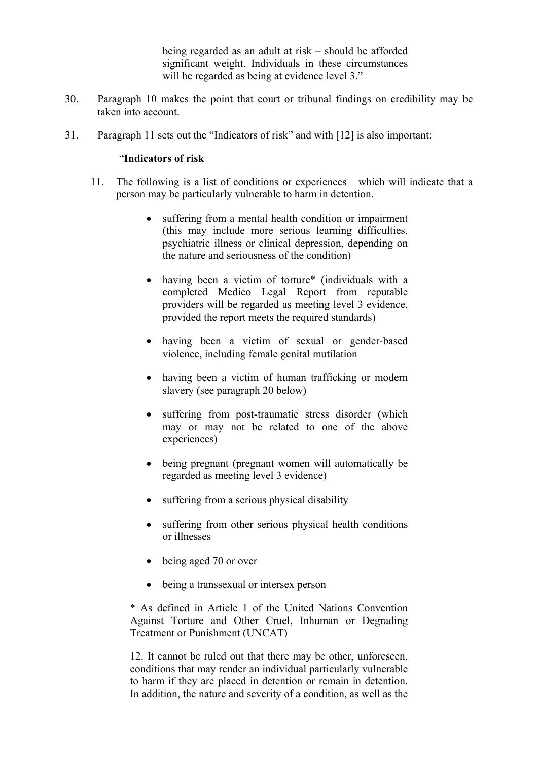being regarded as an adult at risk – should be afforded significant weight. Individuals in these circumstances will be regarded as being at evidence level 3."

30. Paragraph 10 makes the point that court or tribunal findings on credibility may be taken into account.

31. Paragraph 11 sets out the "Indicators of risk" and with [12] is also important:

"**Indicators of risk**

11. The following is a list of conditions or experiences which will indicate that a person may be particularly vulnerable to harm in detention.

- suffering from a mental health condition or impairment (this may include more serious learning difficulties, psychiatric illness or clinical depression, depending on the nature and seriousness of the condition)
- having been a victim of torture* (individuals with a completed Medico Legal Report from reputable providers will be regarded as meeting level 3 evidence, provided the report meets the required standards)
- having been a victim of sexual or gender-based violence, including female genital mutilation
- having been a victim of human trafficking or modern slavery (see paragraph 20 below)
- suffering from post-traumatic stress disorder (which may or may not be related to one of the above experiences)
- being pregnant (pregnant women will automatically be regarded as meeting level 3 evidence)
- suffering from a serious physical disability
- suffering from other serious physical health conditions or illnesses
- being aged 70 or over
- being a transsexual or intersex person

\* As defined in Article 1 of the United Nations Convention Against Torture and Other Cruel, Inhuman or Degrading Treatment or Punishment (UNCAT)

12. It cannot be ruled out that there may be other, unforeseen, conditions that may render an individual particularly vulnerable to harm if they are placed in detention or remain in detention. In addition, the nature and severity of a condition, as well as the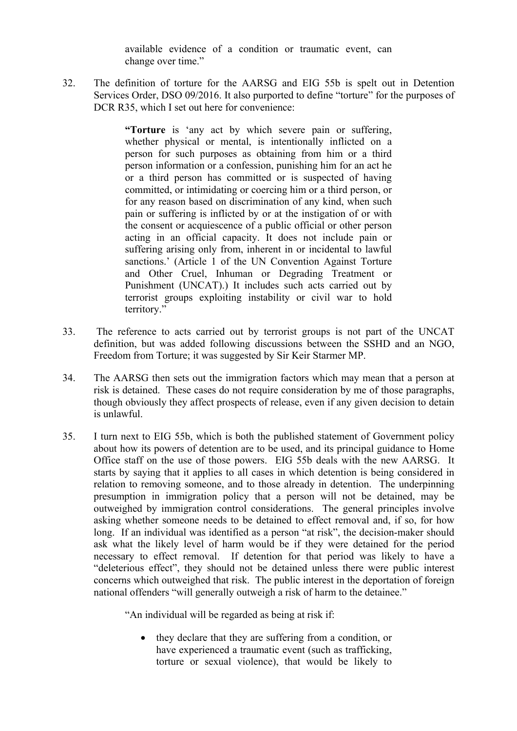available evidence of a condition or traumatic event, can change over time."

32. The definition of torture for the AARSG and EIG 55b is spelt out in Detention Services Order, DSO 09/2016. It also purported to define "torture" for the purposes of DCR R35, which I set out here for convenience:

> **"Torture** is 'any act by which severe pain or suffering, whether physical or mental, is intentionally inflicted on a person for such purposes as obtaining from him or a third person information or a confession, punishing him for an act he or a third person has committed or is suspected of having committed, or intimidating or coercing him or a third person, or for any reason based on discrimination of any kind, when such pain or suffering is inflicted by or at the instigation of or with the consent or acquiescence of a public official or other person acting in an official capacity. It does not include pain or suffering arising only from, inherent in or incidental to lawful sanctions.' (Article 1 of the UN Convention Against Torture and Other Cruel, Inhuman or Degrading Treatment or Punishment (UNCAT).) It includes such acts carried out by terrorist groups exploiting instability or civil war to hold territory."

33. The reference to acts carried out by terrorist groups is not part of the UNCAT definition, but was added following discussions between the SSHD and an NGO, Freedom from Torture; it was suggested by Sir Keir Starmer MP.

34. The AARSG then sets out the immigration factors which may mean that a person at risk is detained. These cases do not require consideration by me of those paragraphs, though obviously they affect prospects of release, even if any given decision to detain is unlawful.

35. I turn next to EIG 55b, which is both the published statement of Government policy about how its powers of detention are to be used, and its principal guidance to Home Office staff on the use of those powers. EIG 55b deals with the new AARSG. It starts by saying that it applies to all cases in which detention is being considered in relation to removing someone, and to those already in detention. The underpinning presumption in immigration policy that a person will not be detained, may be outweighed by immigration control considerations. The general principles involve asking whether someone needs to be detained to effect removal and, if so, for how long. If an individual was identified as a person "at risk", the decision-maker should ask what the likely level of harm would be if they were detained for the period necessary to effect removal. If detention for that period was likely to have a "deleterious effect", they should not be detained unless there were public interest concerns which outweighed that risk. The public interest in the deportation of foreign national offenders "will generally outweigh a risk of harm to the detainee."

> "An individual will be regarded as being at risk if:
>
> - they declare that they are suffering from a condition, or have experienced a traumatic event (such as trafficking, torture or sexual violence), that would be likely to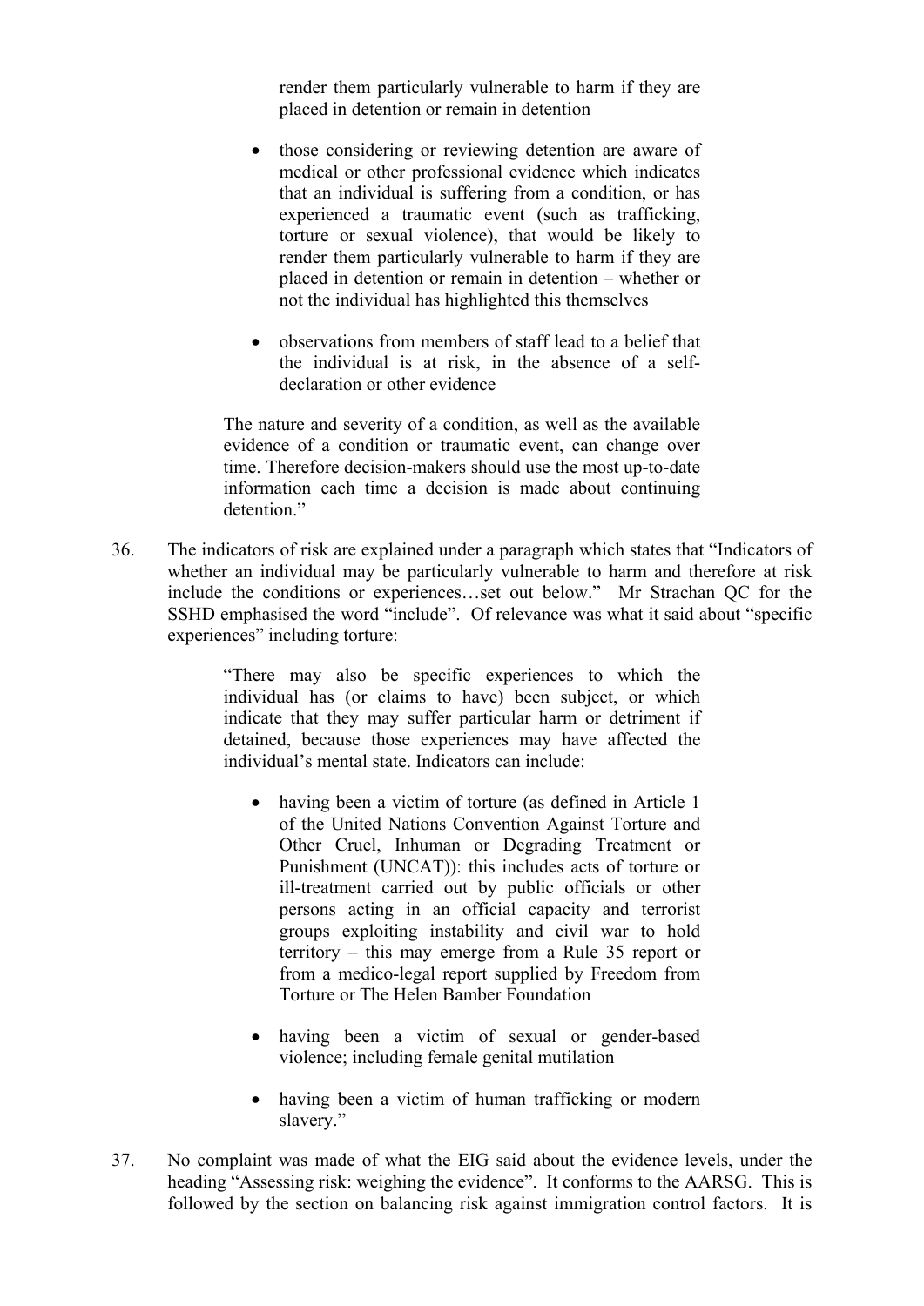> render them particularly vulnerable to harm if they are placed in detention or remain in detention
>
> - those considering or reviewing detention are aware of medical or other professional evidence which indicates that an individual is suffering from a condition, or has experienced a traumatic event (such as trafficking, torture or sexual violence), that would be likely to render them particularly vulnerable to harm if they are placed in detention or remain in detention – whether or not the individual has highlighted this themselves
>
> - observations from members of staff lead to a belief that the individual is at risk, in the absence of a self-declaration or other evidence
>
> The nature and severity of a condition, as well as the available evidence of a condition or traumatic event, can change over time. Therefore decision-makers should use the most up-to-date information each time a decision is made about continuing detention."

36. The indicators of risk are explained under a paragraph which states that "Indicators of whether an individual may be particularly vulnerable to harm and therefore at risk include the conditions or experiences…set out below." Mr Strachan QC for the SSHD emphasised the word "include". Of relevance was what it said about "specific experiences" including torture:

> "There may also be specific experiences to which the individual has (or claims to have) been subject, or which indicate that they may suffer particular harm or detriment if detained, because those experiences may have affected the individual's mental state. Indicators can include:
>
> - having been a victim of torture (as defined in Article 1 of the United Nations Convention Against Torture and Other Cruel, Inhuman or Degrading Treatment or Punishment (UNCAT)): this includes acts of torture or ill-treatment carried out by public officials or other persons acting in an official capacity and terrorist groups exploiting instability and civil war to hold territory – this may emerge from a Rule 35 report or from a medico-legal report supplied by Freedom from Torture or The Helen Bamber Foundation
>
> - having been a victim of sexual or gender-based violence; including female genital mutilation
>
> - having been a victim of human trafficking or modern slavery."

37. No complaint was made of what the EIG said about the evidence levels, under the heading "Assessing risk: weighing the evidence". It conforms to the AARSG. This is followed by the section on balancing risk against immigration control factors. It is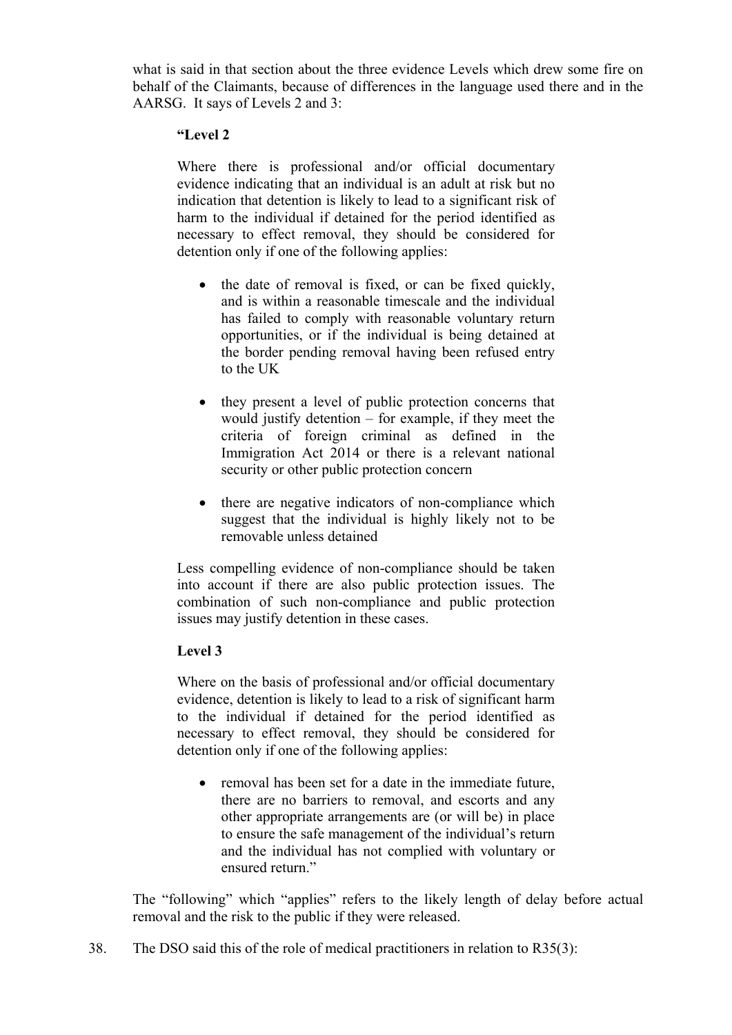what is said in that section about the three evidence Levels which drew some fire on behalf of the Claimants, because of differences in the language used there and in the AARSG. It says of Levels 2 and 3:

> **"Level 2**
>
> Where there is professional and/or official documentary evidence indicating that an individual is an adult at risk but no indication that detention is likely to lead to a significant risk of harm to the individual if detained for the period identified as necessary to effect removal, they should be considered for detention only if one of the following applies:
>
> - the date of removal is fixed, or can be fixed quickly, and is within a reasonable timescale and the individual has failed to comply with reasonable voluntary return opportunities, or if the individual is being detained at the border pending removal having been refused entry to the UK
> - they present a level of public protection concerns that would justify detention – for example, if they meet the criteria of foreign criminal as defined in the Immigration Act 2014 or there is a relevant national security or other public protection concern
> - there are negative indicators of non-compliance which suggest that the individual is highly likely not to be removable unless detained
>
> Less compelling evidence of non-compliance should be taken into account if there are also public protection issues. The combination of such non-compliance and public protection issues may justify detention in these cases.
>
> **Level 3**
>
> Where on the basis of professional and/or official documentary evidence, detention is likely to lead to a risk of significant harm to the individual if detained for the period identified as necessary to effect removal, they should be considered for detention only if one of the following applies:
>
> - removal has been set for a date in the immediate future, there are no barriers to removal, and escorts and any other appropriate arrangements are (or will be) in place to ensure the safe management of the individual's return and the individual has not complied with voluntary or ensured return."

The "following" which "applies" refers to the likely length of delay before actual removal and the risk to the public if they were released.

38. The DSO said this of the role of medical practitioners in relation to R35(3):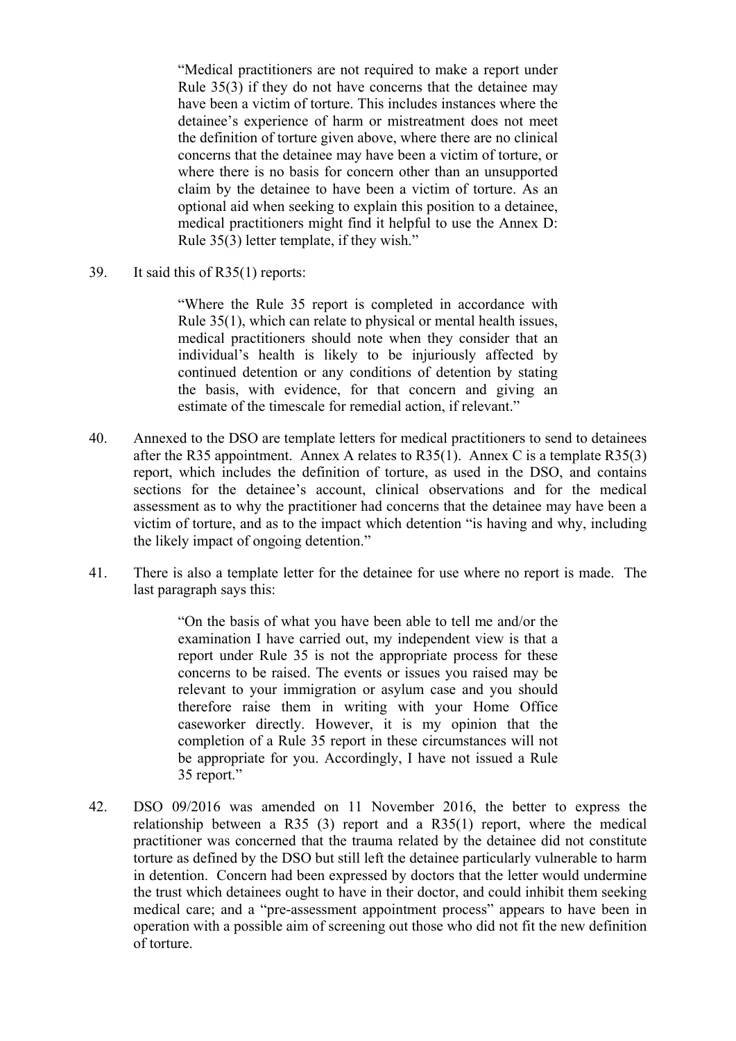> "Medical practitioners are not required to make a report under Rule 35(3) if they do not have concerns that the detainee may have been a victim of torture. This includes instances where the detainee's experience of harm or mistreatment does not meet the definition of torture given above, where there are no clinical concerns that the detainee may have been a victim of torture, or where there is no basis for concern other than an unsupported claim by the detainee to have been a victim of torture. As an optional aid when seeking to explain this position to a detainee, medical practitioners might find it helpful to use the Annex D: Rule 35(3) letter template, if they wish."

39. It said this of R35(1) reports:

> "Where the Rule 35 report is completed in accordance with Rule 35(1), which can relate to physical or mental health issues, medical practitioners should note when they consider that an individual's health is likely to be injuriously affected by continued detention or any conditions of detention by stating the basis, with evidence, for that concern and giving an estimate of the timescale for remedial action, if relevant."

40. Annexed to the DSO are template letters for medical practitioners to send to detainees after the R35 appointment. Annex A relates to R35(1). Annex C is a template R35(3) report, which includes the definition of torture, as used in the DSO, and contains sections for the detainee's account, clinical observations and for the medical assessment as to why the practitioner had concerns that the detainee may have been a victim of torture, and as to the impact which detention "is having and why, including the likely impact of ongoing detention."

41. There is also a template letter for the detainee for use where no report is made. The last paragraph says this:

> "On the basis of what you have been able to tell me and/or the examination I have carried out, my independent view is that a report under Rule 35 is not the appropriate process for these concerns to be raised. The events or issues you raised may be relevant to your immigration or asylum case and you should therefore raise them in writing with your Home Office caseworker directly. However, it is my opinion that the completion of a Rule 35 report in these circumstances will not be appropriate for you. Accordingly, I have not issued a Rule 35 report."

42. DSO 09/2016 was amended on 11 November 2016, the better to express the relationship between a R35 (3) report and a R35(1) report, where the medical practitioner was concerned that the trauma related by the detainee did not constitute torture as defined by the DSO but still left the detainee particularly vulnerable to harm in detention. Concern had been expressed by doctors that the letter would undermine the trust which detainees ought to have in their doctor, and could inhibit them seeking medical care; and a "pre-assessment appointment process" appears to have been in operation with a possible aim of screening out those who did not fit the new definition of torture.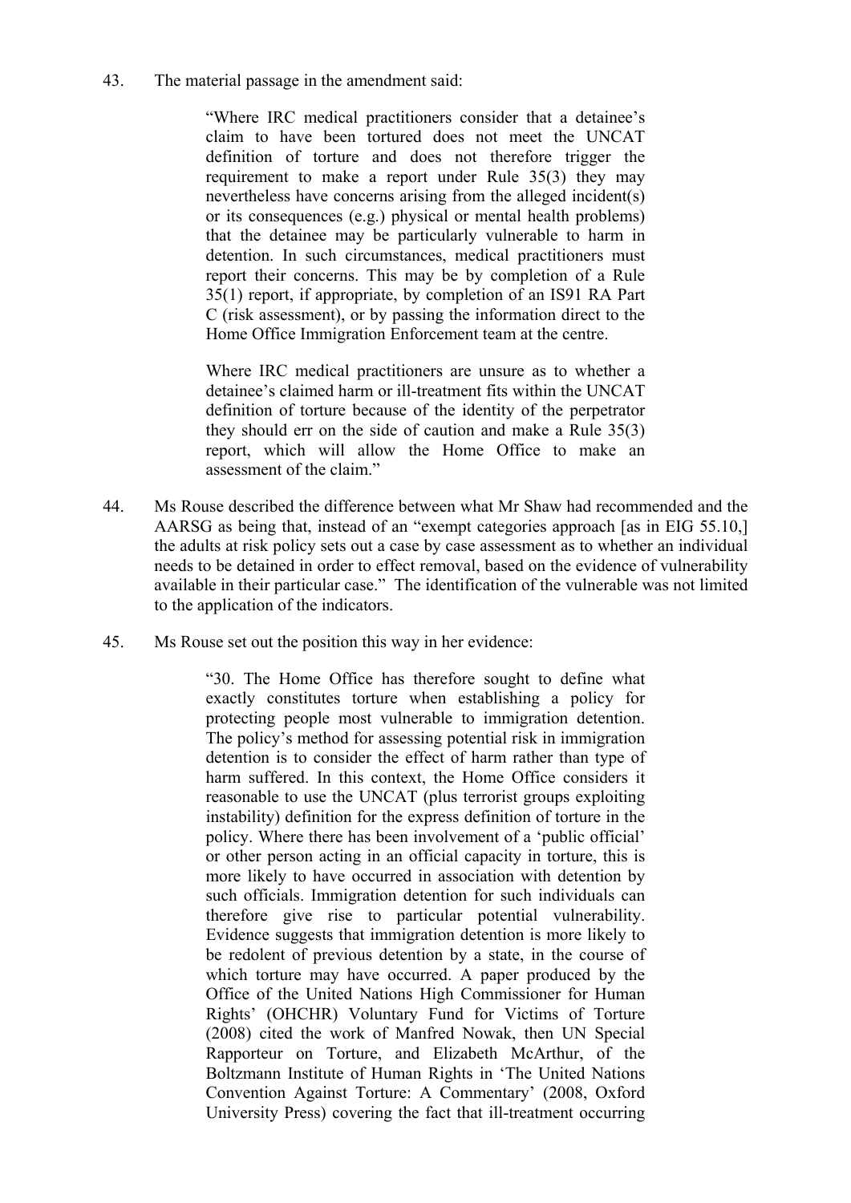43. The material passage in the amendment said:

> "Where IRC medical practitioners consider that a detainee's claim to have been tortured does not meet the UNCAT definition of torture and does not therefore trigger the requirement to make a report under Rule 35(3) they may nevertheless have concerns arising from the alleged incident(s) or its consequences (e.g.) physical or mental health problems) that the detainee may be particularly vulnerable to harm in detention. In such circumstances, medical practitioners must report their concerns. This may be by completion of a Rule 35(1) report, if appropriate, by completion of an IS91 RA Part C (risk assessment), or by passing the information direct to the Home Office Immigration Enforcement team at the centre.
>
> Where IRC medical practitioners are unsure as to whether a detainee's claimed harm or ill-treatment fits within the UNCAT definition of torture because of the identity of the perpetrator they should err on the side of caution and make a Rule 35(3) report, which will allow the Home Office to make an assessment of the claim."

44. Ms Rouse described the difference between what Mr Shaw had recommended and the AARSG as being that, instead of an "exempt categories approach [as in EIG 55.10,] the adults at risk policy sets out a case by case assessment as to whether an individual needs to be detained in order to effect removal, based on the evidence of vulnerability available in their particular case." The identification of the vulnerable was not limited to the application of the indicators.

45. Ms Rouse set out the position this way in her evidence:

> "30. The Home Office has therefore sought to define what exactly constitutes torture when establishing a policy for protecting people most vulnerable to immigration detention. The policy's method for assessing potential risk in immigration detention is to consider the effect of harm rather than type of harm suffered. In this context, the Home Office considers it reasonable to use the UNCAT (plus terrorist groups exploiting instability) definition for the express definition of torture in the policy. Where there has been involvement of a 'public official' or other person acting in an official capacity in torture, this is more likely to have occurred in association with detention by such officials. Immigration detention for such individuals can therefore give rise to particular potential vulnerability. Evidence suggests that immigration detention is more likely to be redolent of previous detention by a state, in the course of which torture may have occurred. A paper produced by the Office of the United Nations High Commissioner for Human Rights' (OHCHR) Voluntary Fund for Victims of Torture (2008) cited the work of Manfred Nowak, then UN Special Rapporteur on Torture, and Elizabeth McArthur, of the Boltzmann Institute of Human Rights in 'The United Nations Convention Against Torture: A Commentary' (2008, Oxford University Press) covering the fact that ill-treatment occurring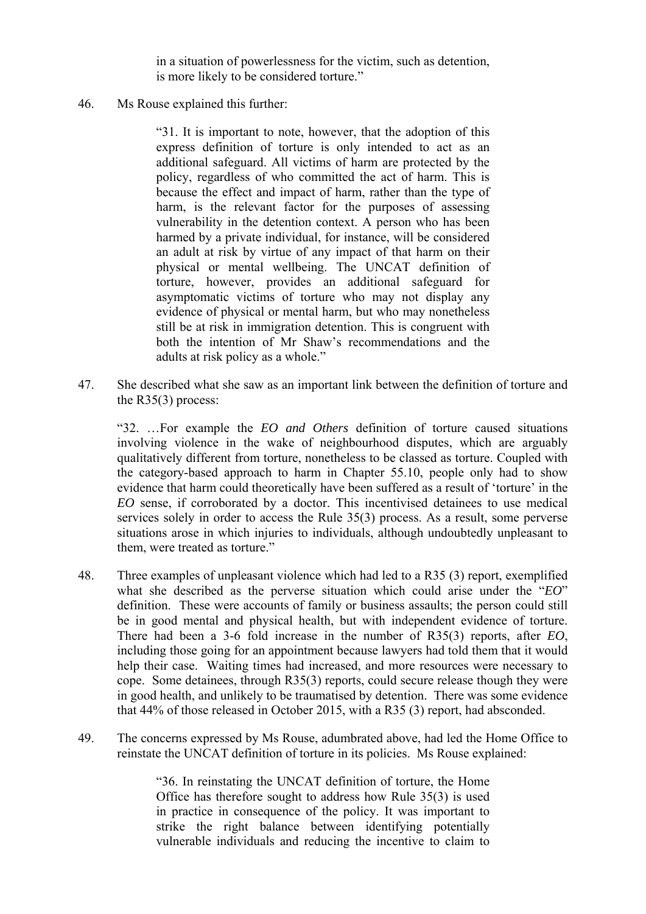in a situation of powerlessness for the victim, such as detention, is more likely to be considered torture."

46. Ms Rouse explained this further:

> "31. It is important to note, however, that the adoption of this express definition of torture is only intended to act as an additional safeguard. All victims of harm are protected by the policy, regardless of who committed the act of harm. This is because the effect and impact of harm, rather than the type of harm, is the relevant factor for the purposes of assessing vulnerability in the detention context. A person who has been harmed by a private individual, for instance, will be considered an adult at risk by virtue of any impact of that harm on their physical or mental wellbeing. The UNCAT definition of torture, however, provides an additional safeguard for asymptomatic victims of torture who may not display any evidence of physical or mental harm, but who may nonetheless still be at risk in immigration detention. This is congruent with both the intention of Mr Shaw's recommendations and the adults at risk policy as a whole."

47. She described what she saw as an important link between the definition of torture and the R35(3) process:

> "32. …For example the *EO and Others* definition of torture caused situations involving violence in the wake of neighbourhood disputes, which are arguably qualitatively different from torture, nonetheless to be classed as torture. Coupled with the category-based approach to harm in Chapter 55.10, people only had to show evidence that harm could theoretically have been suffered as a result of 'torture' in the *EO* sense, if corroborated by a doctor. This incentivised detainees to use medical services solely in order to access the Rule 35(3) process. As a result, some perverse situations arose in which injuries to individuals, although undoubtedly unpleasant to them, were treated as torture."

48. Three examples of unpleasant violence which had led to a R35 (3) report, exemplified what she described as the perverse situation which could arise under the "*EO*" definition. These were accounts of family or business assaults; the person could still be in good mental and physical health, but with independent evidence of torture. There had been a 3-6 fold increase in the number of R35(3) reports, after *EO*, including those going for an appointment because lawyers had told them that it would help their case. Waiting times had increased, and more resources were necessary to cope. Some detainees, through R35(3) reports, could secure release though they were in good health, and unlikely to be traumatised by detention. There was some evidence that 44% of those released in October 2015, with a R35 (3) report, had absconded.

49. The concerns expressed by Ms Rouse, adumbrated above, had led the Home Office to reinstate the UNCAT definition of torture in its policies. Ms Rouse explained:

> "36. In reinstating the UNCAT definition of torture, the Home Office has therefore sought to address how Rule 35(3) is used in practice in consequence of the policy. It was important to strike the right balance between identifying potentially vulnerable individuals and reducing the incentive to claim to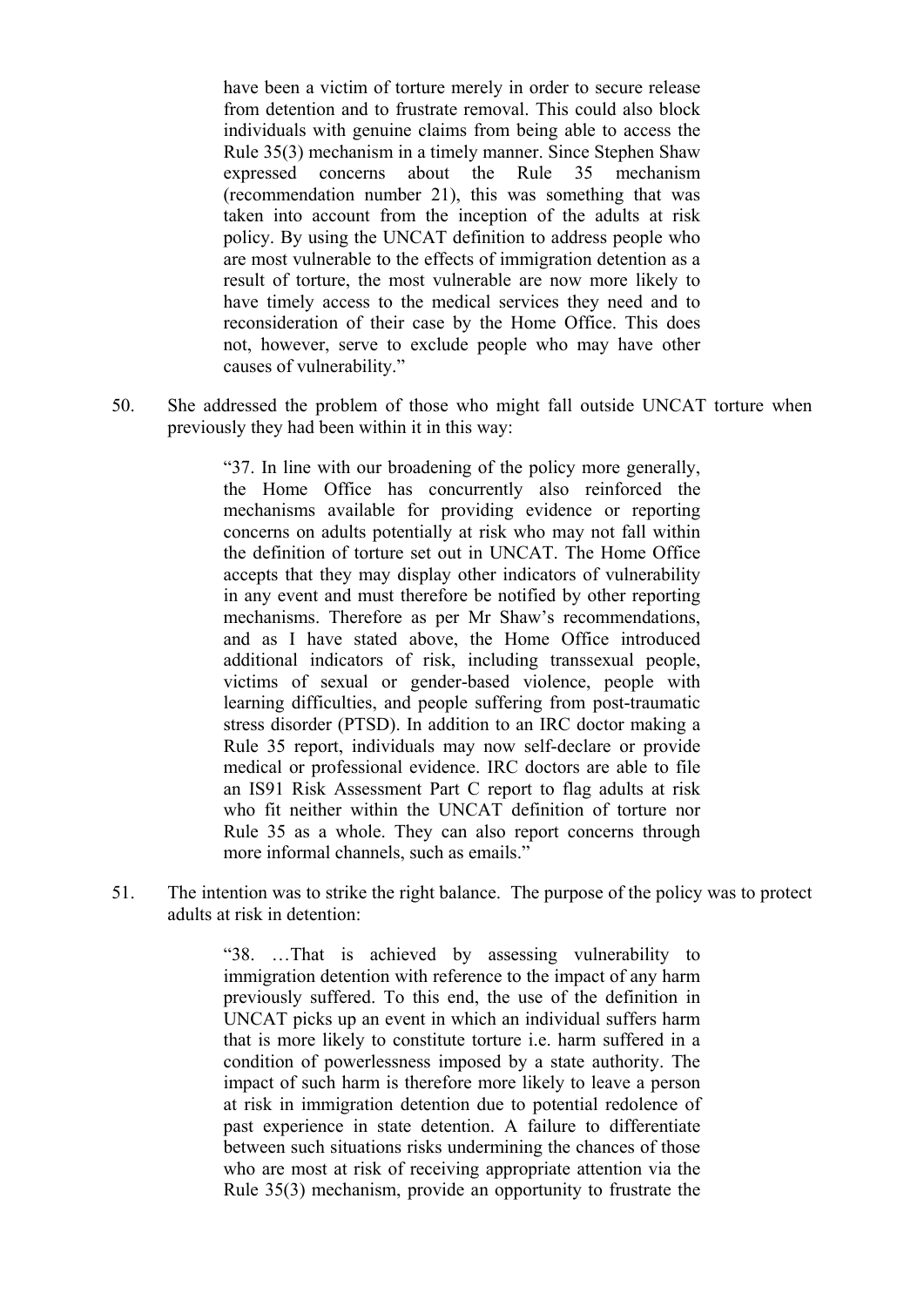> have been a victim of torture merely in order to secure release from detention and to frustrate removal. This could also block individuals with genuine claims from being able to access the Rule 35(3) mechanism in a timely manner. Since Stephen Shaw expressed concerns about the Rule 35 mechanism (recommendation number 21), this was something that was taken into account from the inception of the adults at risk policy. By using the UNCAT definition to address people who are most vulnerable to the effects of immigration detention as a result of torture, the most vulnerable are now more likely to have timely access to the medical services they need and to reconsideration of their case by the Home Office. This does not, however, serve to exclude people who may have other causes of vulnerability."

50. She addressed the problem of those who might fall outside UNCAT torture when previously they had been within it in this way:

> "37. In line with our broadening of the policy more generally, the Home Office has concurrently also reinforced the mechanisms available for providing evidence or reporting concerns on adults potentially at risk who may not fall within the definition of torture set out in UNCAT. The Home Office accepts that they may display other indicators of vulnerability in any event and must therefore be notified by other reporting mechanisms. Therefore as per Mr Shaw's recommendations, and as I have stated above, the Home Office introduced additional indicators of risk, including transsexual people, victims of sexual or gender-based violence, people with learning difficulties, and people suffering from post-traumatic stress disorder (PTSD). In addition to an IRC doctor making a Rule 35 report, individuals may now self-declare or provide medical or professional evidence. IRC doctors are able to file an IS91 Risk Assessment Part C report to flag adults at risk who fit neither within the UNCAT definition of torture nor Rule 35 as a whole. They can also report concerns through more informal channels, such as emails."

51. The intention was to strike the right balance. The purpose of the policy was to protect adults at risk in detention:

> "38. …That is achieved by assessing vulnerability to immigration detention with reference to the impact of any harm previously suffered. To this end, the use of the definition in UNCAT picks up an event in which an individual suffers harm that is more likely to constitute torture i.e. harm suffered in a condition of powerlessness imposed by a state authority. The impact of such harm is therefore more likely to leave a person at risk in immigration detention due to potential redolence of past experience in state detention. A failure to differentiate between such situations risks undermining the chances of those who are most at risk of receiving appropriate attention via the Rule 35(3) mechanism, provide an opportunity to frustrate the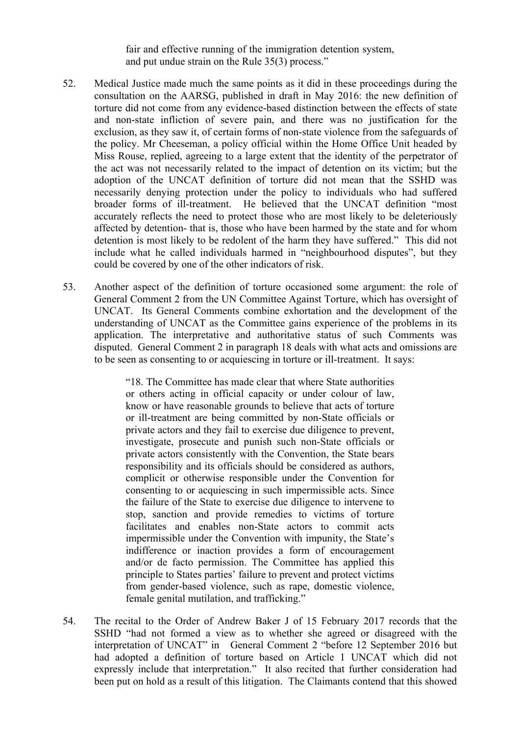> fair and effective running of the immigration detention system, and put undue strain on the Rule 35(3) process."

52. Medical Justice made much the same points as it did in these proceedings during the consultation on the AARSG, published in draft in May 2016: the new definition of torture did not come from any evidence-based distinction between the effects of state and non-state infliction of severe pain, and there was no justification for the exclusion, as they saw it, of certain forms of non-state violence from the safeguards of the policy. Mr Cheeseman, a policy official within the Home Office Unit headed by Miss Rouse, replied, agreeing to a large extent that the identity of the perpetrator of the act was not necessarily related to the impact of detention on its victim; but the adoption of the UNCAT definition of torture did not mean that the SSHD was necessarily denying protection under the policy to individuals who had suffered broader forms of ill-treatment. He believed that the UNCAT definition "most accurately reflects the need to protect those who are most likely to be deleteriously affected by detention- that is, those who have been harmed by the state and for whom detention is most likely to be redolent of the harm they have suffered." This did not include what he called individuals harmed in "neighbourhood disputes", but they could be covered by one of the other indicators of risk.

53. Another aspect of the definition of torture occasioned some argument: the role of General Comment 2 from the UN Committee Against Torture, which has oversight of UNCAT. Its General Comments combine exhortation and the development of the understanding of UNCAT as the Committee gains experience of the problems in its application. The interpretative and authoritative status of such Comments was disputed. General Comment 2 in paragraph 18 deals with what acts and omissions are to be seen as consenting to or acquiescing in torture or ill-treatment. It says:

> "18. The Committee has made clear that where State authorities or others acting in official capacity or under colour of law, know or have reasonable grounds to believe that acts of torture or ill-treatment are being committed by non-State officials or private actors and they fail to exercise due diligence to prevent, investigate, prosecute and punish such non-State officials or private actors consistently with the Convention, the State bears responsibility and its officials should be considered as authors, complicit or otherwise responsible under the Convention for consenting to or acquiescing in such impermissible acts. Since the failure of the State to exercise due diligence to intervene to stop, sanction and provide remedies to victims of torture facilitates and enables non-State actors to commit acts impermissible under the Convention with impunity, the State's indifference or inaction provides a form of encouragement and/or de facto permission. The Committee has applied this principle to States parties' failure to prevent and protect victims from gender-based violence, such as rape, domestic violence, female genital mutilation, and trafficking."

54. The recital to the Order of Andrew Baker J of 15 February 2017 records that the SSHD "had not formed a view as to whether she agreed or disagreed with the interpretation of UNCAT" in General Comment 2 "before 12 September 2016 but had adopted a definition of torture based on Article 1 UNCAT which did not expressly include that interpretation." It also recited that further consideration had been put on hold as a result of this litigation. The Claimants contend that this showed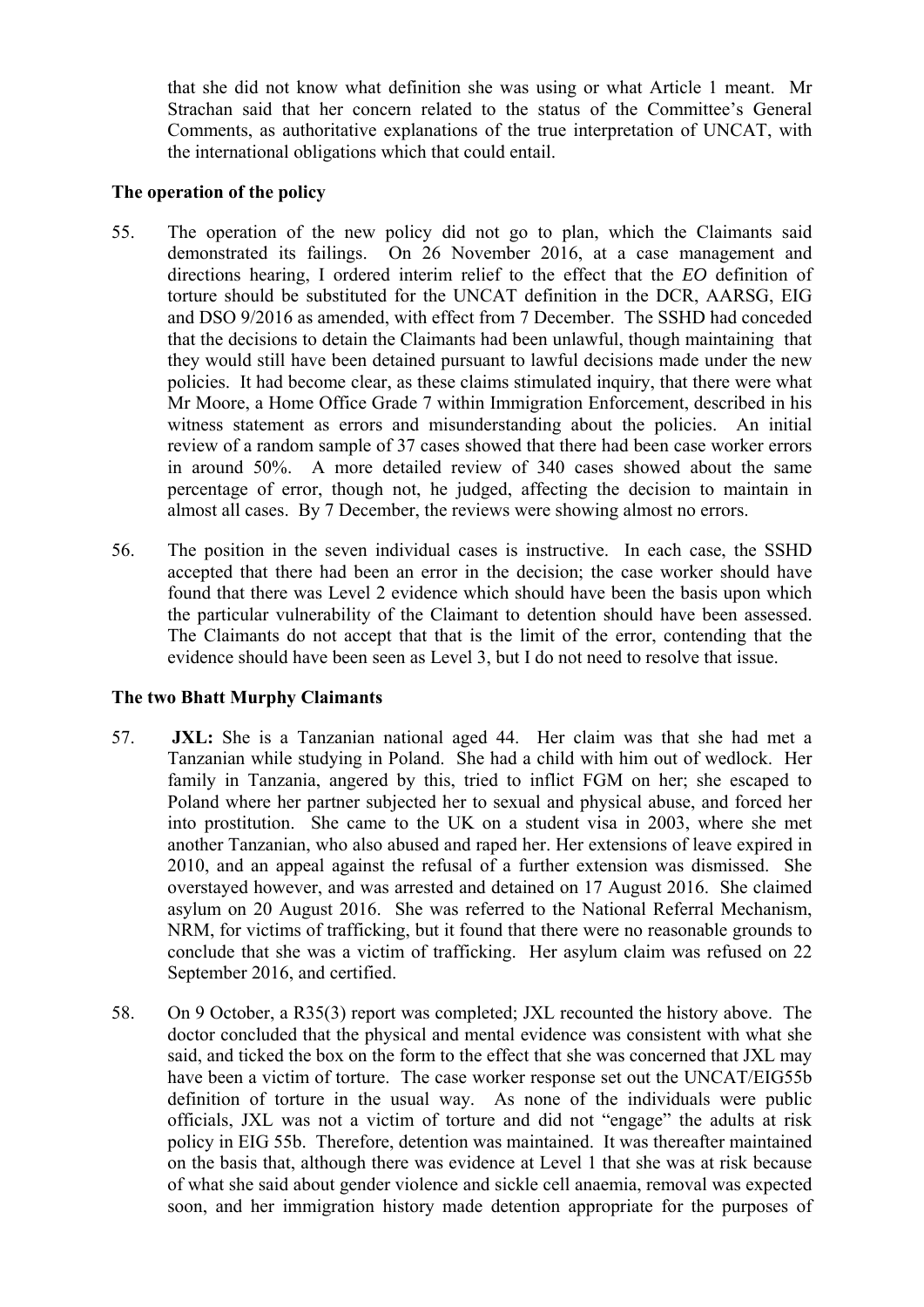that she did not know what definition she was using or what Article 1 meant. Mr Strachan said that her concern related to the status of the Committee's General Comments, as authoritative explanations of the true interpretation of UNCAT, with the international obligations which that could entail.

**The operation of the policy**

55. The operation of the new policy did not go to plan, which the Claimants said demonstrated its failings. On 26 November 2016, at a case management and directions hearing, I ordered interim relief to the effect that the *EO* definition of torture should be substituted for the UNCAT definition in the DCR, AARSG, EIG and DSO 9/2016 as amended, with effect from 7 December. The SSHD had conceded that the decisions to detain the Claimants had been unlawful, though maintaining that they would still have been detained pursuant to lawful decisions made under the new policies. It had become clear, as these claims stimulated inquiry, that there were what Mr Moore, a Home Office Grade 7 within Immigration Enforcement, described in his witness statement as errors and misunderstanding about the policies. An initial review of a random sample of 37 cases showed that there had been case worker errors in around 50%. A more detailed review of 340 cases showed about the same percentage of error, though not, he judged, affecting the decision to maintain in almost all cases. By 7 December, the reviews were showing almost no errors.

56. The position in the seven individual cases is instructive. In each case, the SSHD accepted that there had been an error in the decision; the case worker should have found that there was Level 2 evidence which should have been the basis upon which the particular vulnerability of the Claimant to detention should have been assessed. The Claimants do not accept that that is the limit of the error, contending that the evidence should have been seen as Level 3, but I do not need to resolve that issue.

**The two Bhatt Murphy Claimants**

57. **JXL:** She is a Tanzanian national aged 44. Her claim was that she had met a Tanzanian while studying in Poland. She had a child with him out of wedlock. Her family in Tanzania, angered by this, tried to inflict FGM on her; she escaped to Poland where her partner subjected her to sexual and physical abuse, and forced her into prostitution. She came to the UK on a student visa in 2003, where she met another Tanzanian, who also abused and raped her. Her extensions of leave expired in 2010, and an appeal against the refusal of a further extension was dismissed. She overstayed however, and was arrested and detained on 17 August 2016. She claimed asylum on 20 August 2016. She was referred to the National Referral Mechanism, NRM, for victims of trafficking, but it found that there were no reasonable grounds to conclude that she was a victim of trafficking. Her asylum claim was refused on 22 September 2016, and certified.

58. On 9 October, a R35(3) report was completed; JXL recounted the history above. The doctor concluded that the physical and mental evidence was consistent with what she said, and ticked the box on the form to the effect that she was concerned that JXL may have been a victim of torture. The case worker response set out the UNCAT/EIG55b definition of torture in the usual way. As none of the individuals were public officials, JXL was not a victim of torture and did not "engage" the adults at risk policy in EIG 55b. Therefore, detention was maintained. It was thereafter maintained on the basis that, although there was evidence at Level 1 that she was at risk because of what she said about gender violence and sickle cell anaemia, removal was expected soon, and her immigration history made detention appropriate for the purposes of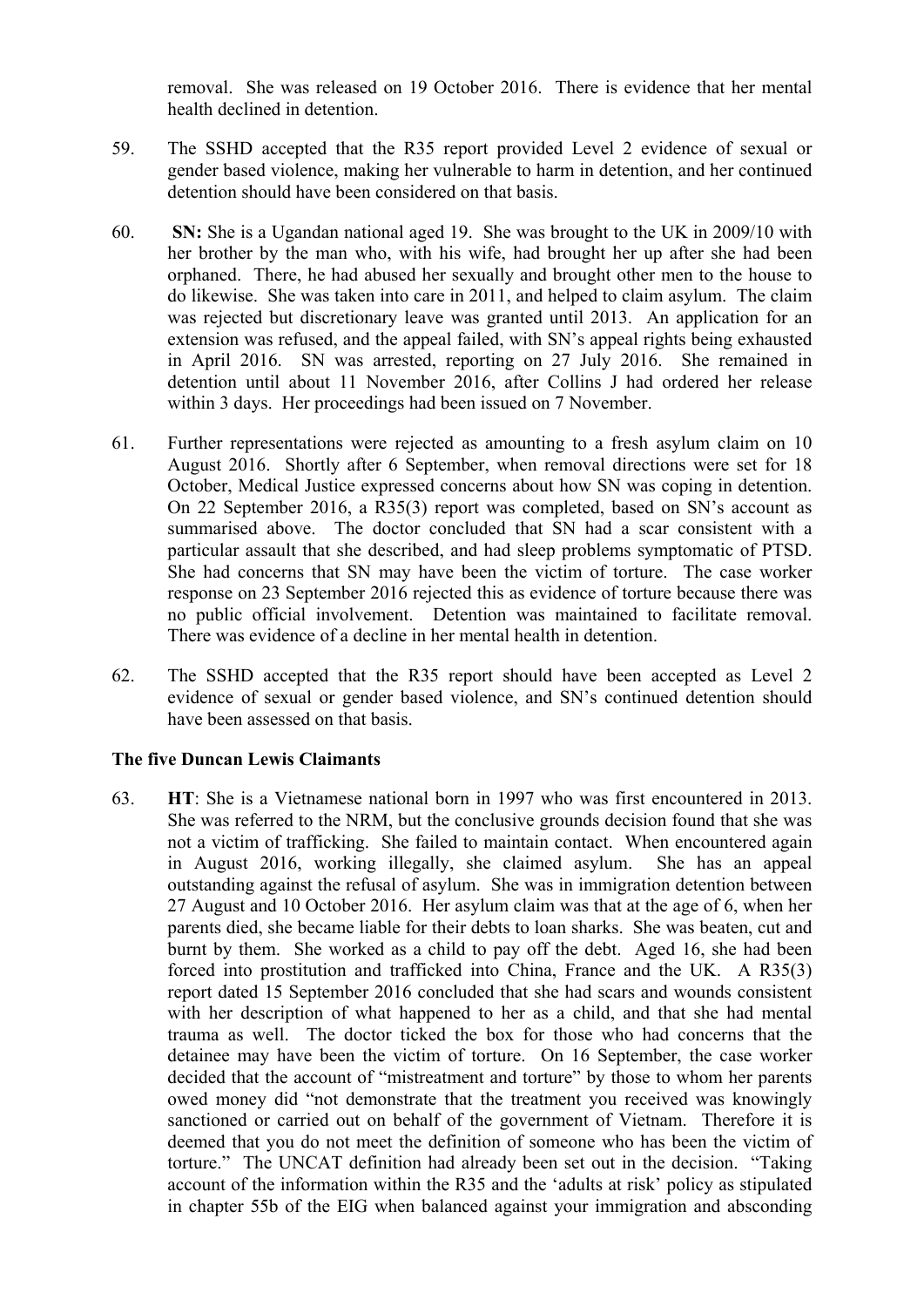removal. She was released on 19 October 2016. There is evidence that her mental health declined in detention.

59. The SSHD accepted that the R35 report provided Level 2 evidence of sexual or gender based violence, making her vulnerable to harm in detention, and her continued detention should have been considered on that basis.

60. **SN:** She is a Ugandan national aged 19. She was brought to the UK in 2009/10 with her brother by the man who, with his wife, had brought her up after she had been orphaned. There, he had abused her sexually and brought other men to the house to do likewise. She was taken into care in 2011, and helped to claim asylum. The claim was rejected but discretionary leave was granted until 2013. An application for an extension was refused, and the appeal failed, with SN's appeal rights being exhausted in April 2016. SN was arrested, reporting on 27 July 2016. She remained in detention until about 11 November 2016, after Collins J had ordered her release within 3 days. Her proceedings had been issued on 7 November.

61. Further representations were rejected as amounting to a fresh asylum claim on 10 August 2016. Shortly after 6 September, when removal directions were set for 18 October, Medical Justice expressed concerns about how SN was coping in detention. On 22 September 2016, a R35(3) report was completed, based on SN's account as summarised above. The doctor concluded that SN had a scar consistent with a particular assault that she described, and had sleep problems symptomatic of PTSD. She had concerns that SN may have been the victim of torture. The case worker response on 23 September 2016 rejected this as evidence of torture because there was no public official involvement. Detention was maintained to facilitate removal. There was evidence of a decline in her mental health in detention.

62. The SSHD accepted that the R35 report should have been accepted as Level 2 evidence of sexual or gender based violence, and SN's continued detention should have been assessed on that basis.

**The five Duncan Lewis Claimants**

63. **HT**: She is a Vietnamese national born in 1997 who was first encountered in 2013. She was referred to the NRM, but the conclusive grounds decision found that she was not a victim of trafficking. She failed to maintain contact. When encountered again in August 2016, working illegally, she claimed asylum. She has an appeal outstanding against the refusal of asylum. She was in immigration detention between 27 August and 10 October 2016. Her asylum claim was that at the age of 6, when her parents died, she became liable for their debts to loan sharks. She was beaten, cut and burnt by them. She worked as a child to pay off the debt. Aged 16, she had been forced into prostitution and trafficked into China, France and the UK. A R35(3) report dated 15 September 2016 concluded that she had scars and wounds consistent with her description of what happened to her as a child, and that she had mental trauma as well. The doctor ticked the box for those who had concerns that the detainee may have been the victim of torture. On 16 September, the case worker decided that the account of "mistreatment and torture" by those to whom her parents owed money did "not demonstrate that the treatment you received was knowingly sanctioned or carried out on behalf of the government of Vietnam. Therefore it is deemed that you do not meet the definition of someone who has been the victim of torture." The UNCAT definition had already been set out in the decision. "Taking account of the information within the R35 and the 'adults at risk' policy as stipulated in chapter 55b of the EIG when balanced against your immigration and absconding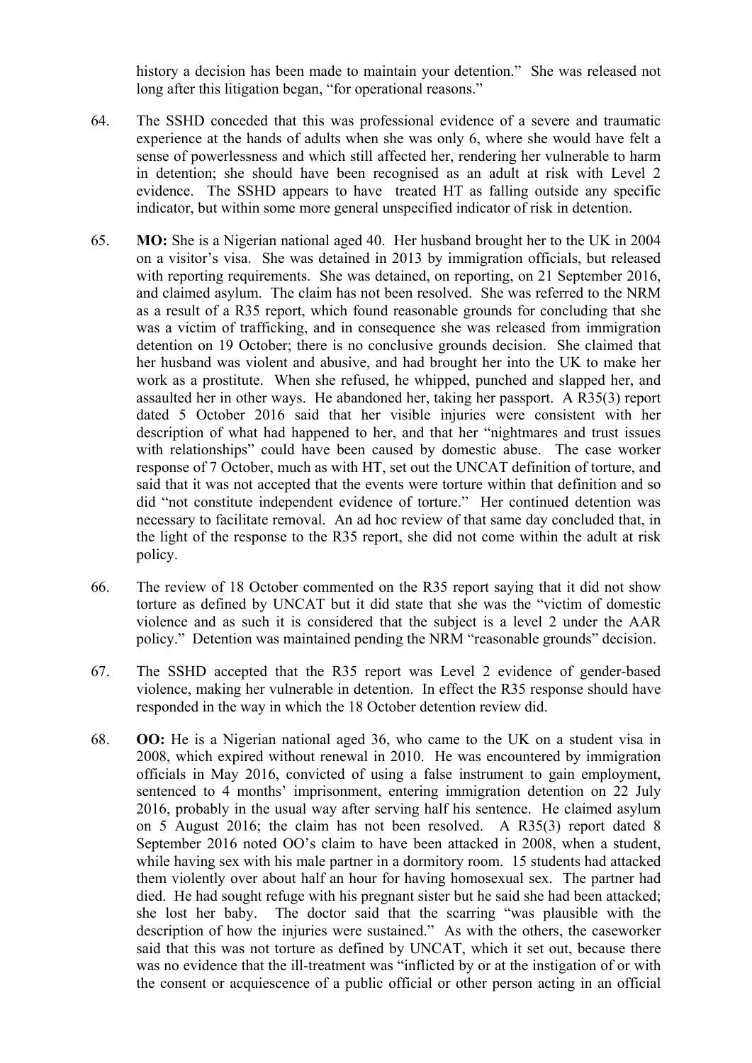history a decision has been made to maintain your detention." She was released not long after this litigation began, "for operational reasons."

64. The SSHD conceded that this was professional evidence of a severe and traumatic experience at the hands of adults when she was only 6, where she would have felt a sense of powerlessness and which still affected her, rendering her vulnerable to harm in detention; she should have been recognised as an adult at risk with Level 2 evidence. The SSHD appears to have treated HT as falling outside any specific indicator, but within some more general unspecified indicator of risk in detention.

65. **MO:** She is a Nigerian national aged 40. Her husband brought her to the UK in 2004 on a visitor's visa. She was detained in 2013 by immigration officials, but released with reporting requirements. She was detained, on reporting, on 21 September 2016, and claimed asylum. The claim has not been resolved. She was referred to the NRM as a result of a R35 report, which found reasonable grounds for concluding that she was a victim of trafficking, and in consequence she was released from immigration detention on 19 October; there is no conclusive grounds decision. She claimed that her husband was violent and abusive, and had brought her into the UK to make her work as a prostitute. When she refused, he whipped, punched and slapped her, and assaulted her in other ways. He abandoned her, taking her passport. A R35(3) report dated 5 October 2016 said that her visible injuries were consistent with her description of what had happened to her, and that her "nightmares and trust issues with relationships" could have been caused by domestic abuse. The case worker response of 7 October, much as with HT, set out the UNCAT definition of torture, and said that it was not accepted that the events were torture within that definition and so did "not constitute independent evidence of torture." Her continued detention was necessary to facilitate removal. An ad hoc review of that same day concluded that, in the light of the response to the R35 report, she did not come within the adult at risk policy.

66. The review of 18 October commented on the R35 report saying that it did not show torture as defined by UNCAT but it did state that she was the "victim of domestic violence and as such it is considered that the subject is a level 2 under the AAR policy." Detention was maintained pending the NRM "reasonable grounds" decision.

67. The SSHD accepted that the R35 report was Level 2 evidence of gender-based violence, making her vulnerable in detention. In effect the R35 response should have responded in the way in which the 18 October detention review did.

68. **OO:** He is a Nigerian national aged 36, who came to the UK on a student visa in 2008, which expired without renewal in 2010. He was encountered by immigration officials in May 2016, convicted of using a false instrument to gain employment, sentenced to 4 months' imprisonment, entering immigration detention on 22 July 2016, probably in the usual way after serving half his sentence. He claimed asylum on 5 August 2016; the claim has not been resolved. A R35(3) report dated 8 September 2016 noted OO's claim to have been attacked in 2008, when a student, while having sex with his male partner in a dormitory room. 15 students had attacked them violently over about half an hour for having homosexual sex. The partner had died. He had sought refuge with his pregnant sister but he said she had been attacked; she lost her baby. The doctor said that the scarring "was plausible with the description of how the injuries were sustained." As with the others, the caseworker said that this was not torture as defined by UNCAT, which it set out, because there was no evidence that the ill-treatment was "inflicted by or at the instigation of or with the consent or acquiescence of a public official or other person acting in an official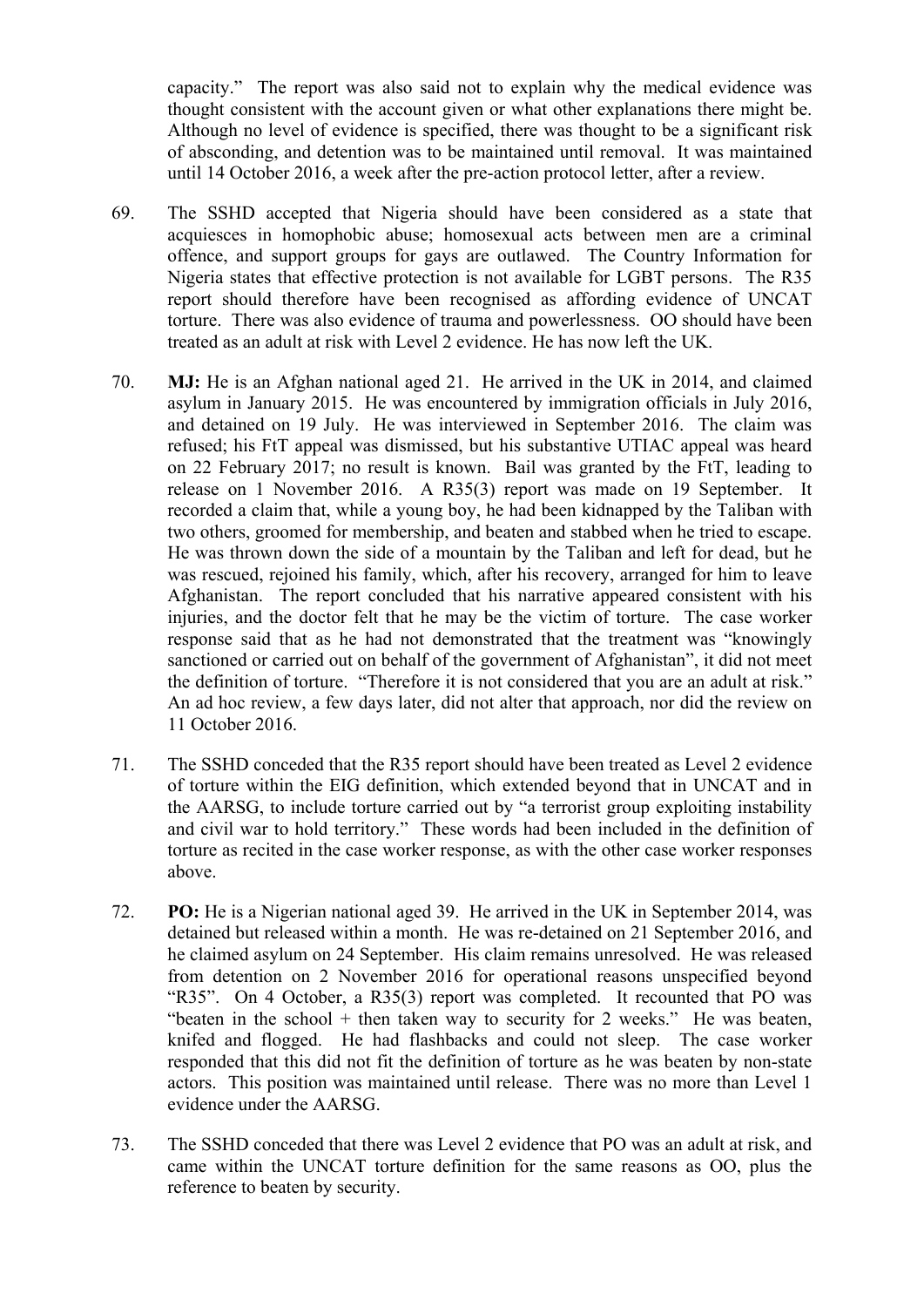capacity." The report was also said not to explain why the medical evidence was thought consistent with the account given or what other explanations there might be. Although no level of evidence is specified, there was thought to be a significant risk of absconding, and detention was to be maintained until removal. It was maintained until 14 October 2016, a week after the pre-action protocol letter, after a review.

69. The SSHD accepted that Nigeria should have been considered as a state that acquiesces in homophobic abuse; homosexual acts between men are a criminal offence, and support groups for gays are outlawed. The Country Information for Nigeria states that effective protection is not available for LGBT persons. The R35 report should therefore have been recognised as affording evidence of UNCAT torture. There was also evidence of trauma and powerlessness. OO should have been treated as an adult at risk with Level 2 evidence. He has now left the UK.

70. **MJ:** He is an Afghan national aged 21. He arrived in the UK in 2014, and claimed asylum in January 2015. He was encountered by immigration officials in July 2016, and detained on 19 July. He was interviewed in September 2016. The claim was refused; his FtT appeal was dismissed, but his substantive UTIAC appeal was heard on 22 February 2017; no result is known. Bail was granted by the FtT, leading to release on 1 November 2016. A R35(3) report was made on 19 September. It recorded a claim that, while a young boy, he had been kidnapped by the Taliban with two others, groomed for membership, and beaten and stabbed when he tried to escape. He was thrown down the side of a mountain by the Taliban and left for dead, but he was rescued, rejoined his family, which, after his recovery, arranged for him to leave Afghanistan. The report concluded that his narrative appeared consistent with his injuries, and the doctor felt that he may be the victim of torture. The case worker response said that as he had not demonstrated that the treatment was "knowingly sanctioned or carried out on behalf of the government of Afghanistan", it did not meet the definition of torture. "Therefore it is not considered that you are an adult at risk." An ad hoc review, a few days later, did not alter that approach, nor did the review on 11 October 2016.

71. The SSHD conceded that the R35 report should have been treated as Level 2 evidence of torture within the EIG definition, which extended beyond that in UNCAT and in the AARSG, to include torture carried out by "a terrorist group exploiting instability and civil war to hold territory." These words had been included in the definition of torture as recited in the case worker response, as with the other case worker responses above.

72. **PO:** He is a Nigerian national aged 39. He arrived in the UK in September 2014, was detained but released within a month. He was re-detained on 21 September 2016, and he claimed asylum on 24 September. His claim remains unresolved. He was released from detention on 2 November 2016 for operational reasons unspecified beyond "R35". On 4 October, a R35(3) report was completed. It recounted that PO was "beaten in the school + then taken way to security for 2 weeks." He was beaten, knifed and flogged. He had flashbacks and could not sleep. The case worker responded that this did not fit the definition of torture as he was beaten by non-state actors. This position was maintained until release. There was no more than Level 1 evidence under the AARSG.

73. The SSHD conceded that there was Level 2 evidence that PO was an adult at risk, and came within the UNCAT torture definition for the same reasons as OO, plus the reference to beaten by security.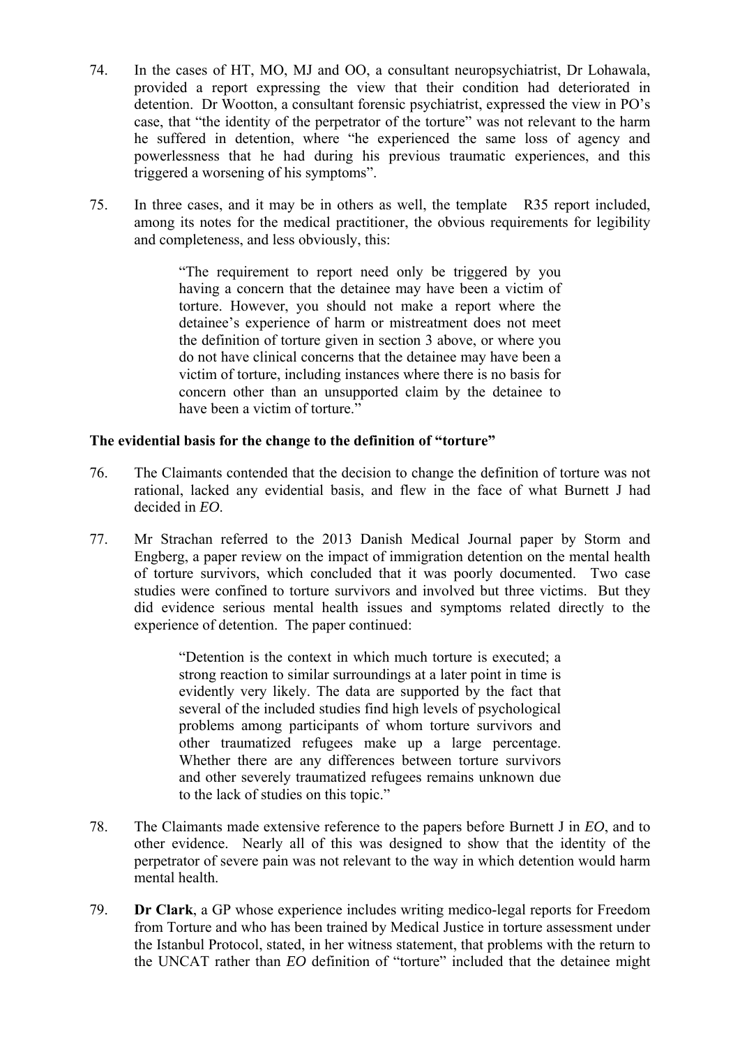74. In the cases of HT, MO, MJ and OO, a consultant neuropsychiatrist, Dr Lohawala, provided a report expressing the view that their condition had deteriorated in detention. Dr Wootton, a consultant forensic psychiatrist, expressed the view in PO's case, that "the identity of the perpetrator of the torture" was not relevant to the harm he suffered in detention, where "he experienced the same loss of agency and powerlessness that he had during his previous traumatic experiences, and this triggered a worsening of his symptoms".

75. In three cases, and it may be in others as well, the template R35 report included, among its notes for the medical practitioner, the obvious requirements for legibility and completeness, and less obviously, this:

> "The requirement to report need only be triggered by you having a concern that the detainee may have been a victim of torture. However, you should not make a report where the detainee's experience of harm or mistreatment does not meet the definition of torture given in section 3 above, or where you do not have clinical concerns that the detainee may have been a victim of torture, including instances where there is no basis for concern other than an unsupported claim by the detainee to have been a victim of torture."

**The evidential basis for the change to the definition of "torture"**

76. The Claimants contended that the decision to change the definition of torture was not rational, lacked any evidential basis, and flew in the face of what Burnett J had decided in *EO*.

77. Mr Strachan referred to the 2013 Danish Medical Journal paper by Storm and Engberg, a paper review on the impact of immigration detention on the mental health of torture survivors, which concluded that it was poorly documented. Two case studies were confined to torture survivors and involved but three victims. But they did evidence serious mental health issues and symptoms related directly to the experience of detention. The paper continued:

> "Detention is the context in which much torture is executed; a strong reaction to similar surroundings at a later point in time is evidently very likely. The data are supported by the fact that several of the included studies find high levels of psychological problems among participants of whom torture survivors and other traumatized refugees make up a large percentage. Whether there are any differences between torture survivors and other severely traumatized refugees remains unknown due to the lack of studies on this topic."

78. The Claimants made extensive reference to the papers before Burnett J in *EO*, and to other evidence. Nearly all of this was designed to show that the identity of the perpetrator of severe pain was not relevant to the way in which detention would harm mental health.

79. **Dr Clark**, a GP whose experience includes writing medico-legal reports for Freedom from Torture and who has been trained by Medical Justice in torture assessment under the Istanbul Protocol, stated, in her witness statement, that problems with the return to the UNCAT rather than *EO* definition of "torture" included that the detainee might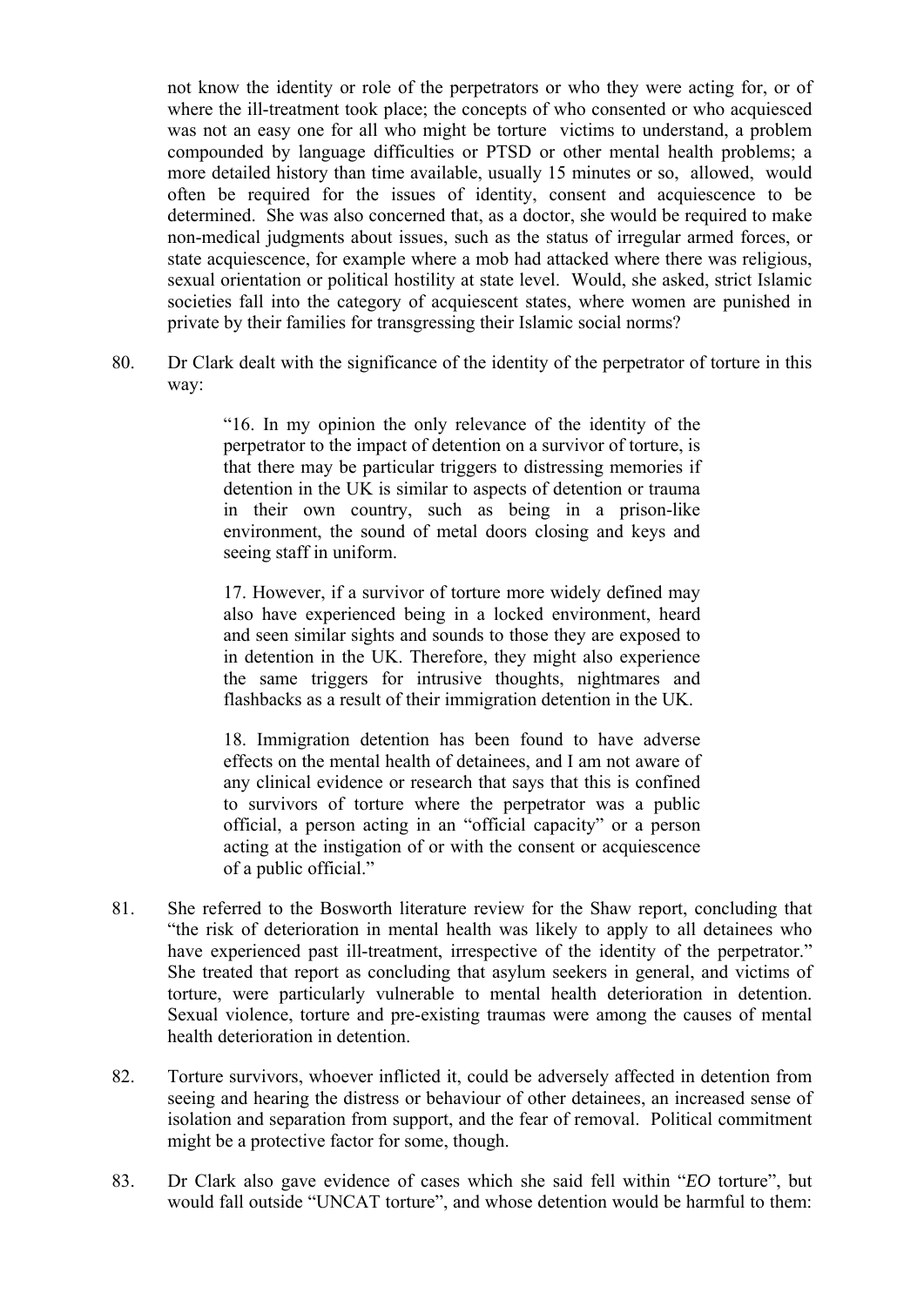not know the identity or role of the perpetrators or who they were acting for, or of where the ill-treatment took place; the concepts of who consented or who acquiesced was not an easy one for all who might be torture victims to understand, a problem compounded by language difficulties or PTSD or other mental health problems; a more detailed history than time available, usually 15 minutes or so, allowed, would often be required for the issues of identity, consent and acquiescence to be determined. She was also concerned that, as a doctor, she would be required to make non-medical judgments about issues, such as the status of irregular armed forces, or state acquiescence, for example where a mob had attacked where there was religious, sexual orientation or political hostility at state level. Would, she asked, strict Islamic societies fall into the category of acquiescent states, where women are punished in private by their families for transgressing their Islamic social norms?

80. Dr Clark dealt with the significance of the identity of the perpetrator of torture in this way:

> "16. In my opinion the only relevance of the identity of the perpetrator to the impact of detention on a survivor of torture, is that there may be particular triggers to distressing memories if detention in the UK is similar to aspects of detention or trauma in their own country, such as being in a prison-like environment, the sound of metal doors closing and keys and seeing staff in uniform.
>
> 17. However, if a survivor of torture more widely defined may also have experienced being in a locked environment, heard and seen similar sights and sounds to those they are exposed to in detention in the UK. Therefore, they might also experience the same triggers for intrusive thoughts, nightmares and flashbacks as a result of their immigration detention in the UK.
>
> 18. Immigration detention has been found to have adverse effects on the mental health of detainees, and I am not aware of any clinical evidence or research that says that this is confined to survivors of torture where the perpetrator was a public official, a person acting in an "official capacity" or a person acting at the instigation of or with the consent or acquiescence of a public official."

81. She referred to the Bosworth literature review for the Shaw report, concluding that "the risk of deterioration in mental health was likely to apply to all detainees who have experienced past ill-treatment, irrespective of the identity of the perpetrator." She treated that report as concluding that asylum seekers in general, and victims of torture, were particularly vulnerable to mental health deterioration in detention. Sexual violence, torture and pre-existing traumas were among the causes of mental health deterioration in detention.

82. Torture survivors, whoever inflicted it, could be adversely affected in detention from seeing and hearing the distress or behaviour of other detainees, an increased sense of isolation and separation from support, and the fear of removal. Political commitment might be a protective factor for some, though.

83. Dr Clark also gave evidence of cases which she said fell within "*EO* torture", but would fall outside "UNCAT torture", and whose detention would be harmful to them: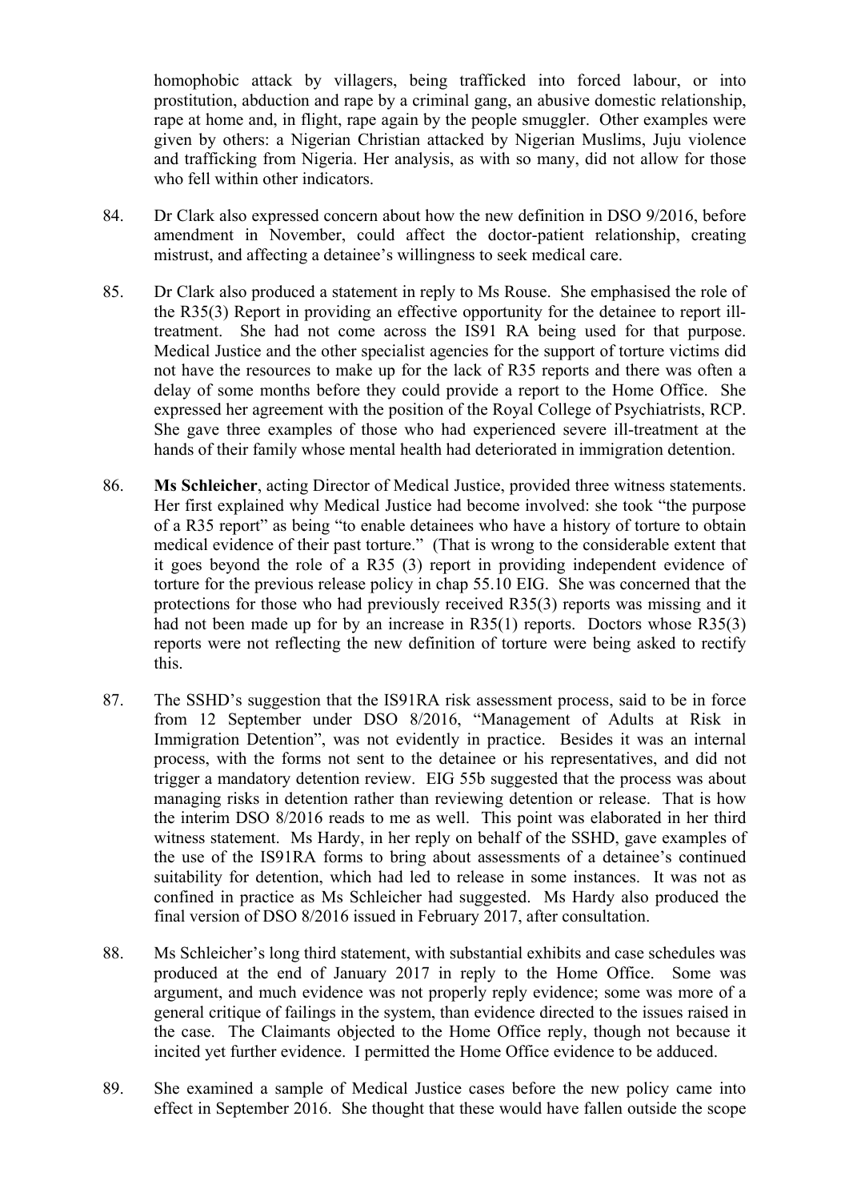homophobic attack by villagers, being trafficked into forced labour, or into prostitution, abduction and rape by a criminal gang, an abusive domestic relationship, rape at home and, in flight, rape again by the people smuggler. Other examples were given by others: a Nigerian Christian attacked by Nigerian Muslims, Juju violence and trafficking from Nigeria. Her analysis, as with so many, did not allow for those who fell within other indicators.

84. Dr Clark also expressed concern about how the new definition in DSO 9/2016, before amendment in November, could affect the doctor-patient relationship, creating mistrust, and affecting a detainee's willingness to seek medical care.

85. Dr Clark also produced a statement in reply to Ms Rouse. She emphasised the role of the R35(3) Report in providing an effective opportunity for the detainee to report ill-treatment. She had not come across the IS91 RA being used for that purpose. Medical Justice and the other specialist agencies for the support of torture victims did not have the resources to make up for the lack of R35 reports and there was often a delay of some months before they could provide a report to the Home Office. She expressed her agreement with the position of the Royal College of Psychiatrists, RCP. She gave three examples of those who had experienced severe ill-treatment at the hands of their family whose mental health had deteriorated in immigration detention.

86. **Ms Schleicher**, acting Director of Medical Justice, provided three witness statements. Her first explained why Medical Justice had become involved: she took "the purpose of a R35 report" as being "to enable detainees who have a history of torture to obtain medical evidence of their past torture." (That is wrong to the considerable extent that it goes beyond the role of a R35 (3) report in providing independent evidence of torture for the previous release policy in chap 55.10 EIG. She was concerned that the protections for those who had previously received R35(3) reports was missing and it had not been made up for by an increase in R35(1) reports. Doctors whose R35(3) reports were not reflecting the new definition of torture were being asked to rectify this.

87. The SSHD's suggestion that the IS91RA risk assessment process, said to be in force from 12 September under DSO 8/2016, "Management of Adults at Risk in Immigration Detention", was not evidently in practice. Besides it was an internal process, with the forms not sent to the detainee or his representatives, and did not trigger a mandatory detention review. EIG 55b suggested that the process was about managing risks in detention rather than reviewing detention or release. That is how the interim DSO 8/2016 reads to me as well. This point was elaborated in her third witness statement. Ms Hardy, in her reply on behalf of the SSHD, gave examples of the use of the IS91RA forms to bring about assessments of a detainee's continued suitability for detention, which had led to release in some instances. It was not as confined in practice as Ms Schleicher had suggested. Ms Hardy also produced the final version of DSO 8/2016 issued in February 2017, after consultation.

88. Ms Schleicher's long third statement, with substantial exhibits and case schedules was produced at the end of January 2017 in reply to the Home Office. Some was argument, and much evidence was not properly reply evidence; some was more of a general critique of failings in the system, than evidence directed to the issues raised in the case. The Claimants objected to the Home Office reply, though not because it incited yet further evidence. I permitted the Home Office evidence to be adduced.

89. She examined a sample of Medical Justice cases before the new policy came into effect in September 2016. She thought that these would have fallen outside the scope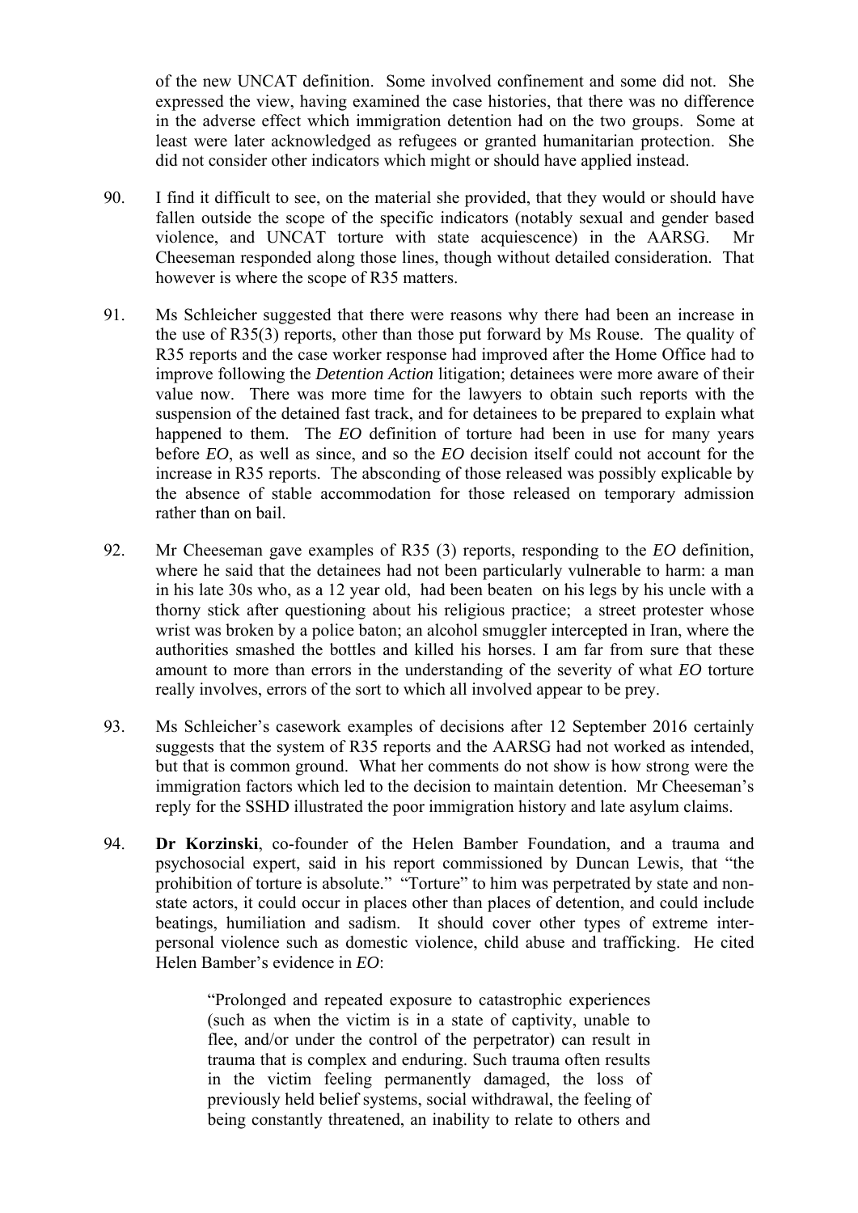of the new UNCAT definition. Some involved confinement and some did not. She expressed the view, having examined the case histories, that there was no difference in the adverse effect which immigration detention had on the two groups. Some at least were later acknowledged as refugees or granted humanitarian protection. She did not consider other indicators which might or should have applied instead.

90. I find it difficult to see, on the material she provided, that they would or should have fallen outside the scope of the specific indicators (notably sexual and gender based violence, and UNCAT torture with state acquiescence) in the AARSG. Mr Cheeseman responded along those lines, though without detailed consideration. That however is where the scope of R35 matters.

91. Ms Schleicher suggested that there were reasons why there had been an increase in the use of R35(3) reports, other than those put forward by Ms Rouse. The quality of R35 reports and the case worker response had improved after the Home Office had to improve following the *Detention Action* litigation; detainees were more aware of their value now. There was more time for the lawyers to obtain such reports with the suspension of the detained fast track, and for detainees to be prepared to explain what happened to them. The *EO* definition of torture had been in use for many years before *EO*, as well as since, and so the *EO* decision itself could not account for the increase in R35 reports. The absconding of those released was possibly explicable by the absence of stable accommodation for those released on temporary admission rather than on bail.

92. Mr Cheeseman gave examples of R35 (3) reports, responding to the *EO* definition, where he said that the detainees had not been particularly vulnerable to harm: a man in his late 30s who, as a 12 year old, had been beaten on his legs by his uncle with a thorny stick after questioning about his religious practice; a street protester whose wrist was broken by a police baton; an alcohol smuggler intercepted in Iran, where the authorities smashed the bottles and killed his horses. I am far from sure that these amount to more than errors in the understanding of the severity of what *EO* torture really involves, errors of the sort to which all involved appear to be prey.

93. Ms Schleicher's casework examples of decisions after 12 September 2016 certainly suggests that the system of R35 reports and the AARSG had not worked as intended, but that is common ground. What her comments do not show is how strong were the immigration factors which led to the decision to maintain detention. Mr Cheeseman's reply for the SSHD illustrated the poor immigration history and late asylum claims.

94. **Dr Korzinski**, co-founder of the Helen Bamber Foundation, and a trauma and psychosocial expert, said in his report commissioned by Duncan Lewis, that "the prohibition of torture is absolute." "Torture" to him was perpetrated by state and non-state actors, it could occur in places other than places of detention, and could include beatings, humiliation and sadism. It should cover other types of extreme inter-personal violence such as domestic violence, child abuse and trafficking. He cited Helen Bamber's evidence in *EO*:

> "Prolonged and repeated exposure to catastrophic experiences (such as when the victim is in a state of captivity, unable to flee, and/or under the control of the perpetrator) can result in trauma that is complex and enduring. Such trauma often results in the victim feeling permanently damaged, the loss of previously held belief systems, social withdrawal, the feeling of being constantly threatened, an inability to relate to others and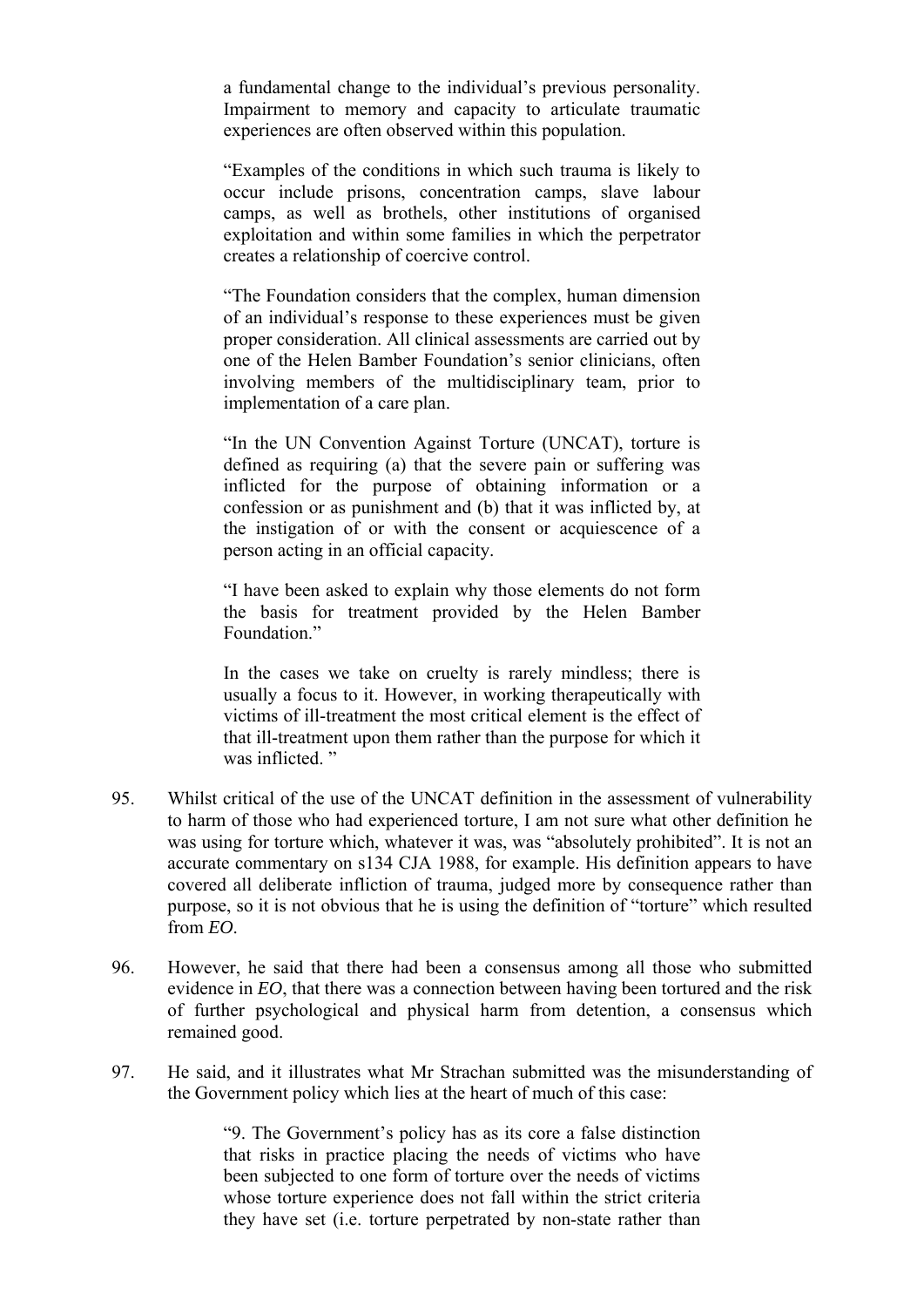> a fundamental change to the individual's previous personality. Impairment to memory and capacity to articulate traumatic experiences are often observed within this population.
>
> "Examples of the conditions in which such trauma is likely to occur include prisons, concentration camps, slave labour camps, as well as brothels, other institutions of organised exploitation and within some families in which the perpetrator creates a relationship of coercive control.
>
> "The Foundation considers that the complex, human dimension of an individual's response to these experiences must be given proper consideration. All clinical assessments are carried out by one of the Helen Bamber Foundation's senior clinicians, often involving members of the multidisciplinary team, prior to implementation of a care plan.
>
> "In the UN Convention Against Torture (UNCAT), torture is defined as requiring (a) that the severe pain or suffering was inflicted for the purpose of obtaining information or a confession or as punishment and (b) that it was inflicted by, at the instigation of or with the consent or acquiescence of a person acting in an official capacity.
>
> "I have been asked to explain why those elements do not form the basis for treatment provided by the Helen Bamber Foundation."
>
> In the cases we take on cruelty is rarely mindless; there is usually a focus to it. However, in working therapeutically with victims of ill-treatment the most critical element is the effect of that ill-treatment upon them rather than the purpose for which it was inflicted. "

95. Whilst critical of the use of the UNCAT definition in the assessment of vulnerability to harm of those who had experienced torture, I am not sure what other definition he was using for torture which, whatever it was, was "absolutely prohibited". It is not an accurate commentary on s134 CJA 1988, for example. His definition appears to have covered all deliberate infliction of trauma, judged more by consequence rather than purpose, so it is not obvious that he is using the definition of "torture" which resulted from *EO*.

96. However, he said that there had been a consensus among all those who submitted evidence in *EO*, that there was a connection between having been tortured and the risk of further psychological and physical harm from detention, a consensus which remained good.

97. He said, and it illustrates what Mr Strachan submitted was the misunderstanding of the Government policy which lies at the heart of much of this case:

> "9. The Government's policy has as its core a false distinction that risks in practice placing the needs of victims who have been subjected to one form of torture over the needs of victims whose torture experience does not fall within the strict criteria they have set (i.e. torture perpetrated by non-state rather than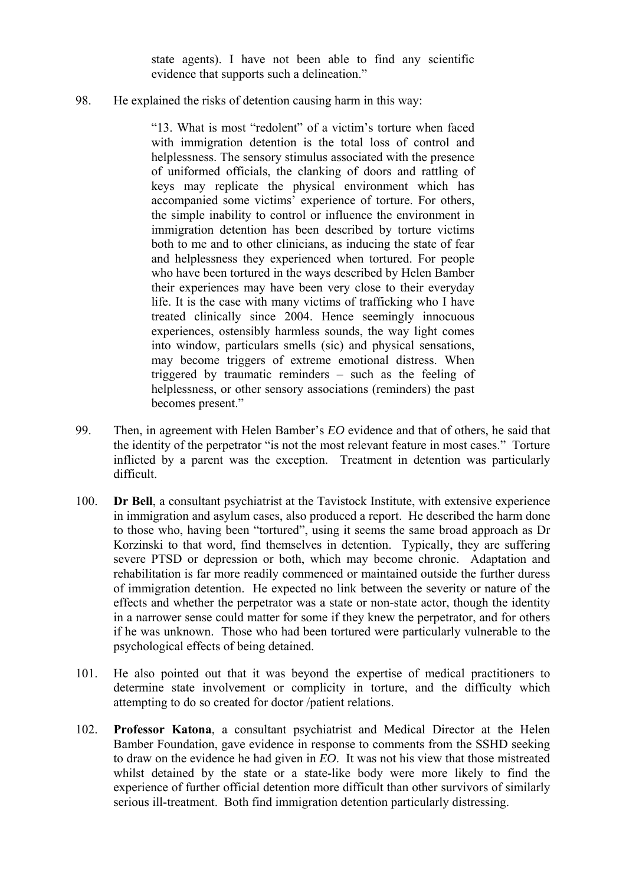> state agents). I have not been able to find any scientific evidence that supports such a delineation."

98. He explained the risks of detention causing harm in this way:

> "13. What is most "redolent" of a victim's torture when faced with immigration detention is the total loss of control and helplessness. The sensory stimulus associated with the presence of uniformed officials, the clanking of doors and rattling of keys may replicate the physical environment which has accompanied some victims' experience of torture. For others, the simple inability to control or influence the environment in immigration detention has been described by torture victims both to me and to other clinicians, as inducing the state of fear and helplessness they experienced when tortured. For people who have been tortured in the ways described by Helen Bamber their experiences may have been very close to their everyday life. It is the case with many victims of trafficking who I have treated clinically since 2004. Hence seemingly innocuous experiences, ostensibly harmless sounds, the way light comes into window, particulars smells (sic) and physical sensations, may become triggers of extreme emotional distress. When triggered by traumatic reminders – such as the feeling of helplessness, or other sensory associations (reminders) the past becomes present."

99. Then, in agreement with Helen Bamber's *EO* evidence and that of others, he said that the identity of the perpetrator "is not the most relevant feature in most cases." Torture inflicted by a parent was the exception. Treatment in detention was particularly difficult.

100. **Dr Bell**, a consultant psychiatrist at the Tavistock Institute, with extensive experience in immigration and asylum cases, also produced a report. He described the harm done to those who, having been "tortured", using it seems the same broad approach as Dr Korzinski to that word, find themselves in detention. Typically, they are suffering severe PTSD or depression or both, which may become chronic. Adaptation and rehabilitation is far more readily commenced or maintained outside the further duress of immigration detention. He expected no link between the severity or nature of the effects and whether the perpetrator was a state or non-state actor, though the identity in a narrower sense could matter for some if they knew the perpetrator, and for others if he was unknown. Those who had been tortured were particularly vulnerable to the psychological effects of being detained.

101. He also pointed out that it was beyond the expertise of medical practitioners to determine state involvement or complicity in torture, and the difficulty which attempting to do so created for doctor /patient relations.

102. **Professor Katona**, a consultant psychiatrist and Medical Director at the Helen Bamber Foundation, gave evidence in response to comments from the SSHD seeking to draw on the evidence he had given in *EO*. It was not his view that those mistreated whilst detained by the state or a state-like body were more likely to find the experience of further official detention more difficult than other survivors of similarly serious ill-treatment. Both find immigration detention particularly distressing.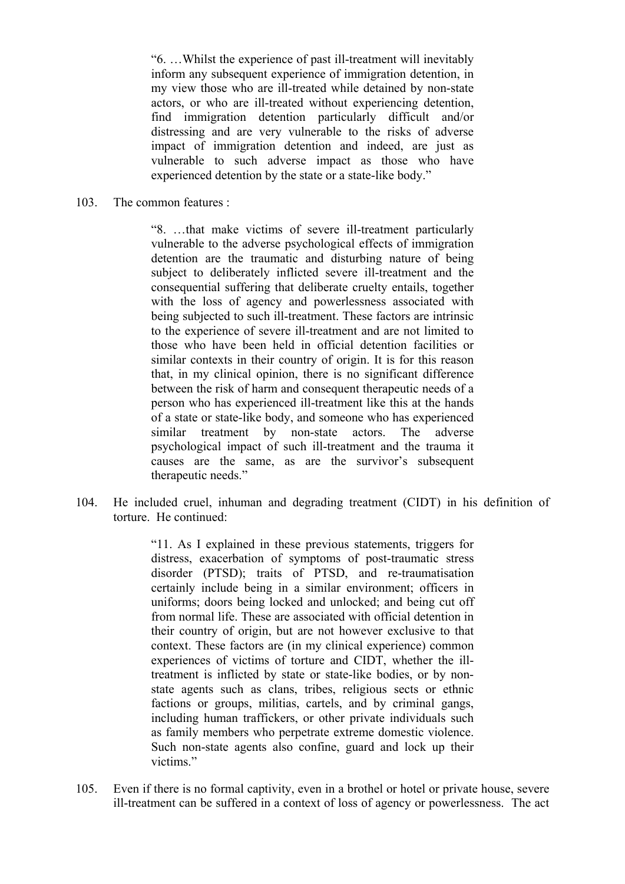> "6. …Whilst the experience of past ill-treatment will inevitably inform any subsequent experience of immigration detention, in my view those who are ill-treated while detained by non-state actors, or who are ill-treated without experiencing detention, find immigration detention particularly difficult and/or distressing and are very vulnerable to the risks of adverse impact of immigration detention and indeed, are just as vulnerable to such adverse impact as those who have experienced detention by the state or a state-like body."

103. The common features :

> "8. …that make victims of severe ill-treatment particularly vulnerable to the adverse psychological effects of immigration detention are the traumatic and disturbing nature of being subject to deliberately inflicted severe ill-treatment and the consequential suffering that deliberate cruelty entails, together with the loss of agency and powerlessness associated with being subjected to such ill-treatment. These factors are intrinsic to the experience of severe ill-treatment and are not limited to those who have been held in official detention facilities or similar contexts in their country of origin. It is for this reason that, in my clinical opinion, there is no significant difference between the risk of harm and consequent therapeutic needs of a person who has experienced ill-treatment like this at the hands of a state or state-like body, and someone who has experienced similar treatment by non-state actors. The adverse psychological impact of such ill-treatment and the trauma it causes are the same, as are the survivor's subsequent therapeutic needs."

104. He included cruel, inhuman and degrading treatment (CIDT) in his definition of torture. He continued:

> "11. As I explained in these previous statements, triggers for distress, exacerbation of symptoms of post-traumatic stress disorder (PTSD); traits of PTSD, and re-traumatisation certainly include being in a similar environment; officers in uniforms; doors being locked and unlocked; and being cut off from normal life. These are associated with official detention in their country of origin, are not however exclusive to that context. These factors are (in my clinical experience) common experiences of victims of torture and CIDT, whether the ill-treatment is inflicted by state or state-like bodies, or by non-state agents such as clans, tribes, religious sects or ethnic factions or groups, militias, cartels, and by criminal gangs, including human traffickers, or other private individuals such as family members who perpetrate extreme domestic violence. Such non-state agents also confine, guard and lock up their victims."

105. Even if there is no formal captivity, even in a brothel or hotel or private house, severe ill-treatment can be suffered in a context of loss of agency or powerlessness. The act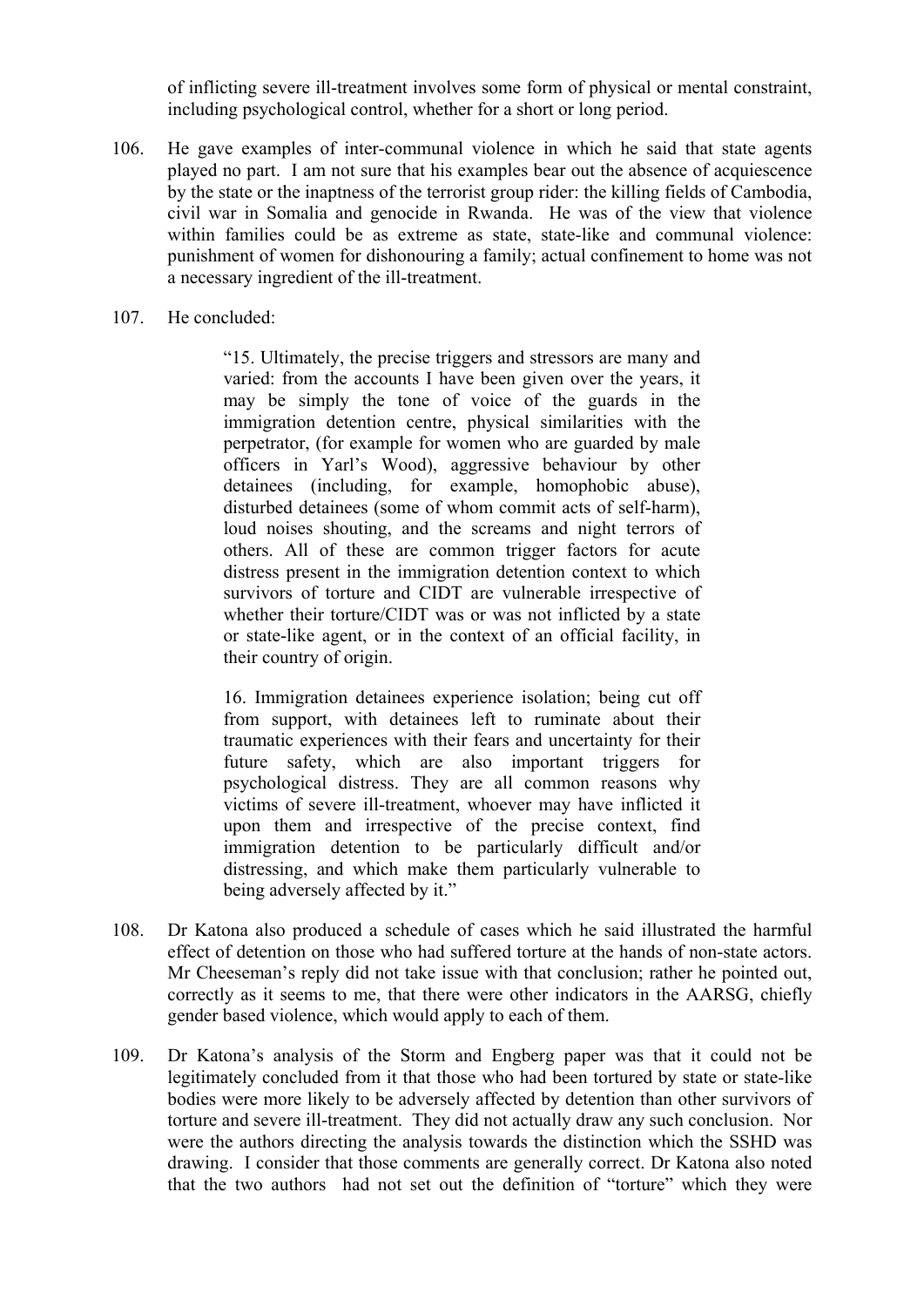of inflicting severe ill-treatment involves some form of physical or mental constraint, including psychological control, whether for a short or long period.

106. He gave examples of inter-communal violence in which he said that state agents played no part. I am not sure that his examples bear out the absence of acquiescence by the state or the inaptness of the terrorist group rider: the killing fields of Cambodia, civil war in Somalia and genocide in Rwanda. He was of the view that violence within families could be as extreme as state, state-like and communal violence: punishment of women for dishonouring a family; actual confinement to home was not a necessary ingredient of the ill-treatment.

107. He concluded:

> "15. Ultimately, the precise triggers and stressors are many and varied: from the accounts I have been given over the years, it may be simply the tone of voice of the guards in the immigration detention centre, physical similarities with the perpetrator, (for example for women who are guarded by male officers in Yarl's Wood), aggressive behaviour by other detainees (including, for example, homophobic abuse), disturbed detainees (some of whom commit acts of self-harm), loud noises shouting, and the screams and night terrors of others. All of these are common trigger factors for acute distress present in the immigration detention context to which survivors of torture and CIDT are vulnerable irrespective of whether their torture/CIDT was or was not inflicted by a state or state-like agent, or in the context of an official facility, in their country of origin.
>
> 16. Immigration detainees experience isolation; being cut off from support, with detainees left to ruminate about their traumatic experiences with their fears and uncertainty for their future safety, which are also important triggers for psychological distress. They are all common reasons why victims of severe ill-treatment, whoever may have inflicted it upon them and irrespective of the precise context, find immigration detention to be particularly difficult and/or distressing, and which make them particularly vulnerable to being adversely affected by it."

108. Dr Katona also produced a schedule of cases which he said illustrated the harmful effect of detention on those who had suffered torture at the hands of non-state actors. Mr Cheeseman's reply did not take issue with that conclusion; rather he pointed out, correctly as it seems to me, that there were other indicators in the AARSG, chiefly gender based violence, which would apply to each of them.

109. Dr Katona's analysis of the Storm and Engberg paper was that it could not be legitimately concluded from it that those who had been tortured by state or state-like bodies were more likely to be adversely affected by detention than other survivors of torture and severe ill-treatment. They did not actually draw any such conclusion. Nor were the authors directing the analysis towards the distinction which the SSHD was drawing. I consider that those comments are generally correct. Dr Katona also noted that the two authors had not set out the definition of "torture" which they were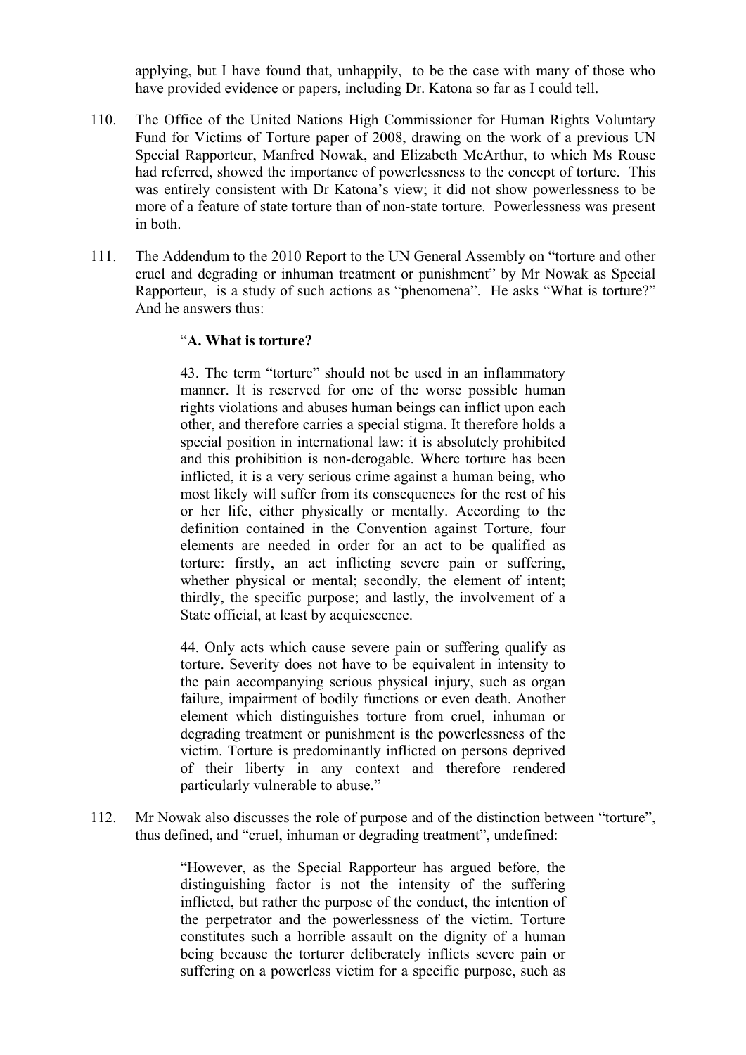applying, but I have found that, unhappily, to be the case with many of those who have provided evidence or papers, including Dr. Katona so far as I could tell.

110. The Office of the United Nations High Commissioner for Human Rights Voluntary Fund for Victims of Torture paper of 2008, drawing on the work of a previous UN Special Rapporteur, Manfred Nowak, and Elizabeth McArthur, to which Ms Rouse had referred, showed the importance of powerlessness to the concept of torture. This was entirely consistent with Dr Katona's view; it did not show powerlessness to be more of a feature of state torture than of non-state torture. Powerlessness was present in both.

111. The Addendum to the 2010 Report to the UN General Assembly on "torture and other cruel and degrading or inhuman treatment or punishment" by Mr Nowak as Special Rapporteur, is a study of such actions as "phenomena". He asks "What is torture?" And he answers thus:

> "**A. What is torture?**
>
> 43. The term "torture" should not be used in an inflammatory manner. It is reserved for one of the worse possible human rights violations and abuses human beings can inflict upon each other, and therefore carries a special stigma. It therefore holds a special position in international law: it is absolutely prohibited and this prohibition is non-derogable. Where torture has been inflicted, it is a very serious crime against a human being, who most likely will suffer from its consequences for the rest of his or her life, either physically or mentally. According to the definition contained in the Convention against Torture, four elements are needed in order for an act to be qualified as torture: firstly, an act inflicting severe pain or suffering, whether physical or mental; secondly, the element of intent; thirdly, the specific purpose; and lastly, the involvement of a State official, at least by acquiescence.
>
> 44. Only acts which cause severe pain or suffering qualify as torture. Severity does not have to be equivalent in intensity to the pain accompanying serious physical injury, such as organ failure, impairment of bodily functions or even death. Another element which distinguishes torture from cruel, inhuman or degrading treatment or punishment is the powerlessness of the victim. Torture is predominantly inflicted on persons deprived of their liberty in any context and therefore rendered particularly vulnerable to abuse."

112. Mr Nowak also discusses the role of purpose and of the distinction between "torture", thus defined, and "cruel, inhuman or degrading treatment", undefined:

> "However, as the Special Rapporteur has argued before, the distinguishing factor is not the intensity of the suffering inflicted, but rather the purpose of the conduct, the intention of the perpetrator and the powerlessness of the victim. Torture constitutes such a horrible assault on the dignity of a human being because the torturer deliberately inflicts severe pain or suffering on a powerless victim for a specific purpose, such as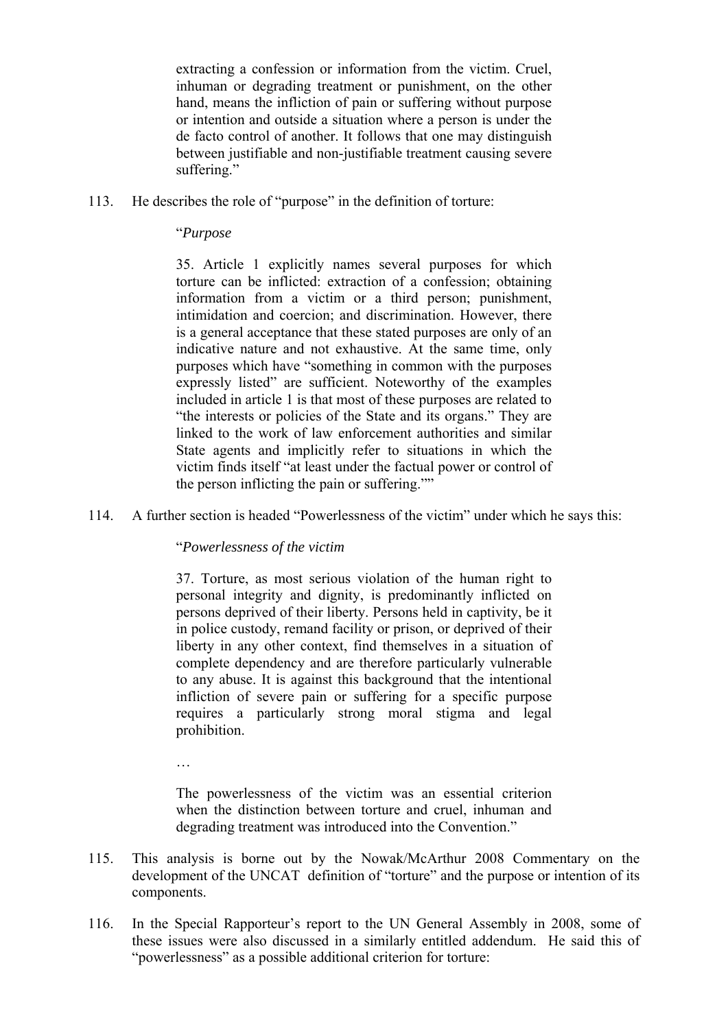> extracting a confession or information from the victim. Cruel, inhuman or degrading treatment or punishment, on the other hand, means the infliction of pain or suffering without purpose or intention and outside a situation where a person is under the de facto control of another. It follows that one may distinguish between justifiable and non-justifiable treatment causing severe suffering."

113. He describes the role of "purpose" in the definition of torture:

> "*Purpose*
>
> 35. Article 1 explicitly names several purposes for which torture can be inflicted: extraction of a confession; obtaining information from a victim or a third person; punishment, intimidation and coercion; and discrimination. However, there is a general acceptance that these stated purposes are only of an indicative nature and not exhaustive. At the same time, only purposes which have "something in common with the purposes expressly listed" are sufficient. Noteworthy of the examples included in article 1 is that most of these purposes are related to "the interests or policies of the State and its organs." They are linked to the work of law enforcement authorities and similar State agents and implicitly refer to situations in which the victim finds itself "at least under the factual power or control of the person inflicting the pain or suffering.""

114. A further section is headed "Powerlessness of the victim" under which he says this:

> "*Powerlessness of the victim*
>
> 37. Torture, as most serious violation of the human right to personal integrity and dignity, is predominantly inflicted on persons deprived of their liberty. Persons held in captivity, be it in police custody, remand facility or prison, or deprived of their liberty in any other context, find themselves in a situation of complete dependency and are therefore particularly vulnerable to any abuse. It is against this background that the intentional infliction of severe pain or suffering for a specific purpose requires a particularly strong moral stigma and legal prohibition.
>
> …
>
> The powerlessness of the victim was an essential criterion when the distinction between torture and cruel, inhuman and degrading treatment was introduced into the Convention."

115. This analysis is borne out by the Nowak/McArthur 2008 Commentary on the development of the UNCAT definition of "torture" and the purpose or intention of its components.

116. In the Special Rapporteur's report to the UN General Assembly in 2008, some of these issues were also discussed in a similarly entitled addendum. He said this of "powerlessness" as a possible additional criterion for torture: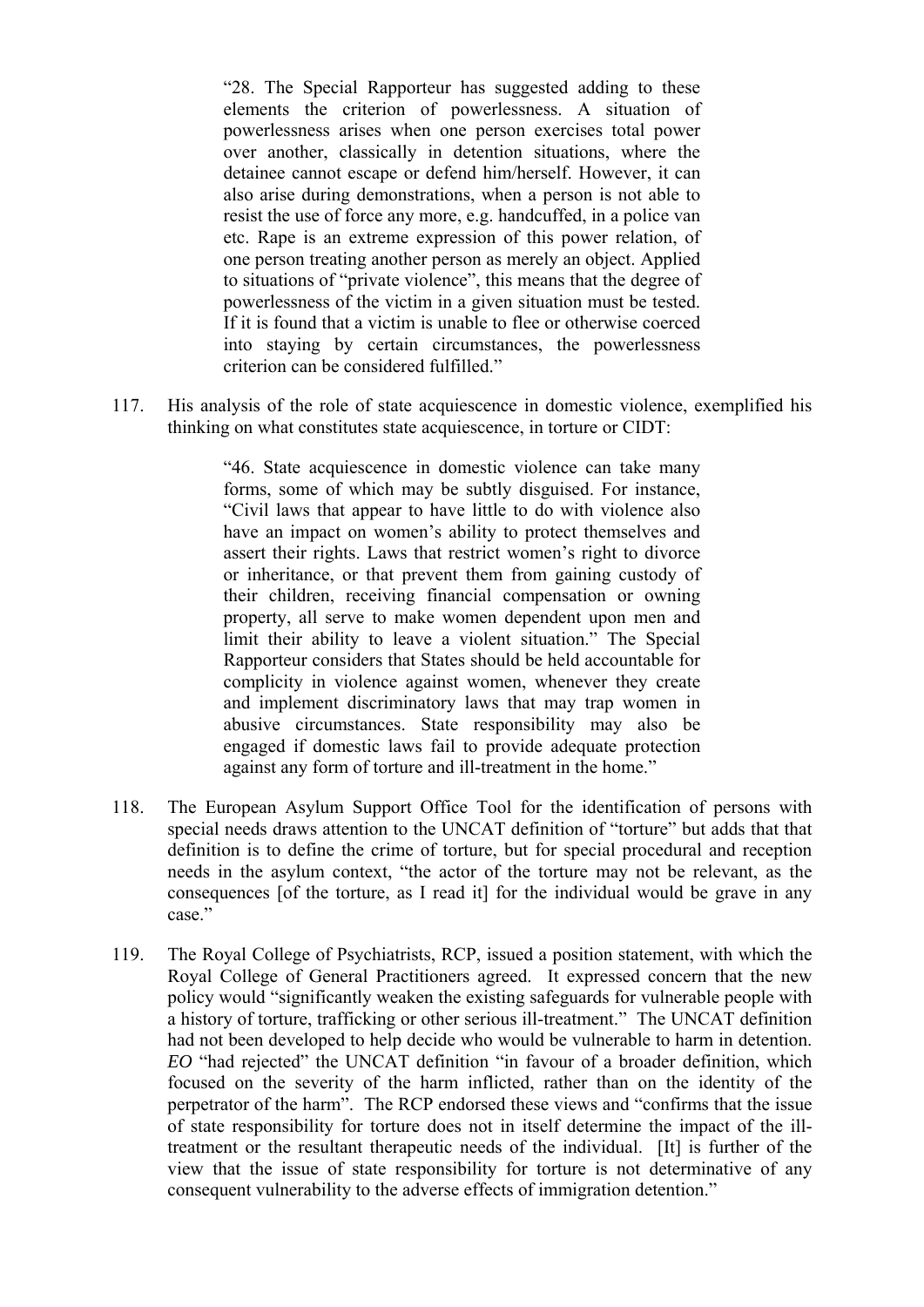> "28. The Special Rapporteur has suggested adding to these elements the criterion of powerlessness. A situation of powerlessness arises when one person exercises total power over another, classically in detention situations, where the detainee cannot escape or defend him/herself. However, it can also arise during demonstrations, when a person is not able to resist the use of force any more, e.g. handcuffed, in a police van etc. Rape is an extreme expression of this power relation, of one person treating another person as merely an object. Applied to situations of "private violence", this means that the degree of powerlessness of the victim in a given situation must be tested. If it is found that a victim is unable to flee or otherwise coerced into staying by certain circumstances, the powerlessness criterion can be considered fulfilled."

117. His analysis of the role of state acquiescence in domestic violence, exemplified his thinking on what constitutes state acquiescence, in torture or CIDT:

> "46. State acquiescence in domestic violence can take many forms, some of which may be subtly disguised. For instance, "Civil laws that appear to have little to do with violence also have an impact on women's ability to protect themselves and assert their rights. Laws that restrict women's right to divorce or inheritance, or that prevent them from gaining custody of their children, receiving financial compensation or owning property, all serve to make women dependent upon men and limit their ability to leave a violent situation." The Special Rapporteur considers that States should be held accountable for complicity in violence against women, whenever they create and implement discriminatory laws that may trap women in abusive circumstances. State responsibility may also be engaged if domestic laws fail to provide adequate protection against any form of torture and ill-treatment in the home."

118. The European Asylum Support Office Tool for the identification of persons with special needs draws attention to the UNCAT definition of "torture" but adds that that definition is to define the crime of torture, but for special procedural and reception needs in the asylum context, "the actor of the torture may not be relevant, as the consequences [of the torture, as I read it] for the individual would be grave in any case."

119. The Royal College of Psychiatrists, RCP, issued a position statement, with which the Royal College of General Practitioners agreed. It expressed concern that the new policy would "significantly weaken the existing safeguards for vulnerable people with a history of torture, trafficking or other serious ill-treatment." The UNCAT definition had not been developed to help decide who would be vulnerable to harm in detention. *EO* "had rejected" the UNCAT definition "in favour of a broader definition, which focused on the severity of the harm inflicted, rather than on the identity of the perpetrator of the harm". The RCP endorsed these views and "confirms that the issue of state responsibility for torture does not in itself determine the impact of the ill-treatment or the resultant therapeutic needs of the individual. [It] is further of the view that the issue of state responsibility for torture is not determinative of any consequent vulnerability to the adverse effects of immigration detention."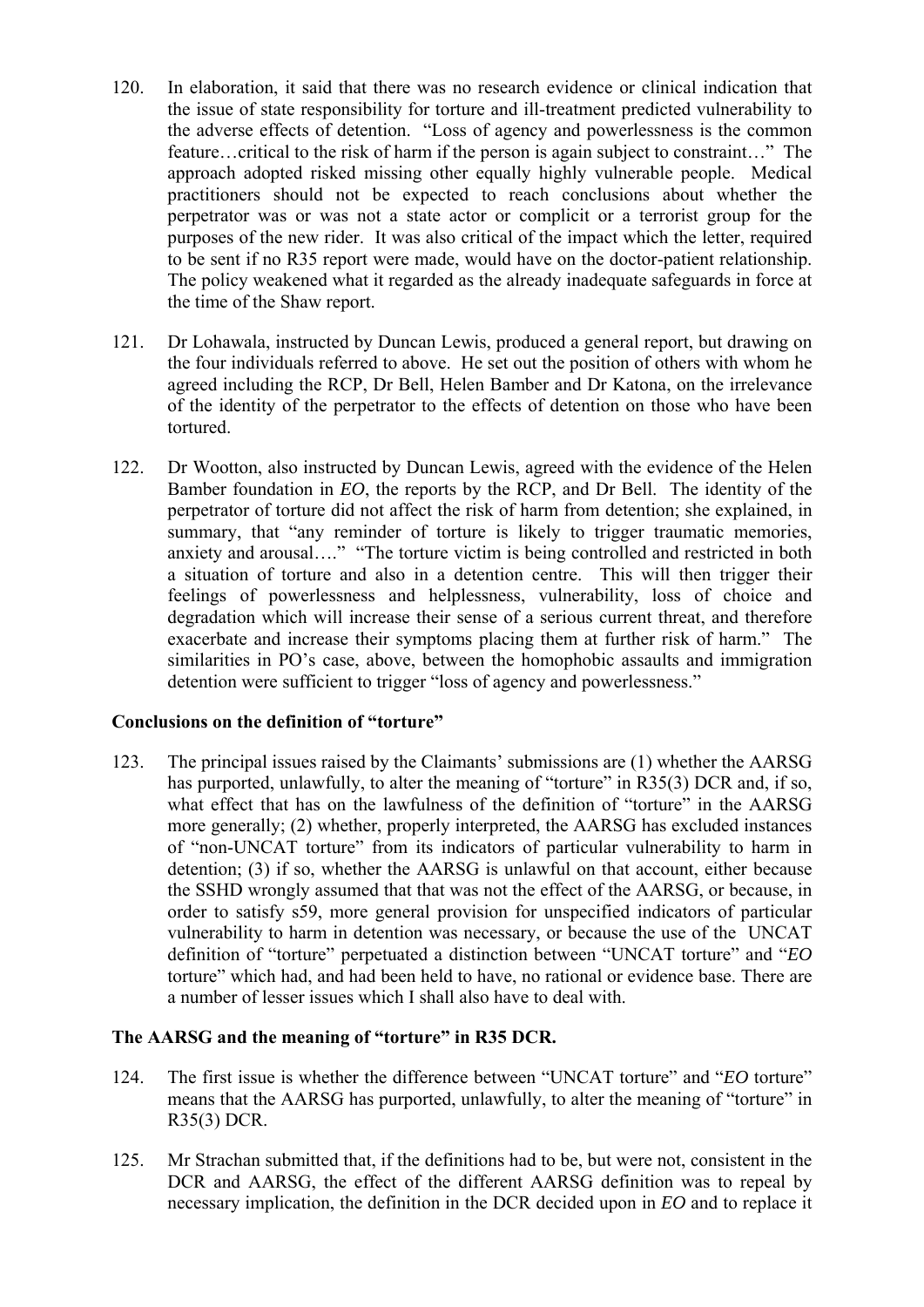120. In elaboration, it said that there was no research evidence or clinical indication that the issue of state responsibility for torture and ill-treatment predicted vulnerability to the adverse effects of detention. "Loss of agency and powerlessness is the common feature…critical to the risk of harm if the person is again subject to constraint…" The approach adopted risked missing other equally highly vulnerable people. Medical practitioners should not be expected to reach conclusions about whether the perpetrator was or was not a state actor or complicit or a terrorist group for the purposes of the new rider. It was also critical of the impact which the letter, required to be sent if no R35 report were made, would have on the doctor-patient relationship. The policy weakened what it regarded as the already inadequate safeguards in force at the time of the Shaw report.

121. Dr Lohawala, instructed by Duncan Lewis, produced a general report, but drawing on the four individuals referred to above. He set out the position of others with whom he agreed including the RCP, Dr Bell, Helen Bamber and Dr Katona, on the irrelevance of the identity of the perpetrator to the effects of detention on those who have been tortured.

122. Dr Wootton, also instructed by Duncan Lewis, agreed with the evidence of the Helen Bamber foundation in *EO*, the reports by the RCP, and Dr Bell. The identity of the perpetrator of torture did not affect the risk of harm from detention; she explained, in summary, that "any reminder of torture is likely to trigger traumatic memories, anxiety and arousal…." "The torture victim is being controlled and restricted in both a situation of torture and also in a detention centre. This will then trigger their feelings of powerlessness and helplessness, vulnerability, loss of choice and degradation which will increase their sense of a serious current threat, and therefore exacerbate and increase their symptoms placing them at further risk of harm." The similarities in PO's case, above, between the homophobic assaults and immigration detention were sufficient to trigger "loss of agency and powerlessness."

**Conclusions on the definition of "torture"**

123. The principal issues raised by the Claimants' submissions are (1) whether the AARSG has purported, unlawfully, to alter the meaning of "torture" in R35(3) DCR and, if so, what effect that has on the lawfulness of the definition of "torture" in the AARSG more generally; (2) whether, properly interpreted, the AARSG has excluded instances of "non-UNCAT torture" from its indicators of particular vulnerability to harm in detention; (3) if so, whether the AARSG is unlawful on that account, either because the SSHD wrongly assumed that that was not the effect of the AARSG, or because, in order to satisfy s59, more general provision for unspecified indicators of particular vulnerability to harm in detention was necessary, or because the use of the UNCAT definition of "torture" perpetuated a distinction between "UNCAT torture" and "*EO* torture" which had, and had been held to have, no rational or evidence base. There are a number of lesser issues which I shall also have to deal with.

**The AARSG and the meaning of "torture" in R35 DCR.**

124. The first issue is whether the difference between "UNCAT torture" and "*EO* torture" means that the AARSG has purported, unlawfully, to alter the meaning of "torture" in R35(3) DCR.

125. Mr Strachan submitted that, if the definitions had to be, but were not, consistent in the DCR and AARSG, the effect of the different AARSG definition was to repeal by necessary implication, the definition in the DCR decided upon in *EO* and to replace it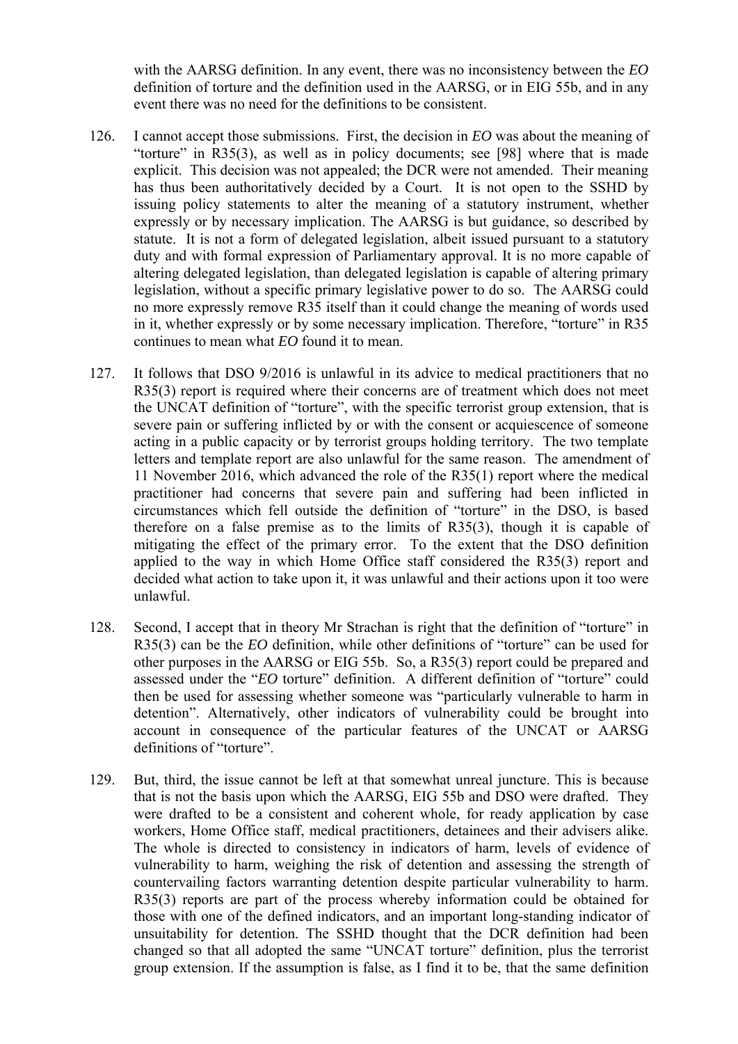with the AARSG definition. In any event, there was no inconsistency between the *EO* definition of torture and the definition used in the AARSG, or in EIG 55b, and in any event there was no need for the definitions to be consistent.

126. I cannot accept those submissions. First, the decision in *EO* was about the meaning of "torture" in R35(3), as well as in policy documents; see [98] where that is made explicit. This decision was not appealed; the DCR were not amended. Their meaning has thus been authoritatively decided by a Court. It is not open to the SSHD by issuing policy statements to alter the meaning of a statutory instrument, whether expressly or by necessary implication. The AARSG is but guidance, so described by statute. It is not a form of delegated legislation, albeit issued pursuant to a statutory duty and with formal expression of Parliamentary approval. It is no more capable of altering delegated legislation, than delegated legislation is capable of altering primary legislation, without a specific primary legislative power to do so. The AARSG could no more expressly remove R35 itself than it could change the meaning of words used in it, whether expressly or by some necessary implication. Therefore, "torture" in R35 continues to mean what *EO* found it to mean.

127. It follows that DSO 9/2016 is unlawful in its advice to medical practitioners that no R35(3) report is required where their concerns are of treatment which does not meet the UNCAT definition of "torture", with the specific terrorist group extension, that is severe pain or suffering inflicted by or with the consent or acquiescence of someone acting in a public capacity or by terrorist groups holding territory. The two template letters and template report are also unlawful for the same reason. The amendment of 11 November 2016, which advanced the role of the R35(1) report where the medical practitioner had concerns that severe pain and suffering had been inflicted in circumstances which fell outside the definition of "torture" in the DSO, is based therefore on a false premise as to the limits of R35(3), though it is capable of mitigating the effect of the primary error. To the extent that the DSO definition applied to the way in which Home Office staff considered the R35(3) report and decided what action to take upon it, it was unlawful and their actions upon it too were unlawful.

128. Second, I accept that in theory Mr Strachan is right that the definition of "torture" in R35(3) can be the *EO* definition, while other definitions of "torture" can be used for other purposes in the AARSG or EIG 55b. So, a R35(3) report could be prepared and assessed under the "*EO* torture" definition. A different definition of "torture" could then be used for assessing whether someone was "particularly vulnerable to harm in detention". Alternatively, other indicators of vulnerability could be brought into account in consequence of the particular features of the UNCAT or AARSG definitions of "torture".

129. But, third, the issue cannot be left at that somewhat unreal juncture. This is because that is not the basis upon which the AARSG, EIG 55b and DSO were drafted. They were drafted to be a consistent and coherent whole, for ready application by case workers, Home Office staff, medical practitioners, detainees and their advisers alike. The whole is directed to consistency in indicators of harm, levels of evidence of vulnerability to harm, weighing the risk of detention and assessing the strength of countervailing factors warranting detention despite particular vulnerability to harm. R35(3) reports are part of the process whereby information could be obtained for those with one of the defined indicators, and an important long-standing indicator of unsuitability for detention. The SSHD thought that the DCR definition had been changed so that all adopted the same "UNCAT torture" definition, plus the terrorist group extension. If the assumption is false, as I find it to be, that the same definition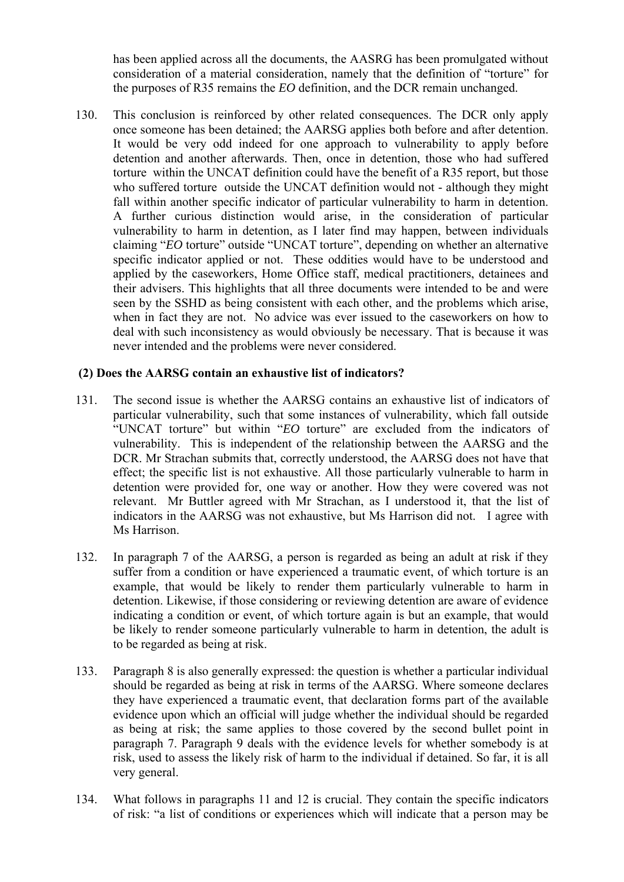has been applied across all the documents, the AASRG has been promulgated without consideration of a material consideration, namely that the definition of "torture" for the purposes of R35 remains the *EO* definition, and the DCR remain unchanged.

130. This conclusion is reinforced by other related consequences. The DCR only apply once someone has been detained; the AARSG applies both before and after detention. It would be very odd indeed for one approach to vulnerability to apply before detention and another afterwards. Then, once in detention, those who had suffered torture within the UNCAT definition could have the benefit of a R35 report, but those who suffered torture outside the UNCAT definition would not - although they might fall within another specific indicator of particular vulnerability to harm in detention. A further curious distinction would arise, in the consideration of particular vulnerability to harm in detention, as I later find may happen, between individuals claiming "*EO* torture" outside "UNCAT torture", depending on whether an alternative specific indicator applied or not. These oddities would have to be understood and applied by the caseworkers, Home Office staff, medical practitioners, detainees and their advisers. This highlights that all three documents were intended to be and were seen by the SSHD as being consistent with each other, and the problems which arise, when in fact they are not. No advice was ever issued to the caseworkers on how to deal with such inconsistency as would obviously be necessary. That is because it was never intended and the problems were never considered.

**(2) Does the AARSG contain an exhaustive list of indicators?**

131. The second issue is whether the AARSG contains an exhaustive list of indicators of particular vulnerability, such that some instances of vulnerability, which fall outside "UNCAT torture" but within "*EO* torture" are excluded from the indicators of vulnerability. This is independent of the relationship between the AARSG and the DCR. Mr Strachan submits that, correctly understood, the AARSG does not have that effect; the specific list is not exhaustive. All those particularly vulnerable to harm in detention were provided for, one way or another. How they were covered was not relevant. Mr Buttler agreed with Mr Strachan, as I understood it, that the list of indicators in the AARSG was not exhaustive, but Ms Harrison did not. I agree with Ms Harrison.

132. In paragraph 7 of the AARSG, a person is regarded as being an adult at risk if they suffer from a condition or have experienced a traumatic event, of which torture is an example, that would be likely to render them particularly vulnerable to harm in detention. Likewise, if those considering or reviewing detention are aware of evidence indicating a condition or event, of which torture again is but an example, that would be likely to render someone particularly vulnerable to harm in detention, the adult is to be regarded as being at risk.

133. Paragraph 8 is also generally expressed: the question is whether a particular individual should be regarded as being at risk in terms of the AARSG. Where someone declares they have experienced a traumatic event, that declaration forms part of the available evidence upon which an official will judge whether the individual should be regarded as being at risk; the same applies to those covered by the second bullet point in paragraph 7. Paragraph 9 deals with the evidence levels for whether somebody is at risk, used to assess the likely risk of harm to the individual if detained. So far, it is all very general.

134. What follows in paragraphs 11 and 12 is crucial. They contain the specific indicators of risk: "a list of conditions or experiences which will indicate that a person may be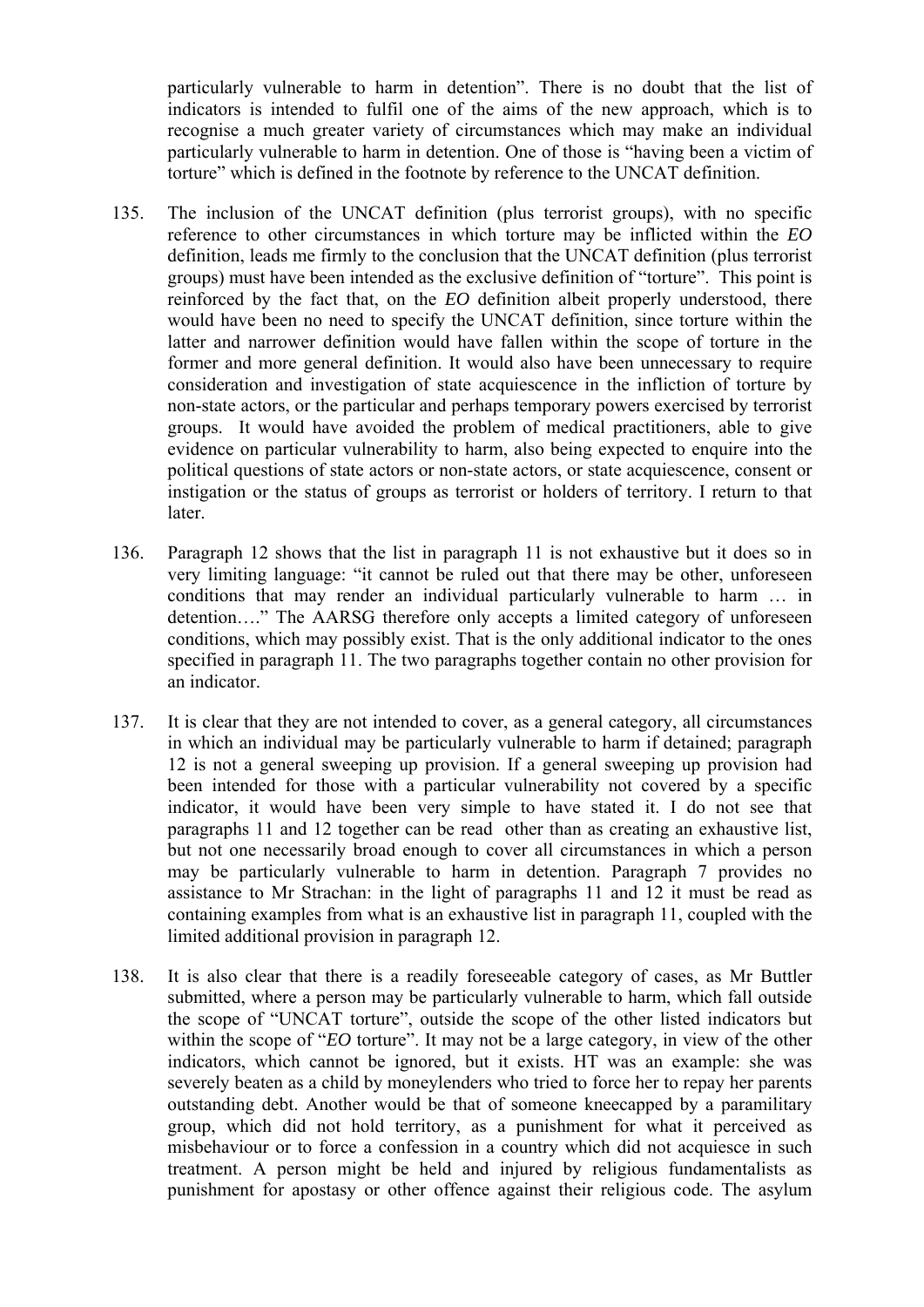particularly vulnerable to harm in detention". There is no doubt that the list of indicators is intended to fulfil one of the aims of the new approach, which is to recognise a much greater variety of circumstances which may make an individual particularly vulnerable to harm in detention. One of those is "having been a victim of torture" which is defined in the footnote by reference to the UNCAT definition.

135. The inclusion of the UNCAT definition (plus terrorist groups), with no specific reference to other circumstances in which torture may be inflicted within the *EO* definition, leads me firmly to the conclusion that the UNCAT definition (plus terrorist groups) must have been intended as the exclusive definition of "torture". This point is reinforced by the fact that, on the *EO* definition albeit properly understood, there would have been no need to specify the UNCAT definition, since torture within the latter and narrower definition would have fallen within the scope of torture in the former and more general definition. It would also have been unnecessary to require consideration and investigation of state acquiescence in the infliction of torture by non-state actors, or the particular and perhaps temporary powers exercised by terrorist groups. It would have avoided the problem of medical practitioners, able to give evidence on particular vulnerability to harm, also being expected to enquire into the political questions of state actors or non-state actors, or state acquiescence, consent or instigation or the status of groups as terrorist or holders of territory. I return to that later.

136. Paragraph 12 shows that the list in paragraph 11 is not exhaustive but it does so in very limiting language: "it cannot be ruled out that there may be other, unforeseen conditions that may render an individual particularly vulnerable to harm … in detention…." The AARSG therefore only accepts a limited category of unforeseen conditions, which may possibly exist. That is the only additional indicator to the ones specified in paragraph 11. The two paragraphs together contain no other provision for an indicator.

137. It is clear that they are not intended to cover, as a general category, all circumstances in which an individual may be particularly vulnerable to harm if detained; paragraph 12 is not a general sweeping up provision. If a general sweeping up provision had been intended for those with a particular vulnerability not covered by a specific indicator, it would have been very simple to have stated it. I do not see that paragraphs 11 and 12 together can be read other than as creating an exhaustive list, but not one necessarily broad enough to cover all circumstances in which a person may be particularly vulnerable to harm in detention. Paragraph 7 provides no assistance to Mr Strachan: in the light of paragraphs 11 and 12 it must be read as containing examples from what is an exhaustive list in paragraph 11, coupled with the limited additional provision in paragraph 12.

138. It is also clear that there is a readily foreseeable category of cases, as Mr Buttler submitted, where a person may be particularly vulnerable to harm, which fall outside the scope of "UNCAT torture", outside the scope of the other listed indicators but within the scope of "*EO* torture". It may not be a large category, in view of the other indicators, which cannot be ignored, but it exists. HT was an example: she was severely beaten as a child by moneylenders who tried to force her to repay her parents outstanding debt. Another would be that of someone kneecapped by a paramilitary group, which did not hold territory, as a punishment for what it perceived as misbehaviour or to force a confession in a country which did not acquiesce in such treatment. A person might be held and injured by religious fundamentalists as punishment for apostasy or other offence against their religious code. The asylum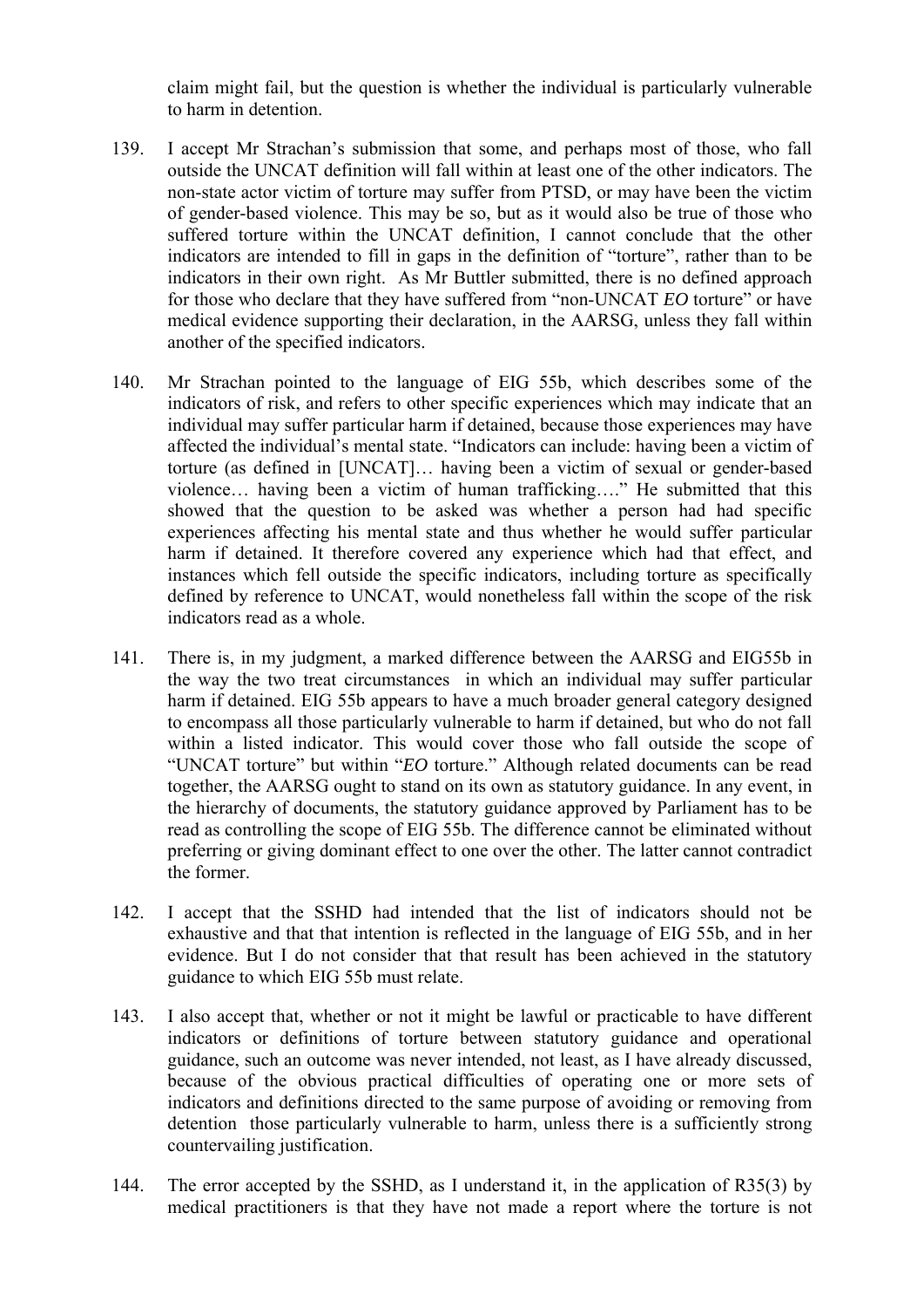claim might fail, but the question is whether the individual is particularly vulnerable to harm in detention.

139. I accept Mr Strachan's submission that some, and perhaps most of those, who fall outside the UNCAT definition will fall within at least one of the other indicators. The non-state actor victim of torture may suffer from PTSD, or may have been the victim of gender-based violence. This may be so, but as it would also be true of those who suffered torture within the UNCAT definition, I cannot conclude that the other indicators are intended to fill in gaps in the definition of "torture", rather than to be indicators in their own right. As Mr Buttler submitted, there is no defined approach for those who declare that they have suffered from "non-UNCAT *EO* torture" or have medical evidence supporting their declaration, in the AARSG, unless they fall within another of the specified indicators.

140. Mr Strachan pointed to the language of EIG 55b, which describes some of the indicators of risk, and refers to other specific experiences which may indicate that an individual may suffer particular harm if detained, because those experiences may have affected the individual's mental state. "Indicators can include: having been a victim of torture (as defined in [UNCAT]… having been a victim of sexual or gender-based violence… having been a victim of human trafficking…." He submitted that this showed that the question to be asked was whether a person had had specific experiences affecting his mental state and thus whether he would suffer particular harm if detained. It therefore covered any experience which had that effect, and instances which fell outside the specific indicators, including torture as specifically defined by reference to UNCAT, would nonetheless fall within the scope of the risk indicators read as a whole.

141. There is, in my judgment, a marked difference between the AARSG and EIG55b in the way the two treat circumstances in which an individual may suffer particular harm if detained. EIG 55b appears to have a much broader general category designed to encompass all those particularly vulnerable to harm if detained, but who do not fall within a listed indicator. This would cover those who fall outside the scope of "UNCAT torture" but within "*EO* torture." Although related documents can be read together, the AARSG ought to stand on its own as statutory guidance. In any event, in the hierarchy of documents, the statutory guidance approved by Parliament has to be read as controlling the scope of EIG 55b. The difference cannot be eliminated without preferring or giving dominant effect to one over the other. The latter cannot contradict the former.

142. I accept that the SSHD had intended that the list of indicators should not be exhaustive and that that intention is reflected in the language of EIG 55b, and in her evidence. But I do not consider that that result has been achieved in the statutory guidance to which EIG 55b must relate.

143. I also accept that, whether or not it might be lawful or practicable to have different indicators or definitions of torture between statutory guidance and operational guidance, such an outcome was never intended, not least, as I have already discussed, because of the obvious practical difficulties of operating one or more sets of indicators and definitions directed to the same purpose of avoiding or removing from detention those particularly vulnerable to harm, unless there is a sufficiently strong countervailing justification.

144. The error accepted by the SSHD, as I understand it, in the application of R35(3) by medical practitioners is that they have not made a report where the torture is not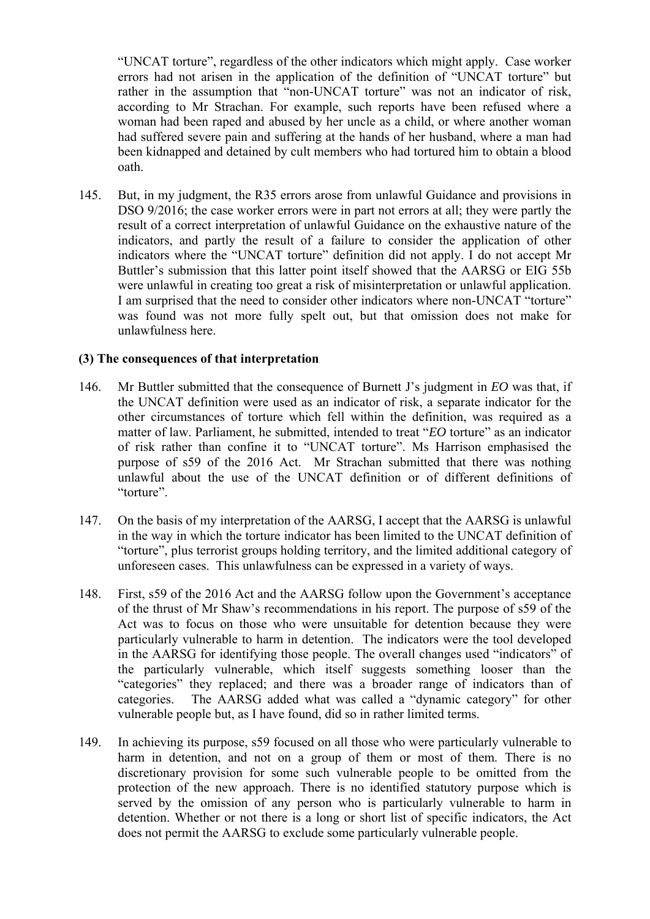"UNCAT torture", regardless of the other indicators which might apply. Case worker errors had not arisen in the application of the definition of "UNCAT torture" but rather in the assumption that "non-UNCAT torture" was not an indicator of risk, according to Mr Strachan. For example, such reports have been refused where a woman had been raped and abused by her uncle as a child, or where another woman had suffered severe pain and suffering at the hands of her husband, where a man had been kidnapped and detained by cult members who had tortured him to obtain a blood oath.

145. But, in my judgment, the R35 errors arose from unlawful Guidance and provisions in DSO 9/2016; the case worker errors were in part not errors at all; they were partly the result of a correct interpretation of unlawful Guidance on the exhaustive nature of the indicators, and partly the result of a failure to consider the application of other indicators where the "UNCAT torture" definition did not apply. I do not accept Mr Buttler's submission that this latter point itself showed that the AARSG or EIG 55b were unlawful in creating too great a risk of misinterpretation or unlawful application. I am surprised that the need to consider other indicators where non-UNCAT "torture" was found was not more fully spelt out, but that omission does not make for unlawfulness here.

**(3) The consequences of that interpretation**

146. Mr Buttler submitted that the consequence of Burnett J's judgment in *EO* was that, if the UNCAT definition were used as an indicator of risk, a separate indicator for the other circumstances of torture which fell within the definition, was required as a matter of law. Parliament, he submitted, intended to treat "*EO* torture" as an indicator of risk rather than confine it to "UNCAT torture". Ms Harrison emphasised the purpose of s59 of the 2016 Act. Mr Strachan submitted that there was nothing unlawful about the use of the UNCAT definition or of different definitions of "torture".

147. On the basis of my interpretation of the AARSG, I accept that the AARSG is unlawful in the way in which the torture indicator has been limited to the UNCAT definition of "torture", plus terrorist groups holding territory, and the limited additional category of unforeseen cases. This unlawfulness can be expressed in a variety of ways.

148. First, s59 of the 2016 Act and the AARSG follow upon the Government's acceptance of the thrust of Mr Shaw's recommendations in his report. The purpose of s59 of the Act was to focus on those who were unsuitable for detention because they were particularly vulnerable to harm in detention. The indicators were the tool developed in the AARSG for identifying those people. The overall changes used "indicators" of the particularly vulnerable, which itself suggests something looser than the "categories" they replaced; and there was a broader range of indicators than of categories. The AARSG added what was called a "dynamic category" for other vulnerable people but, as I have found, did so in rather limited terms.

149. In achieving its purpose, s59 focused on all those who were particularly vulnerable to harm in detention, and not on a group of them or most of them. There is no discretionary provision for some such vulnerable people to be omitted from the protection of the new approach. There is no identified statutory purpose which is served by the omission of any person who is particularly vulnerable to harm in detention. Whether or not there is a long or short list of specific indicators, the Act does not permit the AARSG to exclude some particularly vulnerable people.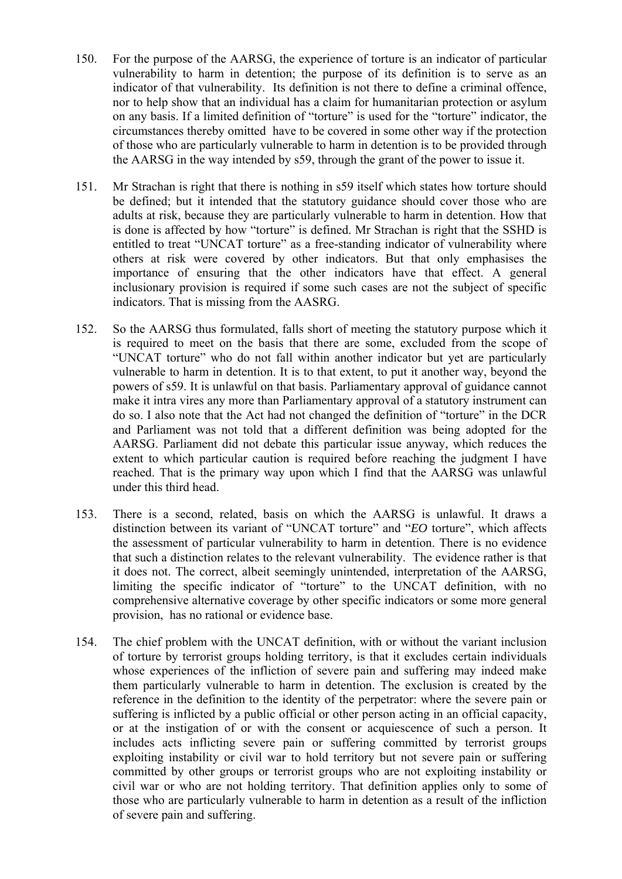150. For the purpose of the AARSG, the experience of torture is an indicator of particular vulnerability to harm in detention; the purpose of its definition is to serve as an indicator of that vulnerability. Its definition is not there to define a criminal offence, nor to help show that an individual has a claim for humanitarian protection or asylum on any basis. If a limited definition of "torture" is used for the "torture" indicator, the circumstances thereby omitted have to be covered in some other way if the protection of those who are particularly vulnerable to harm in detention is to be provided through the AARSG in the way intended by s59, through the grant of the power to issue it.

151. Mr Strachan is right that there is nothing in s59 itself which states how torture should be defined; but it intended that the statutory guidance should cover those who are adults at risk, because they are particularly vulnerable to harm in detention. How that is done is affected by how "torture" is defined. Mr Strachan is right that the SSHD is entitled to treat "UNCAT torture" as a free-standing indicator of vulnerability where others at risk were covered by other indicators. But that only emphasises the importance of ensuring that the other indicators have that effect. A general inclusionary provision is required if some such cases are not the subject of specific indicators. That is missing from the AASRG.

152. So the AARSG thus formulated, falls short of meeting the statutory purpose which it is required to meet on the basis that there are some, excluded from the scope of "UNCAT torture" who do not fall within another indicator but yet are particularly vulnerable to harm in detention. It is to that extent, to put it another way, beyond the powers of s59. It is unlawful on that basis. Parliamentary approval of guidance cannot make it intra vires any more than Parliamentary approval of a statutory instrument can do so. I also note that the Act had not changed the definition of "torture" in the DCR and Parliament was not told that a different definition was being adopted for the AARSG. Parliament did not debate this particular issue anyway, which reduces the extent to which particular caution is required before reaching the judgment I have reached. That is the primary way upon which I find that the AARSG was unlawful under this third head.

153. There is a second, related, basis on which the AARSG is unlawful. It draws a distinction between its variant of "UNCAT torture" and "*EO* torture", which affects the assessment of particular vulnerability to harm in detention. There is no evidence that such a distinction relates to the relevant vulnerability. The evidence rather is that it does not. The correct, albeit seemingly unintended, interpretation of the AARSG, limiting the specific indicator of "torture" to the UNCAT definition, with no comprehensive alternative coverage by other specific indicators or some more general provision, has no rational or evidence base.

154. The chief problem with the UNCAT definition, with or without the variant inclusion of torture by terrorist groups holding territory, is that it excludes certain individuals whose experiences of the infliction of severe pain and suffering may indeed make them particularly vulnerable to harm in detention. The exclusion is created by the reference in the definition to the identity of the perpetrator: where the severe pain or suffering is inflicted by a public official or other person acting in an official capacity, or at the instigation of or with the consent or acquiescence of such a person. It includes acts inflicting severe pain or suffering committed by terrorist groups exploiting instability or civil war to hold territory but not severe pain or suffering committed by other groups or terrorist groups who are not exploiting instability or civil war or who are not holding territory. That definition applies only to some of those who are particularly vulnerable to harm in detention as a result of the infliction of severe pain and suffering.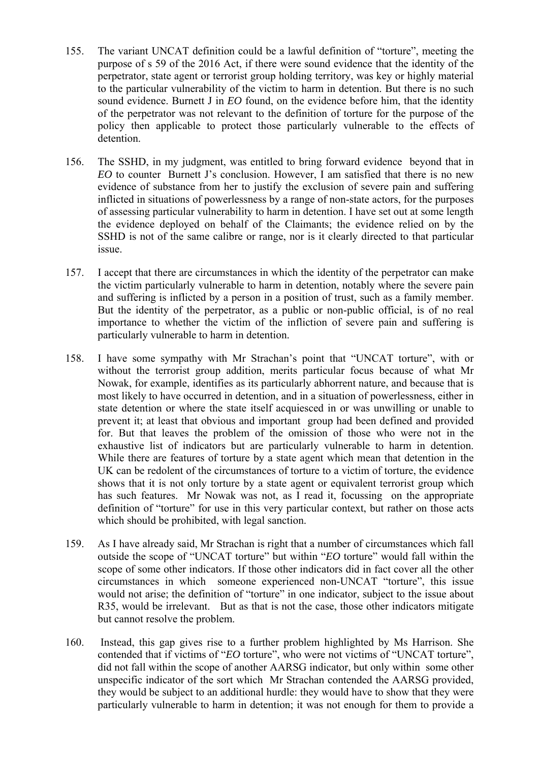155. The variant UNCAT definition could be a lawful definition of "torture", meeting the purpose of s 59 of the 2016 Act, if there were sound evidence that the identity of the perpetrator, state agent or terrorist group holding territory, was key or highly material to the particular vulnerability of the victim to harm in detention. But there is no such sound evidence. Burnett J in *EO* found, on the evidence before him, that the identity of the perpetrator was not relevant to the definition of torture for the purpose of the policy then applicable to protect those particularly vulnerable to the effects of detention.

156. The SSHD, in my judgment, was entitled to bring forward evidence beyond that in *EO* to counter Burnett J's conclusion. However, I am satisfied that there is no new evidence of substance from her to justify the exclusion of severe pain and suffering inflicted in situations of powerlessness by a range of non-state actors, for the purposes of assessing particular vulnerability to harm in detention. I have set out at some length the evidence deployed on behalf of the Claimants; the evidence relied on by the SSHD is not of the same calibre or range, nor is it clearly directed to that particular issue.

157. I accept that there are circumstances in which the identity of the perpetrator can make the victim particularly vulnerable to harm in detention, notably where the severe pain and suffering is inflicted by a person in a position of trust, such as a family member. But the identity of the perpetrator, as a public or non-public official, is of no real importance to whether the victim of the infliction of severe pain and suffering is particularly vulnerable to harm in detention.

158. I have some sympathy with Mr Strachan's point that "UNCAT torture", with or without the terrorist group addition, merits particular focus because of what Mr Nowak, for example, identifies as its particularly abhorrent nature, and because that is most likely to have occurred in detention, and in a situation of powerlessness, either in state detention or where the state itself acquiesced in or was unwilling or unable to prevent it; at least that obvious and important group had been defined and provided for. But that leaves the problem of the omission of those who were not in the exhaustive list of indicators but are particularly vulnerable to harm in detention. While there are features of torture by a state agent which mean that detention in the UK can be redolent of the circumstances of torture to a victim of torture, the evidence shows that it is not only torture by a state agent or equivalent terrorist group which has such features. Mr Nowak was not, as I read it, focussing on the appropriate definition of "torture" for use in this very particular context, but rather on those acts which should be prohibited, with legal sanction.

159. As I have already said, Mr Strachan is right that a number of circumstances which fall outside the scope of "UNCAT torture" but within "*EO* torture" would fall within the scope of some other indicators. If those other indicators did in fact cover all the other circumstances in which someone experienced non-UNCAT "torture", this issue would not arise; the definition of "torture" in one indicator, subject to the issue about R35, would be irrelevant. But as that is not the case, those other indicators mitigate but cannot resolve the problem.

160. Instead, this gap gives rise to a further problem highlighted by Ms Harrison. She contended that if victims of "*EO* torture", who were not victims of "UNCAT torture", did not fall within the scope of another AARSG indicator, but only within some other unspecific indicator of the sort which Mr Strachan contended the AARSG provided, they would be subject to an additional hurdle: they would have to show that they were particularly vulnerable to harm in detention; it was not enough for them to provide a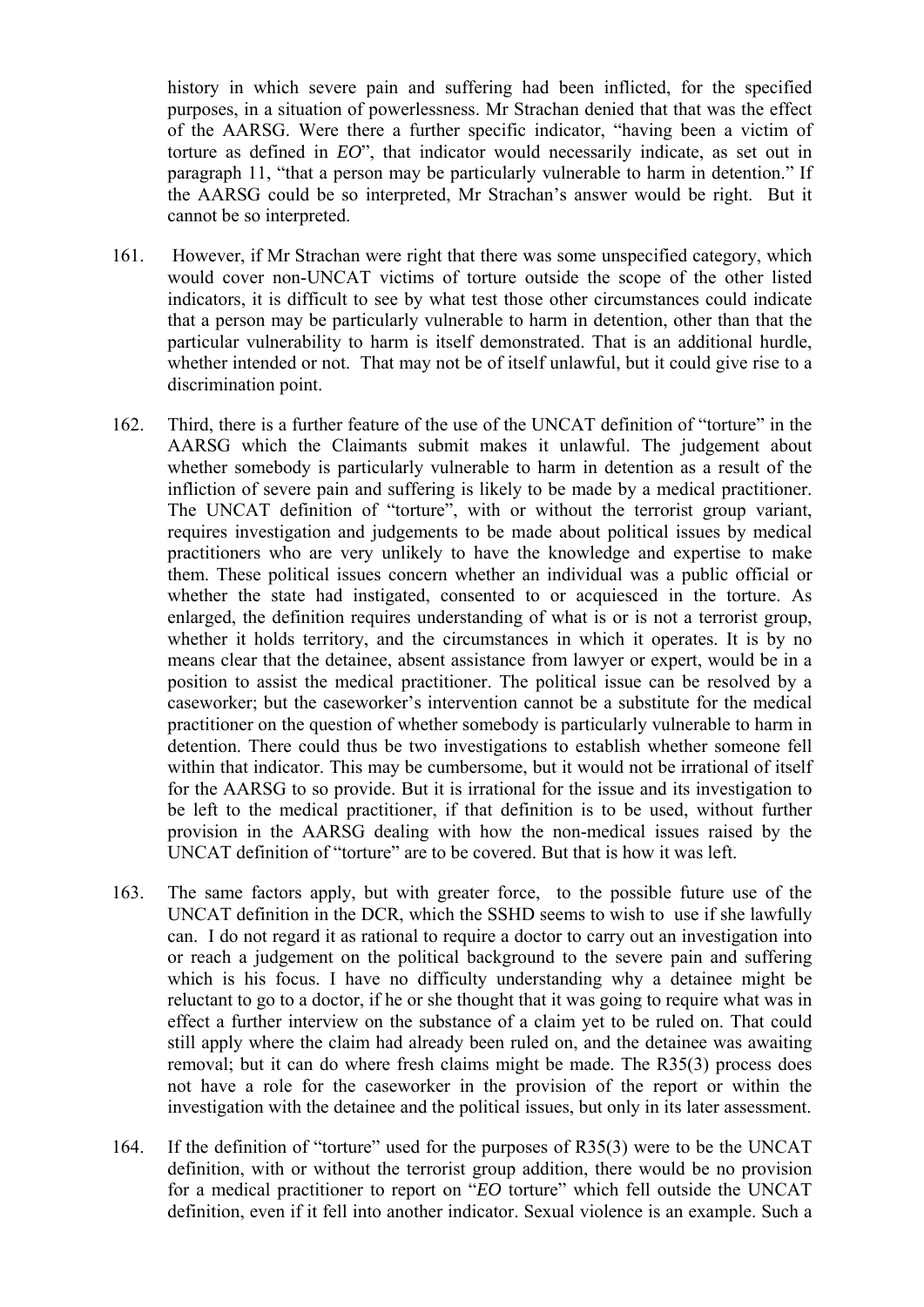history in which severe pain and suffering had been inflicted, for the specified purposes, in a situation of powerlessness. Mr Strachan denied that that was the effect of the AARSG. Were there a further specific indicator, "having been a victim of torture as defined in *EO*", that indicator would necessarily indicate, as set out in paragraph 11, "that a person may be particularly vulnerable to harm in detention." If the AARSG could be so interpreted, Mr Strachan's answer would be right. But it cannot be so interpreted.

161. However, if Mr Strachan were right that there was some unspecified category, which would cover non-UNCAT victims of torture outside the scope of the other listed indicators, it is difficult to see by what test those other circumstances could indicate that a person may be particularly vulnerable to harm in detention, other than that the particular vulnerability to harm is itself demonstrated. That is an additional hurdle, whether intended or not. That may not be of itself unlawful, but it could give rise to a discrimination point.

162. Third, there is a further feature of the use of the UNCAT definition of "torture" in the AARSG which the Claimants submit makes it unlawful. The judgement about whether somebody is particularly vulnerable to harm in detention as a result of the infliction of severe pain and suffering is likely to be made by a medical practitioner. The UNCAT definition of "torture", with or without the terrorist group variant, requires investigation and judgements to be made about political issues by medical practitioners who are very unlikely to have the knowledge and expertise to make them. These political issues concern whether an individual was a public official or whether the state had instigated, consented to or acquiesced in the torture. As enlarged, the definition requires understanding of what is or is not a terrorist group, whether it holds territory, and the circumstances in which it operates. It is by no means clear that the detainee, absent assistance from lawyer or expert, would be in a position to assist the medical practitioner. The political issue can be resolved by a caseworker; but the caseworker's intervention cannot be a substitute for the medical practitioner on the question of whether somebody is particularly vulnerable to harm in detention. There could thus be two investigations to establish whether someone fell within that indicator. This may be cumbersome, but it would not be irrational of itself for the AARSG to so provide. But it is irrational for the issue and its investigation to be left to the medical practitioner, if that definition is to be used, without further provision in the AARSG dealing with how the non-medical issues raised by the UNCAT definition of "torture" are to be covered. But that is how it was left.

163. The same factors apply, but with greater force, to the possible future use of the UNCAT definition in the DCR, which the SSHD seems to wish to use if she lawfully can. I do not regard it as rational to require a doctor to carry out an investigation into or reach a judgement on the political background to the severe pain and suffering which is his focus. I have no difficulty understanding why a detainee might be reluctant to go to a doctor, if he or she thought that it was going to require what was in effect a further interview on the substance of a claim yet to be ruled on. That could still apply where the claim had already been ruled on, and the detainee was awaiting removal; but it can do where fresh claims might be made. The R35(3) process does not have a role for the caseworker in the provision of the report or within the investigation with the detainee and the political issues, but only in its later assessment.

164. If the definition of "torture" used for the purposes of R35(3) were to be the UNCAT definition, with or without the terrorist group addition, there would be no provision for a medical practitioner to report on "*EO* torture" which fell outside the UNCAT definition, even if it fell into another indicator. Sexual violence is an example. Such a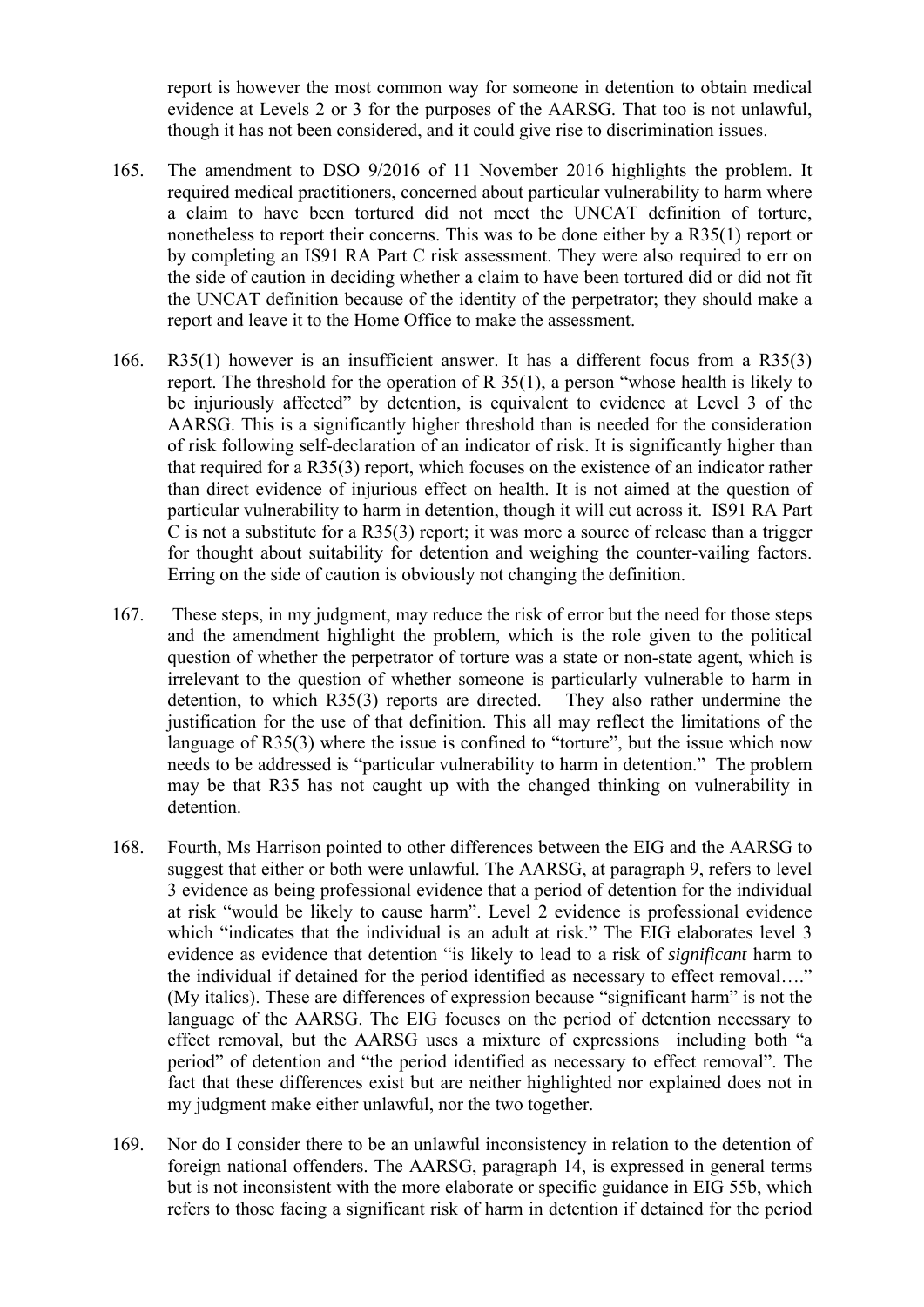report is however the most common way for someone in detention to obtain medical evidence at Levels 2 or 3 for the purposes of the AARSG. That too is not unlawful, though it has not been considered, and it could give rise to discrimination issues.

165. The amendment to DSO 9/2016 of 11 November 2016 highlights the problem. It required medical practitioners, concerned about particular vulnerability to harm where a claim to have been tortured did not meet the UNCAT definition of torture, nonetheless to report their concerns. This was to be done either by a R35(1) report or by completing an IS91 RA Part C risk assessment. They were also required to err on the side of caution in deciding whether a claim to have been tortured did or did not fit the UNCAT definition because of the identity of the perpetrator; they should make a report and leave it to the Home Office to make the assessment.

166. R35(1) however is an insufficient answer. It has a different focus from a R35(3) report. The threshold for the operation of R 35(1), a person "whose health is likely to be injuriously affected" by detention, is equivalent to evidence at Level 3 of the AARSG. This is a significantly higher threshold than is needed for the consideration of risk following self-declaration of an indicator of risk. It is significantly higher than that required for a R35(3) report, which focuses on the existence of an indicator rather than direct evidence of injurious effect on health. It is not aimed at the question of particular vulnerability to harm in detention, though it will cut across it. IS91 RA Part C is not a substitute for a R35(3) report; it was more a source of release than a trigger for thought about suitability for detention and weighing the counter-vailing factors. Erring on the side of caution is obviously not changing the definition.

167. These steps, in my judgment, may reduce the risk of error but the need for those steps and the amendment highlight the problem, which is the role given to the political question of whether the perpetrator of torture was a state or non-state agent, which is irrelevant to the question of whether someone is particularly vulnerable to harm in detention, to which R35(3) reports are directed. They also rather undermine the justification for the use of that definition. This all may reflect the limitations of the language of R35(3) where the issue is confined to "torture", but the issue which now needs to be addressed is "particular vulnerability to harm in detention." The problem may be that R35 has not caught up with the changed thinking on vulnerability in detention.

168. Fourth, Ms Harrison pointed to other differences between the EIG and the AARSG to suggest that either or both were unlawful. The AARSG, at paragraph 9, refers to level 3 evidence as being professional evidence that a period of detention for the individual at risk "would be likely to cause harm". Level 2 evidence is professional evidence which "indicates that the individual is an adult at risk." The EIG elaborates level 3 evidence as evidence that detention "is likely to lead to a risk of *significant* harm to the individual if detained for the period identified as necessary to effect removal…." (My italics). These are differences of expression because "significant harm" is not the language of the AARSG. The EIG focuses on the period of detention necessary to effect removal, but the AARSG uses a mixture of expressions including both "a period" of detention and "the period identified as necessary to effect removal". The fact that these differences exist but are neither highlighted nor explained does not in my judgment make either unlawful, nor the two together.

169. Nor do I consider there to be an unlawful inconsistency in relation to the detention of foreign national offenders. The AARSG, paragraph 14, is expressed in general terms but is not inconsistent with the more elaborate or specific guidance in EIG 55b, which refers to those facing a significant risk of harm in detention if detained for the period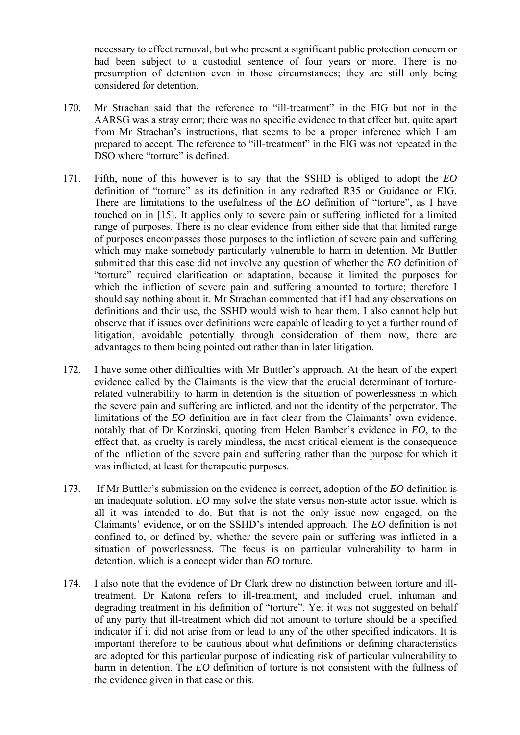necessary to effect removal, but who present a significant public protection concern or had been subject to a custodial sentence of four years or more. There is no presumption of detention even in those circumstances; they are still only being considered for detention.

170. Mr Strachan said that the reference to "ill-treatment" in the EIG but not in the AARSG was a stray error; there was no specific evidence to that effect but, quite apart from Mr Strachan's instructions, that seems to be a proper inference which I am prepared to accept. The reference to "ill-treatment" in the EIG was not repeated in the DSO where "torture" is defined.

171. Fifth, none of this however is to say that the SSHD is obliged to adopt the *EO* definition of "torture" as its definition in any redrafted R35 or Guidance or EIG. There are limitations to the usefulness of the *EO* definition of "torture", as I have touched on in [15]. It applies only to severe pain or suffering inflicted for a limited range of purposes. There is no clear evidence from either side that that limited range of purposes encompasses those purposes to the infliction of severe pain and suffering which may make somebody particularly vulnerable to harm in detention. Mr Buttler submitted that this case did not involve any question of whether the *EO* definition of "torture" required clarification or adaptation, because it limited the purposes for which the infliction of severe pain and suffering amounted to torture; therefore I should say nothing about it. Mr Strachan commented that if I had any observations on definitions and their use, the SSHD would wish to hear them. I also cannot help but observe that if issues over definitions were capable of leading to yet a further round of litigation, avoidable potentially through consideration of them now, there are advantages to them being pointed out rather than in later litigation.

172. I have some other difficulties with Mr Buttler's approach. At the heart of the expert evidence called by the Claimants is the view that the crucial determinant of torture-related vulnerability to harm in detention is the situation of powerlessness in which the severe pain and suffering are inflicted, and not the identity of the perpetrator. The limitations of the *EO* definition are in fact clear from the Claimants' own evidence, notably that of Dr Korzinski, quoting from Helen Bamber's evidence in *EO*, to the effect that, as cruelty is rarely mindless, the most critical element is the consequence of the infliction of the severe pain and suffering rather than the purpose for which it was inflicted, at least for therapeutic purposes.

173. If Mr Buttler's submission on the evidence is correct, adoption of the *EO* definition is an inadequate solution. *EO* may solve the state versus non-state actor issue, which is all it was intended to do. But that is not the only issue now engaged, on the Claimants' evidence, or on the SSHD's intended approach. The *EO* definition is not confined to, or defined by, whether the severe pain or suffering was inflicted in a situation of powerlessness. The focus is on particular vulnerability to harm in detention, which is a concept wider than *EO* torture.

174. I also note that the evidence of Dr Clark drew no distinction between torture and ill-treatment. Dr Katona refers to ill-treatment, and included cruel, inhuman and degrading treatment in his definition of "torture". Yet it was not suggested on behalf of any party that ill-treatment which did not amount to torture should be a specified indicator if it did not arise from or lead to any of the other specified indicators. It is important therefore to be cautious about what definitions or defining characteristics are adopted for this particular purpose of indicating risk of particular vulnerability to harm in detention. The *EO* definition of torture is not consistent with the fullness of the evidence given in that case or this.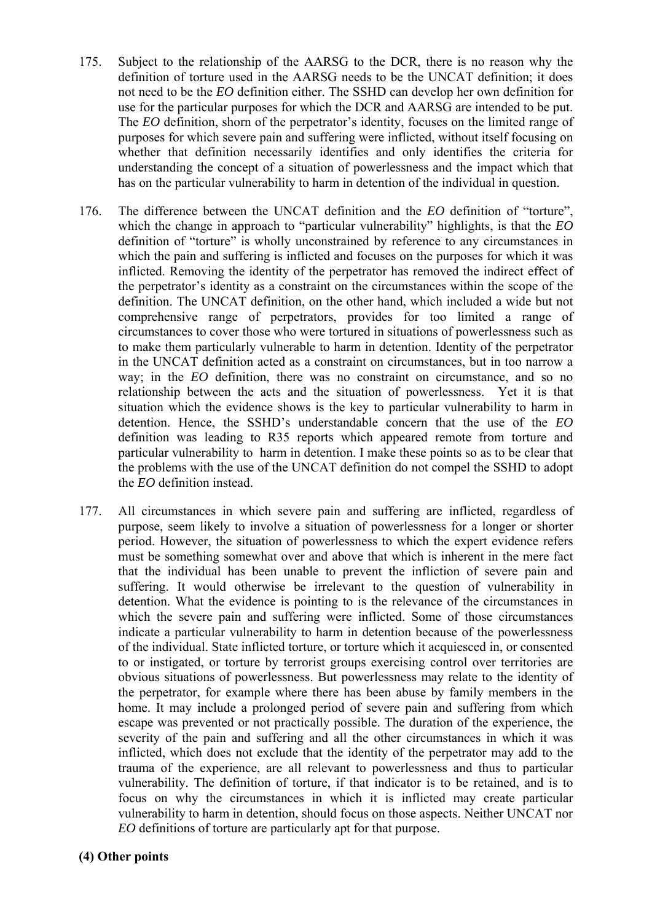175. Subject to the relationship of the AARSG to the DCR, there is no reason why the definition of torture used in the AARSG needs to be the UNCAT definition; it does not need to be the *EO* definition either. The SSHD can develop her own definition for use for the particular purposes for which the DCR and AARSG are intended to be put. The *EO* definition, shorn of the perpetrator's identity, focuses on the limited range of purposes for which severe pain and suffering were inflicted, without itself focusing on whether that definition necessarily identifies and only identifies the criteria for understanding the concept of a situation of powerlessness and the impact which that has on the particular vulnerability to harm in detention of the individual in question.

176. The difference between the UNCAT definition and the *EO* definition of "torture", which the change in approach to "particular vulnerability" highlights, is that the *EO* definition of "torture" is wholly unconstrained by reference to any circumstances in which the pain and suffering is inflicted and focuses on the purposes for which it was inflicted. Removing the identity of the perpetrator has removed the indirect effect of the perpetrator's identity as a constraint on the circumstances within the scope of the definition. The UNCAT definition, on the other hand, which included a wide but not comprehensive range of perpetrators, provides for too limited a range of circumstances to cover those who were tortured in situations of powerlessness such as to make them particularly vulnerable to harm in detention. Identity of the perpetrator in the UNCAT definition acted as a constraint on circumstances, but in too narrow a way; in the *EO* definition, there was no constraint on circumstance, and so no relationship between the acts and the situation of powerlessness. Yet it is that situation which the evidence shows is the key to particular vulnerability to harm in detention. Hence, the SSHD's understandable concern that the use of the *EO* definition was leading to R35 reports which appeared remote from torture and particular vulnerability to harm in detention. I make these points so as to be clear that the problems with the use of the UNCAT definition do not compel the SSHD to adopt the *EO* definition instead.

177. All circumstances in which severe pain and suffering are inflicted, regardless of purpose, seem likely to involve a situation of powerlessness for a longer or shorter period. However, the situation of powerlessness to which the expert evidence refers must be something somewhat over and above that which is inherent in the mere fact that the individual has been unable to prevent the infliction of severe pain and suffering. It would otherwise be irrelevant to the question of vulnerability in detention. What the evidence is pointing to is the relevance of the circumstances in which the severe pain and suffering were inflicted. Some of those circumstances indicate a particular vulnerability to harm in detention because of the powerlessness of the individual. State inflicted torture, or torture which it acquiesced in, or consented to or instigated, or torture by terrorist groups exercising control over territories are obvious situations of powerlessness. But powerlessness may relate to the identity of the perpetrator, for example where there has been abuse by family members in the home. It may include a prolonged period of severe pain and suffering from which escape was prevented or not practically possible. The duration of the experience, the severity of the pain and suffering and all the other circumstances in which it was inflicted, which does not exclude that the identity of the perpetrator may add to the trauma of the experience, are all relevant to powerlessness and thus to particular vulnerability. The definition of torture, if that indicator is to be retained, and is to focus on why the circumstances in which it is inflicted may create particular vulnerability to harm in detention, should focus on those aspects. Neither UNCAT nor *EO* definitions of torture are particularly apt for that purpose.

**(4) Other points**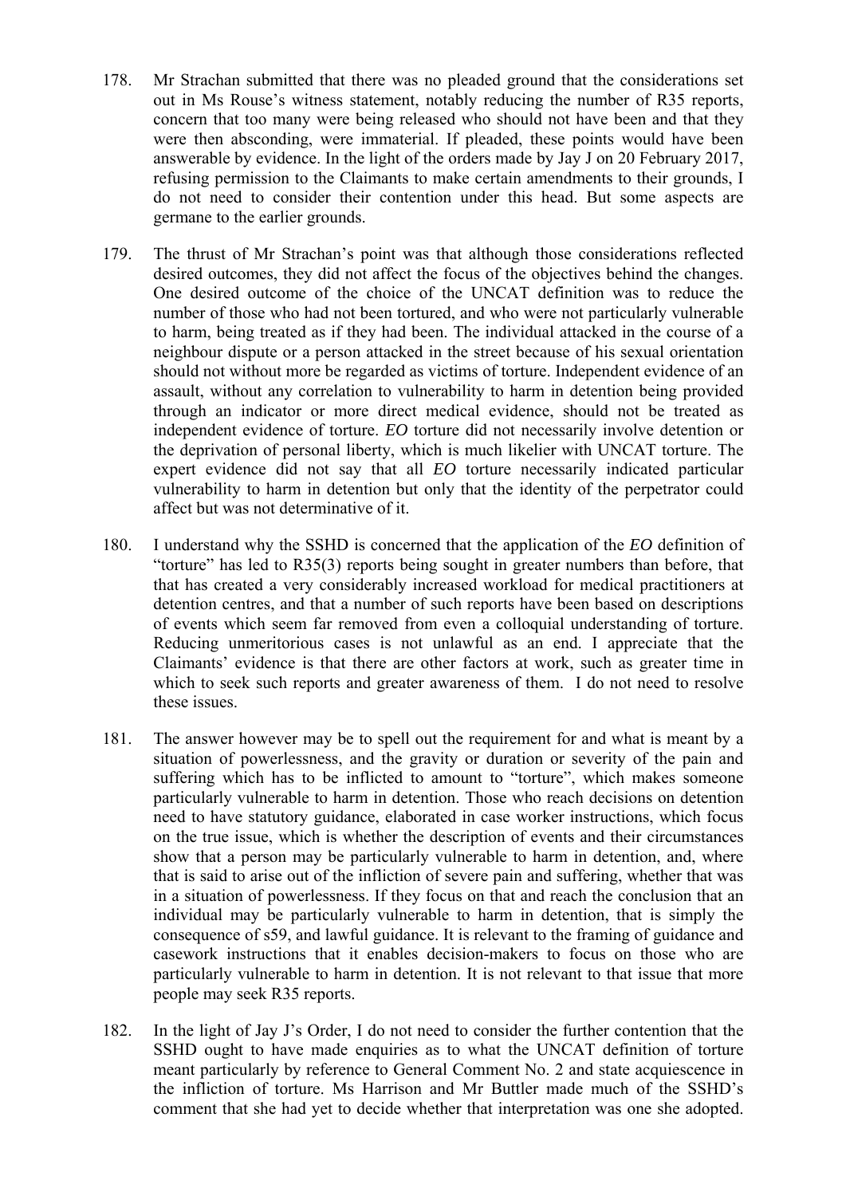178. Mr Strachan submitted that there was no pleaded ground that the considerations set out in Ms Rouse's witness statement, notably reducing the number of R35 reports, concern that too many were being released who should not have been and that they were then absconding, were immaterial. If pleaded, these points would have been answerable by evidence. In the light of the orders made by Jay J on 20 February 2017, refusing permission to the Claimants to make certain amendments to their grounds, I do not need to consider their contention under this head. But some aspects are germane to the earlier grounds.

179. The thrust of Mr Strachan's point was that although those considerations reflected desired outcomes, they did not affect the focus of the objectives behind the changes. One desired outcome of the choice of the UNCAT definition was to reduce the number of those who had not been tortured, and who were not particularly vulnerable to harm, being treated as if they had been. The individual attacked in the course of a neighbour dispute or a person attacked in the street because of his sexual orientation should not without more be regarded as victims of torture. Independent evidence of an assault, without any correlation to vulnerability to harm in detention being provided through an indicator or more direct medical evidence, should not be treated as independent evidence of torture. *EO* torture did not necessarily involve detention or the deprivation of personal liberty, which is much likelier with UNCAT torture. The expert evidence did not say that all *EO* torture necessarily indicated particular vulnerability to harm in detention but only that the identity of the perpetrator could affect but was not determinative of it.

180. I understand why the SSHD is concerned that the application of the *EO* definition of "torture" has led to R35(3) reports being sought in greater numbers than before, that that has created a very considerably increased workload for medical practitioners at detention centres, and that a number of such reports have been based on descriptions of events which seem far removed from even a colloquial understanding of torture. Reducing unmeritorious cases is not unlawful as an end. I appreciate that the Claimants' evidence is that there are other factors at work, such as greater time in which to seek such reports and greater awareness of them. I do not need to resolve these issues.

181. The answer however may be to spell out the requirement for and what is meant by a situation of powerlessness, and the gravity or duration or severity of the pain and suffering which has to be inflicted to amount to "torture", which makes someone particularly vulnerable to harm in detention. Those who reach decisions on detention need to have statutory guidance, elaborated in case worker instructions, which focus on the true issue, which is whether the description of events and their circumstances show that a person may be particularly vulnerable to harm in detention, and, where that is said to arise out of the infliction of severe pain and suffering, whether that was in a situation of powerlessness. If they focus on that and reach the conclusion that an individual may be particularly vulnerable to harm in detention, that is simply the consequence of s59, and lawful guidance. It is relevant to the framing of guidance and casework instructions that it enables decision-makers to focus on those who are particularly vulnerable to harm in detention. It is not relevant to that issue that more people may seek R35 reports.

182. In the light of Jay J's Order, I do not need to consider the further contention that the SSHD ought to have made enquiries as to what the UNCAT definition of torture meant particularly by reference to General Comment No. 2 and state acquiescence in the infliction of torture. Ms Harrison and Mr Buttler made much of the SSHD's comment that she had yet to decide whether that interpretation was one she adopted.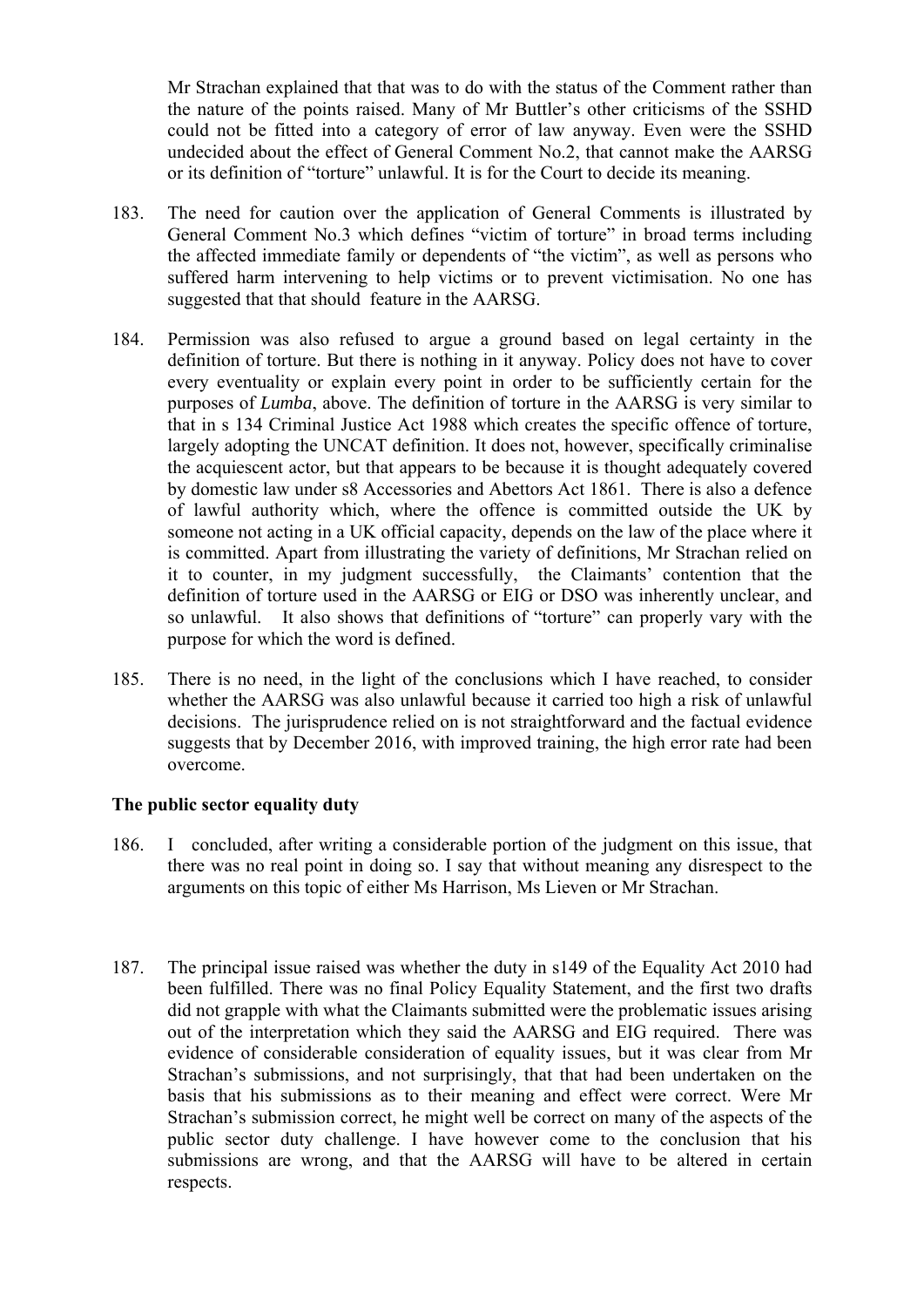Mr Strachan explained that that was to do with the status of the Comment rather than the nature of the points raised. Many of Mr Buttler's other criticisms of the SSHD could not be fitted into a category of error of law anyway. Even were the SSHD undecided about the effect of General Comment No.2, that cannot make the AARSG or its definition of "torture" unlawful. It is for the Court to decide its meaning.

183. The need for caution over the application of General Comments is illustrated by General Comment No.3 which defines "victim of torture" in broad terms including the affected immediate family or dependents of "the victim", as well as persons who suffered harm intervening to help victims or to prevent victimisation. No one has suggested that that should feature in the AARSG.

184. Permission was also refused to argue a ground based on legal certainty in the definition of torture. But there is nothing in it anyway. Policy does not have to cover every eventuality or explain every point in order to be sufficiently certain for the purposes of *Lumba*, above. The definition of torture in the AARSG is very similar to that in s 134 Criminal Justice Act 1988 which creates the specific offence of torture, largely adopting the UNCAT definition. It does not, however, specifically criminalise the acquiescent actor, but that appears to be because it is thought adequately covered by domestic law under s8 Accessories and Abettors Act 1861. There is also a defence of lawful authority which, where the offence is committed outside the UK by someone not acting in a UK official capacity, depends on the law of the place where it is committed. Apart from illustrating the variety of definitions, Mr Strachan relied on it to counter, in my judgment successfully, the Claimants' contention that the definition of torture used in the AARSG or EIG or DSO was inherently unclear, and so unlawful. It also shows that definitions of "torture" can properly vary with the purpose for which the word is defined.

185. There is no need, in the light of the conclusions which I have reached, to consider whether the AARSG was also unlawful because it carried too high a risk of unlawful decisions. The jurisprudence relied on is not straightforward and the factual evidence suggests that by December 2016, with improved training, the high error rate had been overcome.

**The public sector equality duty**

186. I concluded, after writing a considerable portion of the judgment on this issue, that there was no real point in doing so. I say that without meaning any disrespect to the arguments on this topic of either Ms Harrison, Ms Lieven or Mr Strachan.

187. The principal issue raised was whether the duty in s149 of the Equality Act 2010 had been fulfilled. There was no final Policy Equality Statement, and the first two drafts did not grapple with what the Claimants submitted were the problematic issues arising out of the interpretation which they said the AARSG and EIG required. There was evidence of considerable consideration of equality issues, but it was clear from Mr Strachan's submissions, and not surprisingly, that that had been undertaken on the basis that his submissions as to their meaning and effect were correct. Were Mr Strachan's submission correct, he might well be correct on many of the aspects of the public sector duty challenge. I have however come to the conclusion that his submissions are wrong, and that the AARSG will have to be altered in certain respects.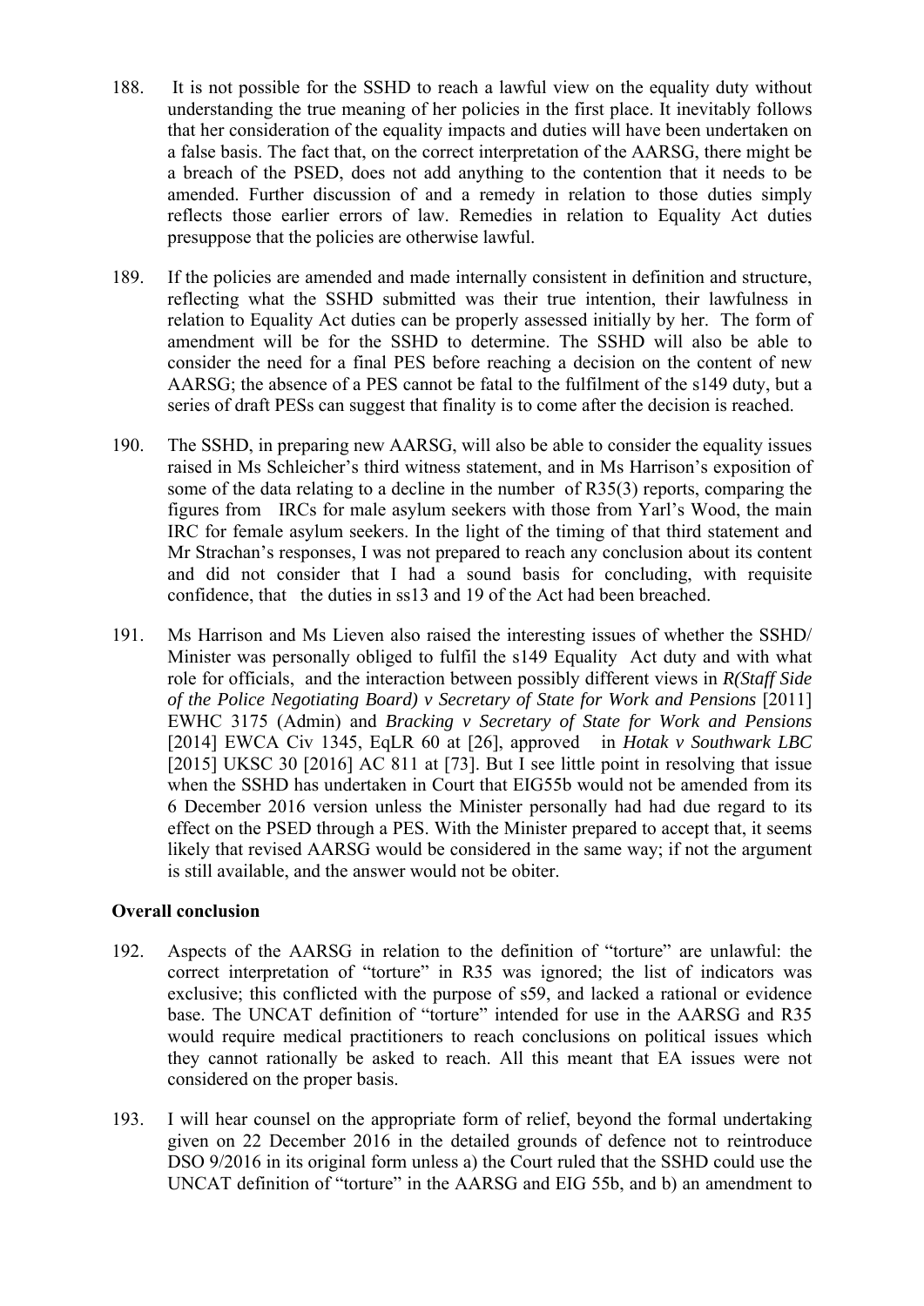188. It is not possible for the SSHD to reach a lawful view on the equality duty without understanding the true meaning of her policies in the first place. It inevitably follows that her consideration of the equality impacts and duties will have been undertaken on a false basis. The fact that, on the correct interpretation of the AARSG, there might be a breach of the PSED, does not add anything to the contention that it needs to be amended. Further discussion of and a remedy in relation to those duties simply reflects those earlier errors of law. Remedies in relation to Equality Act duties presuppose that the policies are otherwise lawful.

189. If the policies are amended and made internally consistent in definition and structure, reflecting what the SSHD submitted was their true intention, their lawfulness in relation to Equality Act duties can be properly assessed initially by her. The form of amendment will be for the SSHD to determine. The SSHD will also be able to consider the need for a final PES before reaching a decision on the content of new AARSG; the absence of a PES cannot be fatal to the fulfilment of the s149 duty, but a series of draft PESs can suggest that finality is to come after the decision is reached.

190. The SSHD, in preparing new AARSG, will also be able to consider the equality issues raised in Ms Schleicher's third witness statement, and in Ms Harrison's exposition of some of the data relating to a decline in the number of R35(3) reports, comparing the figures from IRCs for male asylum seekers with those from Yarl's Wood, the main IRC for female asylum seekers. In the light of the timing of that third statement and Mr Strachan's responses, I was not prepared to reach any conclusion about its content and did not consider that I had a sound basis for concluding, with requisite confidence, that the duties in ss13 and 19 of the Act had been breached.

191. Ms Harrison and Ms Lieven also raised the interesting issues of whether the SSHD/ Minister was personally obliged to fulfil the s149 Equality Act duty and with what role for officials, and the interaction between possibly different views in *R(Staff Side of the Police Negotiating Board) v Secretary of State for Work and Pensions* [2011] EWHC 3175 (Admin) and *Bracking v Secretary of State for Work and Pensions* [2014] EWCA Civ 1345, EqLR 60 at [26], approved in *Hotak v Southwark LBC* [2015] UKSC 30 [2016] AC 811 at [73]. But I see little point in resolving that issue when the SSHD has undertaken in Court that EIG55b would not be amended from its 6 December 2016 version unless the Minister personally had had due regard to its effect on the PSED through a PES. With the Minister prepared to accept that, it seems likely that revised AARSG would be considered in the same way; if not the argument is still available, and the answer would not be obiter.

## Overall conclusion

192. Aspects of the AARSG in relation to the definition of "torture" are unlawful: the correct interpretation of "torture" in R35 was ignored; the list of indicators was exclusive; this conflicted with the purpose of s59, and lacked a rational or evidence base. The UNCAT definition of "torture" intended for use in the AARSG and R35 would require medical practitioners to reach conclusions on political issues which they cannot rationally be asked to reach. All this meant that EA issues were not considered on the proper basis.

193. I will hear counsel on the appropriate form of relief, beyond the formal undertaking given on 22 December 2016 in the detailed grounds of defence not to reintroduce DSO 9/2016 in its original form unless a) the Court ruled that the SSHD could use the UNCAT definition of "torture" in the AARSG and EIG 55b, and b) an amendment to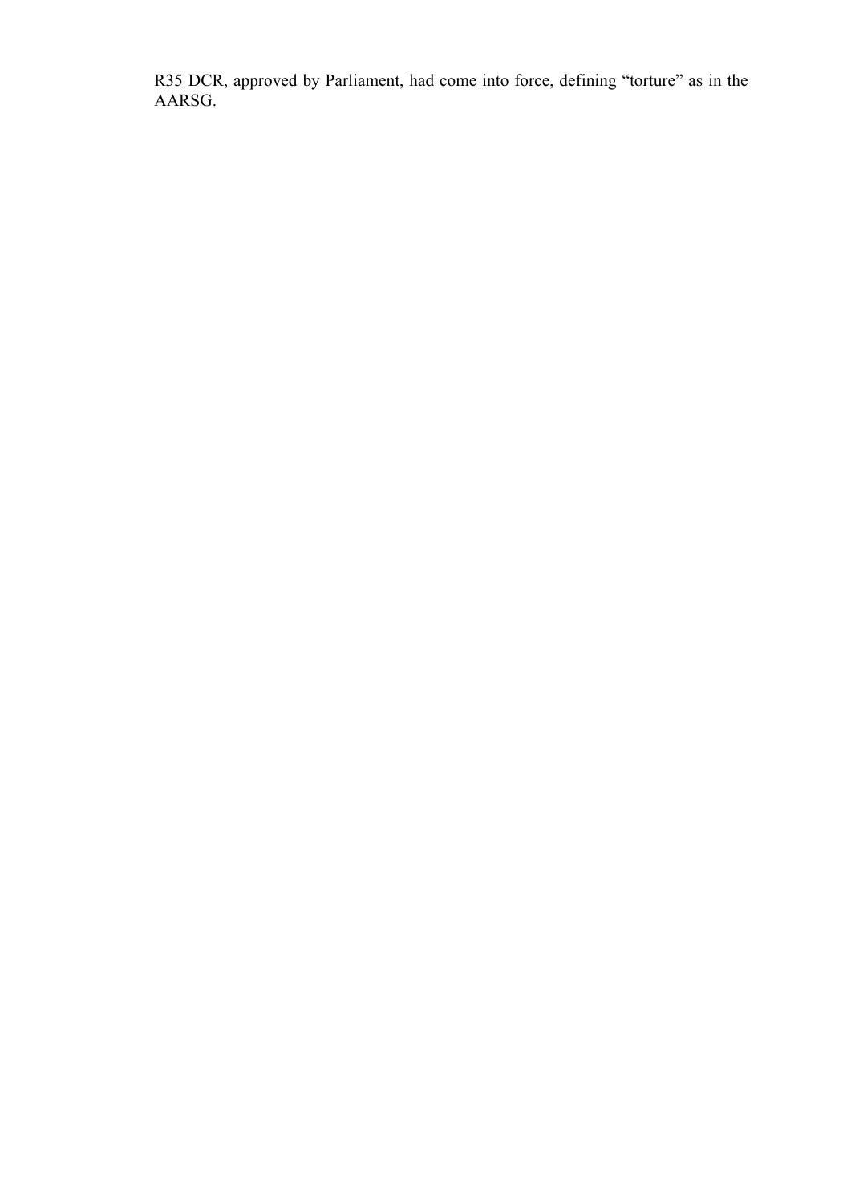R35 DCR, approved by Parliament, had come into force, defining "torture" as in the AARSG.